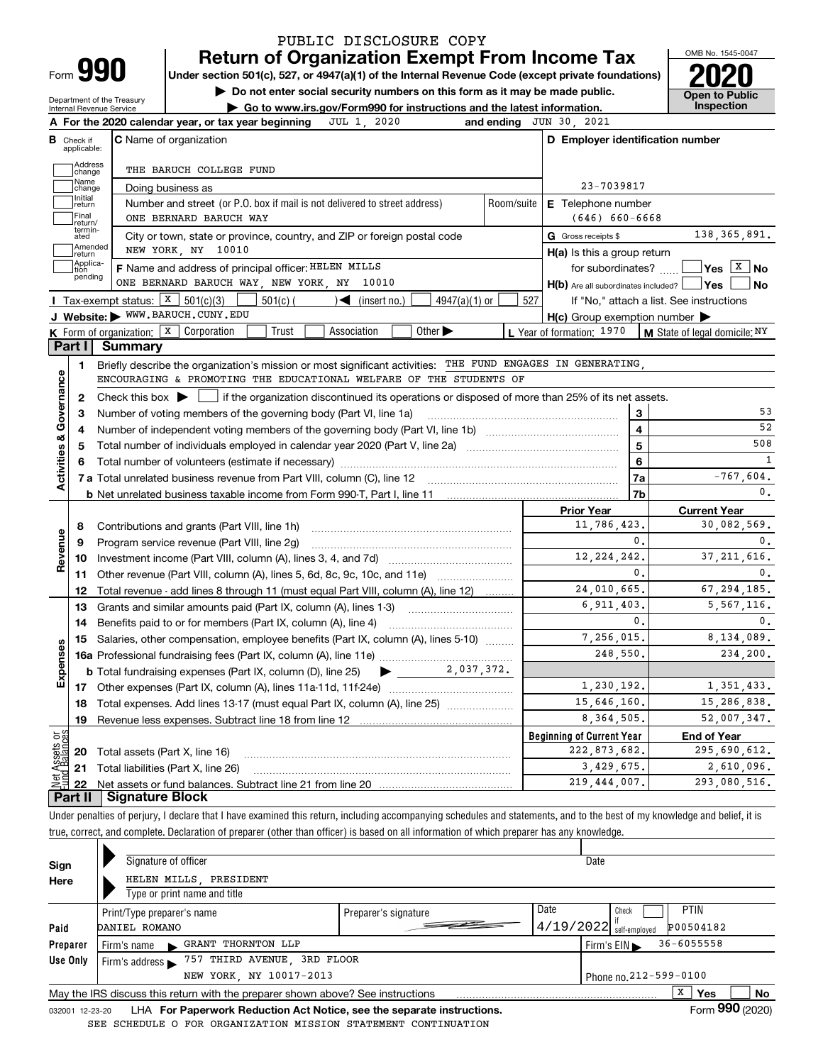PUBLIC DISCLOSURE COPY

# Form 990 — Return of Organization Exempt From Income Tax

**Under section 501(c), 527, or 4947(a)(1) of the Internal Revenue Code (except private foundations)**

▶ Do not enter social security numbers on this form as it may be made public.

▶ Go to www.irs.gov/Form990 for instructions and the latest information.

Department of the Treasury
Internal Revenue Service

OMB No. 1545-0047

**2020**

**Open to Public Inspection**

**A** For the 2020 calendar year, or tax year beginning JUL 1, 2020 and ending JUN 30, 2021

**B** Check if applicable: Address change, Name change, Initial return, Final return/terminated, Amended return, Application pending

**C** Name of organization: THE BARUCH COLLEGE FUND

Doing business as

Number and street (or P.O. box if mail is not delivered to street address): ONE BERNARD BARUCH WAY — Room/suite

City or town, state or province, country, and ZIP or foreign postal code: NEW YORK, NY 10010

**D** Employer identification number: 23-7039817

**E** Telephone number: (646) 660-6668

**G** Gross receipts $ 138,365,891.

**F** Name and address of principal officer: HELEN MILLS, ONE BERNARD BARUCH WAY, NEW YORK, NY 10010

**H(a)** Is this a group return for subordinates? Yes [ ] No [X]

**H(b)** Are all subordinates included? Yes [ ] No [ ] If "No," attach a list. See instructions

**H(c)** Group exemption number ▶

**I** Tax-exempt status: [X] 501(c)(3) [ ] 501(c) ( ) ◀ (insert no.) [ ] 4947(a)(1) or [ ] 527

**J** Website: ▶ WWW.BARUCH.CUNY.EDU

**K** Form of organization: [X] Corporation [ ] Trust [ ] Association [ ] Other ▶

**L** Year of formation: 1970

**M** State of legal domicile: NY

## Part I Summary

**Activities & Governance**

1. Briefly describe the organization's mission or most significant activities: THE FUND ENGAGES IN GENERATING, ENCOURAGING & PROMOTING THE EDUCATIONAL WELFARE OF THE STUDENTS OF
2. Check this box ▶ [ ] if the organization discontinued its operations or disposed of more than 25% of its net assets.

| Line | Description | | Value |
|---|---|---|---|
| 3 | Number of voting members of the governing body (Part VI, line 1a) | 3 | 53 |
| 4 | Number of independent voting members of the governing body (Part VI, line 1b) | 4 | 52 |
| 5 | Total number of individuals employed in calendar year 2020 (Part V, line 2a) | 5 | 508 |
| 6 | Total number of volunteers (estimate if necessary) | 6 | 1 |
| 7a | Total unrelated business revenue from Part VIII, column (C), line 12 | 7a | -767,604. |
| 7b | Net unrelated business taxable income from Form 990-T, Part I, line 11 | 7b | 0. |

| Line | Description | Prior Year | Current Year |
|---|---|---|---|
| **Revenue** | | | |
| 8 | Contributions and grants (Part VIII, line 1h) | 11,786,423. | 30,082,569. |
| 9 | Program service revenue (Part VIII, line 2g) | 0. | 0. |
| 10 | Investment income (Part VIII, column (A), lines 3, 4, and 7d) | 12,224,242. | 37,211,616. |
| 11 | Other revenue (Part VIII, column (A), lines 5, 6d, 8c, 9c, 10c, and 11e) | 0. | 0. |
| 12 | Total revenue - add lines 8 through 11 (must equal Part VIII, column (A), line 12) | 24,010,665. | 67,294,185. |
| **Expenses** | | | |
| 13 | Grants and similar amounts paid (Part IX, column (A), lines 1-3) | 6,911,403. | 5,567,116. |
| 14 | Benefits paid to or for members (Part IX, column (A), line 4) | 0. | 0. |
| 15 | Salaries, other compensation, employee benefits (Part IX, column (A), lines 5-10) | 7,256,015. | 8,134,089. |
| 16a | Professional fundraising fees (Part IX, column (A), line 11e) | 248,550. | 234,200. |
| b | Total fundraising expenses (Part IX, column (D), line 25) ▶ 2,037,372. | | |
| 17 | Other expenses (Part IX, column (A), lines 11a-11d, 11f-24e) | 1,230,192. | 1,351,433. |
| 18 | Total expenses. Add lines 13-17 (must equal Part IX, column (A), line 25) | 15,646,160. | 15,286,838. |
| 19 | Revenue less expenses. Subtract line 18 from line 12 | 8,364,505. | 52,007,347. |

| Line | Net Assets or Fund Balances | Beginning of Current Year | End of Year |
|---|---|---|---|
| 20 | Total assets (Part X, line 16) | 222,873,682. | 295,690,612. |
| 21 | Total liabilities (Part X, line 26) | 3,429,675. | 2,610,096. |
| 22 | Net assets or fund balances. Subtract line 21 from line 20 | 219,444,007. | 293,080,516. |

## Part II Signature Block

Under penalties of perjury, I declare that I have examined this return, including accompanying schedules and statements, and to the best of my knowledge and belief, it is true, correct, and complete. Declaration of preparer (other than officer) is based on all information of which preparer has any knowledge.

**Sign Here**

Signature of officer — Date

HELEN MILLS, PRESIDENT
Type or print name and title

**Paid Preparer Use Only**

| Print/Type preparer's name | Preparer's signature | Date | Check if self-employed | PTIN |
|---|---|---|---|---|
| DANIEL ROMANO | | 4/19/2022 | [ ] | P00504182 |

Firm's name ▶ GRANT THORNTON LLP — Firm's EIN ▶ 36-6055558

Firm's address ▶ 757 THIRD AVENUE, 3RD FLOOR, NEW YORK, NY 10017-2013 — Phone no. 212-599-0100

May the IRS discuss this return with the preparer shown above? See instructions [X] Yes [ ] No

032001 12-23-20 LHA For Paperwork Reduction Act Notice, see the separate instructions. Form **990** (2020)

SEE SCHEDULE O FOR ORGANIZATION MISSION STATEMENT CONTINUATION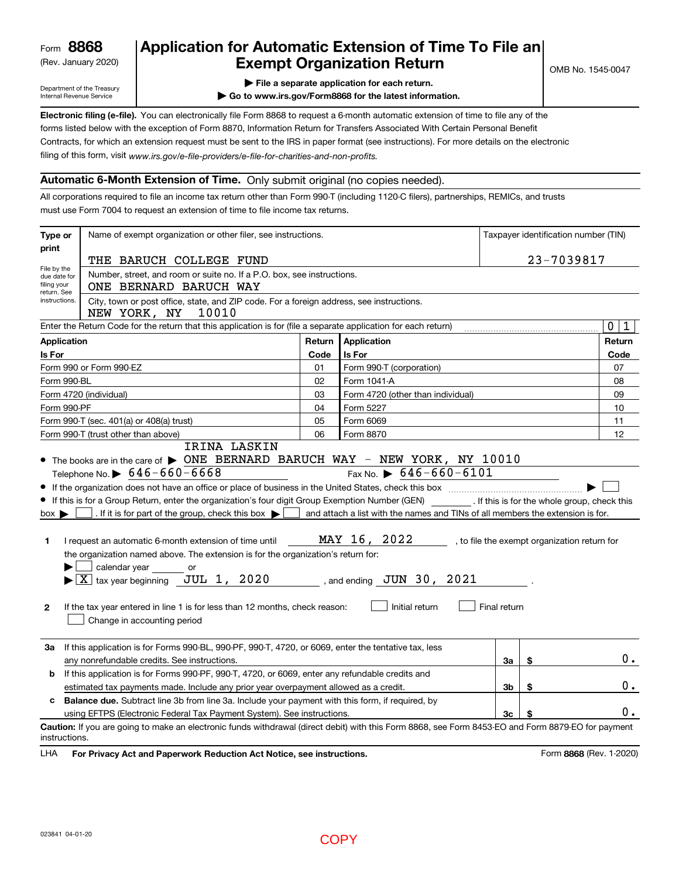Form **8868** (Rev. January 2020)
Department of the Treasury
Internal Revenue Service

# Application for Automatic Extension of Time To File an Exempt Organization Return

OMB No. 1545-0047

▶ File a separate application for each return.
▶ Go to www.irs.gov/Form8868 for the latest information.

**Electronic filing (e-file).** You can electronically file Form 8868 to request a 6-month automatic extension of time to file any of the forms listed below with the exception of Form 8870, Information Return for Transfers Associated With Certain Personal Benefit Contracts, for which an extension request must be sent to the IRS in paper format (see instructions). For more details on the electronic filing of this form, visit *www.irs.gov/e-file-providers/e-file-for-charities-and-non-profits.*

## Automatic 6-Month Extension of Time. Only submit original (no copies needed).

All corporations required to file an income tax return other than Form 990-T (including 1120-C filers), partnerships, REMICs, and trusts must use Form 7004 to request an extension of time to file income tax returns.

| Type or print | Name of exempt organization or other filer, see instructions. | Taxpayer identification number (TIN) |
|---|---|---|
| File by the due date for filing your return. See instructions. | THE BARUCH COLLEGE FUND | 23-7039817 |
| | Number, street, and room or suite no. If a P.O. box, see instructions. ONE BERNARD BARUCH WAY | |
| | City, town or post office, state, and ZIP code. For a foreign address, see instructions. NEW YORK, NY 10010 | |

Enter the Return Code for the return that this application is for (file a separate application for each return) ........ 0 1

| Application Is For | Return Code | Application Is For | Return Code |
|---|---|---|---|
| Form 990 or Form 990-EZ | 01 | Form 990-T (corporation) | 07 |
| Form 990-BL | 02 | Form 1041-A | 08 |
| Form 4720 (individual) | 03 | Form 4720 (other than individual) | 09 |
| Form 990-PF | 04 | Form 5227 | 10 |
| Form 990-T (sec. 401(a) or 408(a) trust) | 05 | Form 6069 | 11 |
| Form 990-T (trust other than above) | 06 | Form 8870 | 12 |

- The books are in the care of ▶ IRINA LASKIN ONE BERNARD BARUCH WAY - NEW YORK, NY 10010
  Telephone No. ▶ 646-660-6668 Fax No. ▶ 646-660-6101
- If the organization does not have an office or place of business in the United States, check this box ▶ ☐
- If this is for a Group Return, enter the organization's four digit Group Exemption Number (GEN) ________ . If this is for the whole group, check this box ▶ ☐ . If it is for part of the group, check this box ▶ ☐ and attach a list with the names and TINs of all members the extension is for.

**1** I request an automatic 6-month extension of time until MAY 16, 2022, to file the exempt organization return for the organization named above. The extension is for the organization's return for:
▶ ☐ calendar year ______ or
▶ ☒ tax year beginning JUL 1, 2020, and ending JUN 30, 2021.

**2** If the tax year entered in line 1 is for less than 12 months, check reason: ☐ Initial return ☐ Final return
☐ Change in accounting period

| | | | | |
|---|---|---|---|---|
| **3a** | If this application is for Forms 990-BL, 990-PF, 990-T, 4720, or 6069, enter the tentative tax, less any nonrefundable credits. See instructions. | 3a | $ | 0. |
| **b** | If this application is for Forms 990-PF, 990-T, 4720, or 6069, enter any refundable credits and estimated tax payments made. Include any prior year overpayment allowed as a credit. | 3b | $ | 0. |
| **c** | **Balance due.** Subtract line 3b from line 3a. Include your payment with this form, if required, by using EFTPS (Electronic Federal Tax Payment System). See instructions. | 3c | $ | 0. |

**Caution:** If you are going to make an electronic funds withdrawal (direct debit) with this Form 8868, see Form 8453-EO and Form 8879-EO for payment instructions.

LHA **For Privacy Act and Paperwork Reduction Act Notice, see instructions.** Form **8868** (Rev. 1-2020)

023841 04-01-20

COPY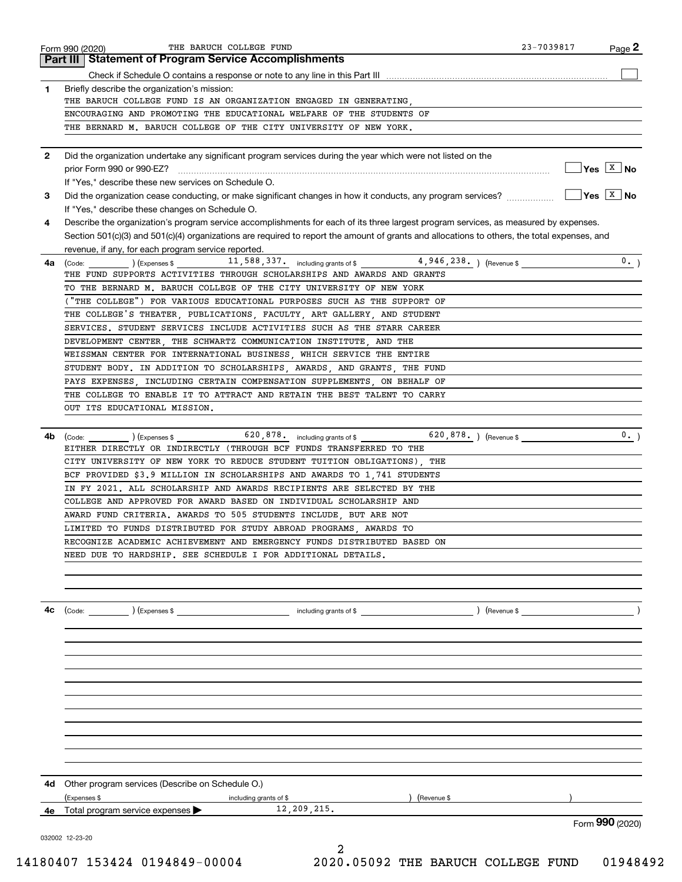Form 990 (2020) THE BARUCH COLLEGE FUND 23-7039817

## Part III Statement of Program Service Accomplishments

Check if Schedule O contains a response or note to any line in this Part III [ ]

**1** Briefly describe the organization's mission:

THE BARUCH COLLEGE FUND IS AN ORGANIZATION ENGAGED IN GENERATING, ENCOURAGING AND PROMOTING THE EDUCATIONAL WELFARE OF THE STUDENTS OF THE BERNARD M. BARUCH COLLEGE OF THE CITY UNIVERSITY OF NEW YORK.

**2** Did the organization undertake any significant program services during the year which were not listed on the prior Form 990 or 990-EZ? [ ] Yes [X] No

If "Yes," describe these new services on Schedule O.

**3** Did the organization cease conducting, or make significant changes in how it conducts, any program services? [ ] Yes [X] No

If "Yes," describe these changes on Schedule O.

**4** Describe the organization's program service accomplishments for each of its three largest program services, as measured by expenses. Section 501(c)(3) and 501(c)(4) organizations are required to report the amount of grants and allocations to others, the total expenses, and revenue, if any, for each program service reported.

**4a** (Code: ) (Expenses $ 11,588,337. including grants of $ 4,946,238. ) (Revenue $ 0. )

THE FUND SUPPORTS ACTIVITIES THROUGH SCHOLARSHIPS AND AWARDS AND GRANTS TO THE BERNARD M. BARUCH COLLEGE OF THE CITY UNIVERSITY OF NEW YORK ("THE COLLEGE") FOR VARIOUS EDUCATIONAL PURPOSES SUCH AS THE SUPPORT OF THE COLLEGE'S THEATER, PUBLICATIONS, FACULTY, ART GALLERY, AND STUDENT SERVICES. STUDENT SERVICES INCLUDE ACTIVITIES SUCH AS THE STARR CAREER DEVELOPMENT CENTER, THE SCHWARTZ COMMUNICATION INSTITUTE, AND THE WEISSMAN CENTER FOR INTERNATIONAL BUSINESS, WHICH SERVICE THE ENTIRE STUDENT BODY. IN ADDITION TO SCHOLARSHIPS, AWARDS, AND GRANTS, THE FUND PAYS EXPENSES, INCLUDING CERTAIN COMPENSATION SUPPLEMENTS, ON BEHALF OF THE COLLEGE TO ENABLE IT TO ATTRACT AND RETAIN THE BEST TALENT TO CARRY OUT ITS EDUCATIONAL MISSION.

**4b** (Code: ) (Expenses $ 620,878. including grants of $ 620,878. ) (Revenue $ 0. )

EITHER DIRECTLY OR INDIRECTLY (THROUGH BCF FUNDS TRANSFERRED TO THE CITY UNIVERSITY OF NEW YORK TO REDUCE STUDENT TUITION OBLIGATIONS), THE BCF PROVIDED $3.9 MILLION IN SCHOLARSHIPS AND AWARDS TO 1,741 STUDENTS IN FY 2021. ALL SCHOLARSHIP AND AWARDS RECIPIENTS ARE SELECTED BY THE COLLEGE AND APPROVED FOR AWARD BASED ON INDIVIDUAL SCHOLARSHIP AND AWARD FUND CRITERIA. AWARDS TO 505 STUDENTS INCLUDE, BUT ARE NOT LIMITED TO FUNDS DISTRIBUTED FOR STUDY ABROAD PROGRAMS, AWARDS TO RECOGNIZE ACADEMIC ACHIEVEMENT AND EMERGENCY FUNDS DISTRIBUTED BASED ON NEED DUE TO HARDSHIP. SEE SCHEDULE I FOR ADDITIONAL DETAILS.

**4c** (Code: ) (Expenses $ including grants of $ ) (Revenue $ )

**4d** Other program services (Describe on Schedule O.)

(Expenses $ including grants of $ ) (Revenue $ )

**4e** Total program service expenses ▶ 12,209,215.

Form **990** (2020)

032002 12-23-20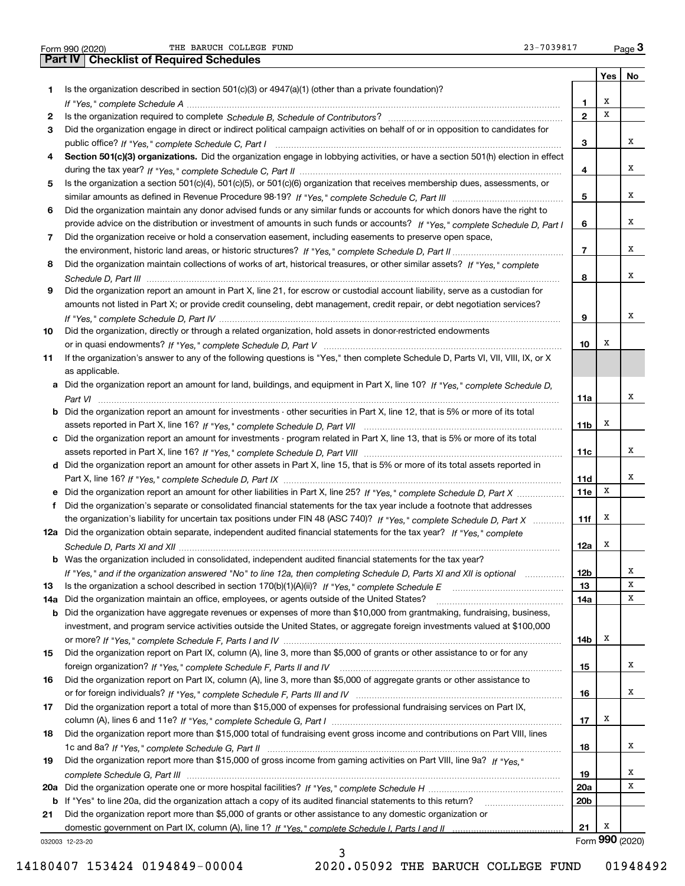Form 990 (2020) THE BARUCH COLLEGE FUND 23-7039817 Page 3

## Part IV Checklist of Required Schedules

| | | | Yes | No |
|---|---|---|---|---|
| 1 | Is the organization described in section 501(c)(3) or 4947(a)(1) (other than a private foundation)? *If "Yes," complete Schedule A* | 1 | X | |
| 2 | Is the organization required to complete *Schedule B, Schedule of Contributors*? | 2 | X | |
| 3 | Did the organization engage in direct or indirect political campaign activities on behalf of or in opposition to candidates for public office? *If "Yes," complete Schedule C, Part I* | 3 | | X |
| 4 | **Section 501(c)(3) organizations.** Did the organization engage in lobbying activities, or have a section 501(h) election in effect during the tax year? *If "Yes," complete Schedule C, Part II* | 4 | | X |
| 5 | Is the organization a section 501(c)(4), 501(c)(5), or 501(c)(6) organization that receives membership dues, assessments, or similar amounts as defined in Revenue Procedure 98-19? *If "Yes," complete Schedule C, Part III* | 5 | | X |
| 6 | Did the organization maintain any donor advised funds or any similar funds or accounts for which donors have the right to provide advice on the distribution or investment of amounts in such funds or accounts? *If "Yes," complete Schedule D, Part I* | 6 | | X |
| 7 | Did the organization receive or hold a conservation easement, including easements to preserve open space, the environment, historic land areas, or historic structures? *If "Yes," complete Schedule D, Part II* | 7 | | X |
| 8 | Did the organization maintain collections of works of art, historical treasures, or other similar assets? *If "Yes," complete Schedule D, Part III* | 8 | | X |
| 9 | Did the organization report an amount in Part X, line 21, for escrow or custodial account liability, serve as a custodian for amounts not listed in Part X; or provide credit counseling, debt management, credit repair, or debt negotiation services? *If "Yes," complete Schedule D, Part IV* | 9 | | X |
| 10 | Did the organization, directly or through a related organization, hold assets in donor-restricted endowments or in quasi endowments? *If "Yes," complete Schedule D, Part V* | 10 | X | |
| 11 | If the organization's answer to any of the following questions is "Yes," then complete Schedule D, Parts VI, VII, VIII, IX, or X as applicable. | | | |
| a | Did the organization report an amount for land, buildings, and equipment in Part X, line 10? *If "Yes," complete Schedule D, Part VI* | 11a | | X |
| b | Did the organization report an amount for investments - other securities in Part X, line 12, that is 5% or more of its total assets reported in Part X, line 16? *If "Yes," complete Schedule D, Part VII* | 11b | X | |
| c | Did the organization report an amount for investments - program related in Part X, line 13, that is 5% or more of its total assets reported in Part X, line 16? *If "Yes," complete Schedule D, Part VIII* | 11c | | X |
| d | Did the organization report an amount for other assets in Part X, line 15, that is 5% or more of its total assets reported in Part X, line 16? *If "Yes," complete Schedule D, Part IX* | 11d | | X |
| e | Did the organization report an amount for other liabilities in Part X, line 25? *If "Yes," complete Schedule D, Part X* | 11e | X | |
| f | Did the organization's separate or consolidated financial statements for the tax year include a footnote that addresses the organization's liability for uncertain tax positions under FIN 48 (ASC 740)? *If "Yes," complete Schedule D, Part X* | 11f | X | |
| 12a | Did the organization obtain separate, independent audited financial statements for the tax year? *If "Yes," complete Schedule D, Parts XI and XII* | 12a | X | |
| b | Was the organization included in consolidated, independent audited financial statements for the tax year? *If "Yes," and if the organization answered "No" to line 12a, then completing Schedule D, Parts XI and XII is optional* | 12b | | X |
| 13 | Is the organization a school described in section 170(b)(1)(A)(ii)? *If "Yes," complete Schedule E* | 13 | | X |
| 14a | Did the organization maintain an office, employees, or agents outside of the United States? | 14a | | X |
| b | Did the organization have aggregate revenues or expenses of more than $10,000 from grantmaking, fundraising, business, investment, and program service activities outside the United States, or aggregate foreign investments valued at $100,000 or more? *If "Yes," complete Schedule F, Parts I and IV* | 14b | X | |
| 15 | Did the organization report on Part IX, column (A), line 3, more than $5,000 of grants or other assistance to or for any foreign organization? *If "Yes," complete Schedule F, Parts II and IV* | 15 | | X |
| 16 | Did the organization report on Part IX, column (A), line 3, more than $5,000 of aggregate grants or other assistance to or for foreign individuals? *If "Yes," complete Schedule F, Parts III and IV* | 16 | | X |
| 17 | Did the organization report a total of more than $15,000 of expenses for professional fundraising services on Part IX, column (A), lines 6 and 11e? *If "Yes," complete Schedule G, Part I* | 17 | X | |
| 18 | Did the organization report more than $15,000 total of fundraising event gross income and contributions on Part VIII, lines 1c and 8a? *If "Yes," complete Schedule G, Part II* | 18 | | X |
| 19 | Did the organization report more than $15,000 of gross income from gaming activities on Part VIII, line 9a? *If "Yes," complete Schedule G, Part III* | 19 | | X |
| 20a | Did the organization operate one or more hospital facilities? *If "Yes," complete Schedule H* | 20a | | X |
| b | If "Yes" to line 20a, did the organization attach a copy of its audited financial statements to this return? | 20b | | |
| 21 | Did the organization report more than $5,000 of grants or other assistance to any domestic organization or domestic government on Part IX, column (A), line 1? *If "Yes," complete Schedule I, Parts I and II* | 21 | X | |

032003 12-23-20 Form 990 (2020)

14180407 153424 0194849-00004 2020.05092 THE BARUCH COLLEGE FUND 01948492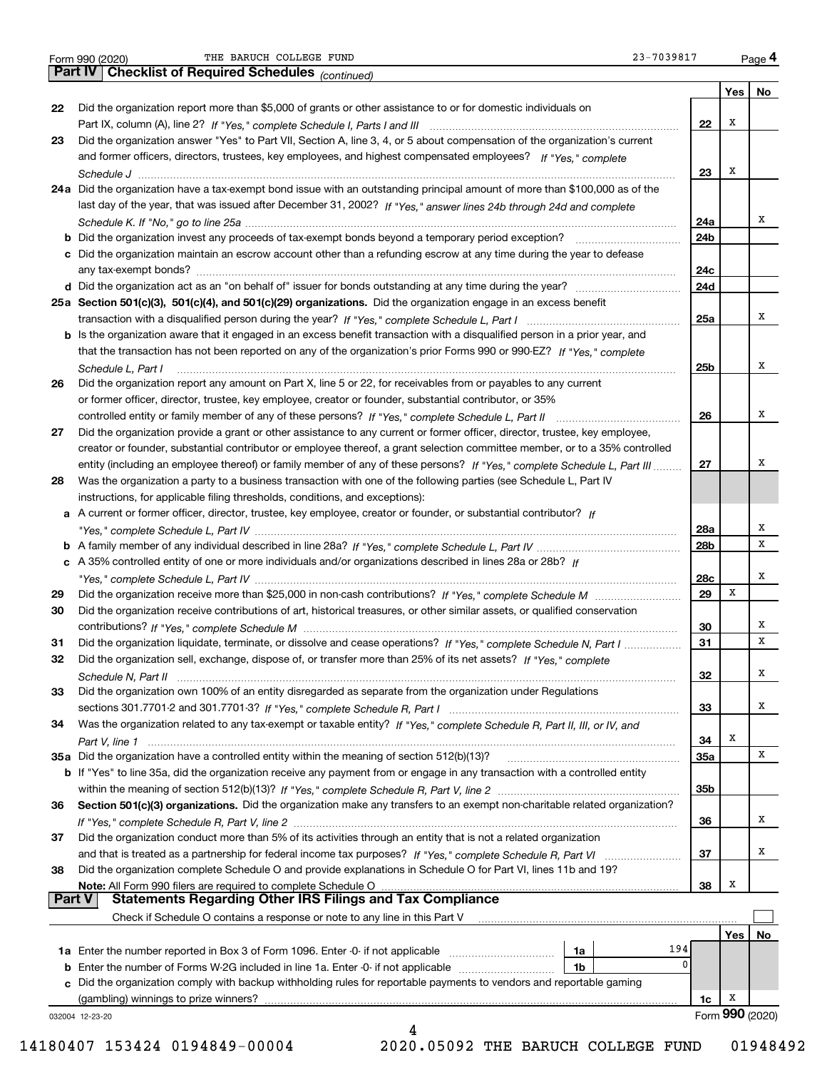Form 990 (2020) THE BARUCH COLLEGE FUND 23-7039817 Page 4

**Part IV Checklist of Required Schedules** *(continued)*

| | | | Yes | No |
|---|---|---|---|---|
| 22 | Did the organization report more than $5,000 of grants or other assistance to or for domestic individuals on Part IX, column (A), line 2? *If "Yes," complete Schedule I, Parts I and III* | 22 | X | |
| 23 | Did the organization answer "Yes" to Part VII, Section A, line 3, 4, or 5 about compensation of the organization's current and former officers, directors, trustees, key employees, and highest compensated employees? *If "Yes," complete Schedule J* | 23 | X | |
| 24a | Did the organization have a tax-exempt bond issue with an outstanding principal amount of more than $100,000 as of the last day of the year, that was issued after December 31, 2002? *If "Yes," answer lines 24b through 24d and complete Schedule K. If "No," go to line 25a* | 24a | | X |
| b | Did the organization invest any proceeds of tax-exempt bonds beyond a temporary period exception? | 24b | | |
| c | Did the organization maintain an escrow account other than a refunding escrow at any time during the year to defease any tax-exempt bonds? | 24c | | |
| d | Did the organization act as an "on behalf of" issuer for bonds outstanding at any time during the year? | 24d | | |
| 25a | **Section 501(c)(3), 501(c)(4), and 501(c)(29) organizations.** Did the organization engage in an excess benefit transaction with a disqualified person during the year? *If "Yes," complete Schedule L, Part I* | 25a | | X |
| b | Is the organization aware that it engaged in an excess benefit transaction with a disqualified person in a prior year, and that the transaction has not been reported on any of the organization's prior Forms 990 or 990-EZ? *If "Yes," complete Schedule L, Part I* | 25b | | X |
| 26 | Did the organization report any amount on Part X, line 5 or 22, for receivables from or payables to any current or former officer, director, trustee, key employee, creator or founder, substantial contributor, or 35% controlled entity or family member of any of these persons? *If "Yes," complete Schedule L, Part II* | 26 | | X |
| 27 | Did the organization provide a grant or other assistance to any current or former officer, director, trustee, key employee, creator or founder, substantial contributor or employee thereof, a grant selection committee member, or to a 35% controlled entity (including an employee thereof) or family member of any of these persons? *If "Yes," complete Schedule L, Part III* | 27 | | X |
| 28 | Was the organization a party to a business transaction with one of the following parties (see Schedule L, Part IV instructions, for applicable filing thresholds, conditions, and exceptions): | | | |
| a | A current or former officer, director, trustee, key employee, creator or founder, or substantial contributor? *If "Yes," complete Schedule L, Part IV* | 28a | | X |
| b | A family member of any individual described in line 28a? *If "Yes," complete Schedule L, Part IV* | 28b | | X |
| c | A 35% controlled entity of one or more individuals and/or organizations described in lines 28a or 28b? *If "Yes," complete Schedule L, Part IV* | 28c | | X |
| 29 | Did the organization receive more than $25,000 in non-cash contributions? *If "Yes," complete Schedule M* | 29 | X | |
| 30 | Did the organization receive contributions of art, historical treasures, or other similar assets, or qualified conservation contributions? *If "Yes," complete Schedule M* | 30 | | X |
| 31 | Did the organization liquidate, terminate, or dissolve and cease operations? *If "Yes," complete Schedule N, Part I* | 31 | | X |
| 32 | Did the organization sell, exchange, dispose of, or transfer more than 25% of its net assets? *If "Yes," complete Schedule N, Part II* | 32 | | X |
| 33 | Did the organization own 100% of an entity disregarded as separate from the organization under Regulations sections 301.7701-2 and 301.7701-3? *If "Yes," complete Schedule R, Part I* | 33 | | X |
| 34 | Was the organization related to any tax-exempt or taxable entity? *If "Yes," complete Schedule R, Part II, III, or IV, and Part V, line 1* | 34 | X | |
| 35a | Did the organization have a controlled entity within the meaning of section 512(b)(13)? | 35a | | X |
| b | If "Yes" to line 35a, did the organization receive any payment from or engage in any transaction with a controlled entity within the meaning of section 512(b)(13)? *If "Yes," complete Schedule R, Part V, line 2* | 35b | | |
| 36 | **Section 501(c)(3) organizations.** Did the organization make any transfers to an exempt non-charitable related organization? *If "Yes," complete Schedule R, Part V, line 2* | 36 | | X |
| 37 | Did the organization conduct more than 5% of its activities through an entity that is not a related organization and that is treated as a partnership for federal income tax purposes? *If "Yes," complete Schedule R, Part VI* | 37 | | X |
| 38 | Did the organization complete Schedule O and provide explanations in Schedule O for Part VI, lines 11b and 19? **Note:** All Form 990 filers are required to complete Schedule O | 38 | X | |

**Part V Statements Regarding Other IRS Filings and Tax Compliance**

Check if Schedule O contains a response or note to any line in this Part V ☐

| | | | | | Yes | No |
|---|---|---|---|---|---|---|
| 1a | Enter the number reported in Box 3 of Form 1096. Enter -0- if not applicable | 1a | 194 | | | |
| b | Enter the number of Forms W-2G included in line 1a. Enter -0- if not applicable | 1b | 0 | | | |
| c | Did the organization comply with backup withholding rules for reportable payments to vendors and reportable gaming (gambling) winnings to prize winners? | | | 1c | X | |

Form **990** (2020)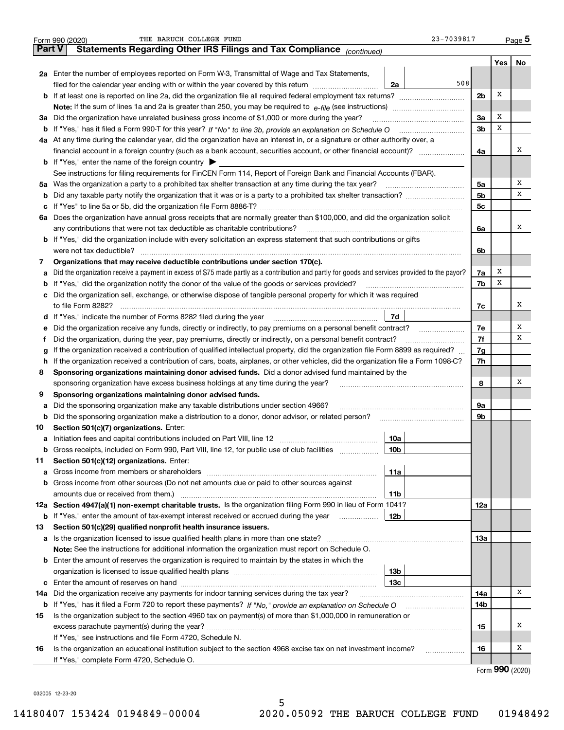Form 990 (2020) THE BARUCH COLLEGE FUND 23-7039817

## Part V Statements Regarding Other IRS Filings and Tax Compliance *(continued)*

| | | | | | Yes | No |
|---|---|---|---|---|---|---|
| **2a** | Enter the number of employees reported on Form W-3, Transmittal of Wage and Tax Statements, filed for the calendar year ending with or within the year covered by this return | 2a | 508 | | | |
| **b** | If at least one is reported on line 2a, did the organization file all required federal employment tax returns? | | | 2b | X | |
| | **Note:** If the sum of lines 1a and 2a is greater than 250, you may be required to *e-file* (see instructions) | | | | | |
| **3a** | Did the organization have unrelated business gross income of $1,000 or more during the year? | | | 3a | X | |
| **b** | If "Yes," has it filed a Form 990-T for this year? *If "No" to line 3b, provide an explanation on Schedule O* | | | 3b | X | |
| **4a** | At any time during the calendar year, did the organization have an interest in, or a signature or other authority over, a financial account in a foreign country (such as a bank account, securities account, or other financial account)? | | | 4a | | X |
| **b** | If "Yes," enter the name of the foreign country ▶ | | | | | |
| | See instructions for filing requirements for FinCEN Form 114, Report of Foreign Bank and Financial Accounts (FBAR). | | | | | |
| **5a** | Was the organization a party to a prohibited tax shelter transaction at any time during the tax year? | | | 5a | | X |
| **b** | Did any taxable party notify the organization that it was or is a party to a prohibited tax shelter transaction? | | | 5b | | X |
| **c** | If "Yes" to line 5a or 5b, did the organization file Form 8886-T? | | | 5c | | |
| **6a** | Does the organization have annual gross receipts that are normally greater than $100,000, and did the organization solicit any contributions that were not tax deductible as charitable contributions? | | | 6a | | X |
| **b** | If "Yes," did the organization include with every solicitation an express statement that such contributions or gifts were not tax deductible? | | | 6b | | |
| **7** | **Organizations that may receive deductible contributions under section 170(c).** | | | | | |
| **a** | Did the organization receive a payment in excess of $75 made partly as a contribution and partly for goods and services provided to the payor? | | | 7a | X | |
| **b** | If "Yes," did the organization notify the donor of the value of the goods or services provided? | | | 7b | X | |
| **c** | Did the organization sell, exchange, or otherwise dispose of tangible personal property for which it was required to file Form 8282? | | | 7c | | X |
| **d** | If "Yes," indicate the number of Forms 8282 filed during the year | 7d | | | | |
| **e** | Did the organization receive any funds, directly or indirectly, to pay premiums on a personal benefit contract? | | | 7e | | X |
| **f** | Did the organization, during the year, pay premiums, directly or indirectly, on a personal benefit contract? | | | 7f | | X |
| **g** | If the organization received a contribution of qualified intellectual property, did the organization file Form 8899 as required? | | | 7g | | |
| **h** | If the organization received a contribution of cars, boats, airplanes, or other vehicles, did the organization file a Form 1098-C? | | | 7h | | |
| **8** | **Sponsoring organizations maintaining donor advised funds.** Did a donor advised fund maintained by the sponsoring organization have excess business holdings at any time during the year? | | | 8 | | X |
| **9** | **Sponsoring organizations maintaining donor advised funds.** | | | | | |
| **a** | Did the sponsoring organization make any taxable distributions under section 4966? | | | 9a | | |
| **b** | Did the sponsoring organization make a distribution to a donor, donor advisor, or related person? | | | 9b | | |
| **10** | **Section 501(c)(7) organizations.** Enter: | | | | | |
| **a** | Initiation fees and capital contributions included on Part VIII, line 12 | 10a | | | | |
| **b** | Gross receipts, included on Form 990, Part VIII, line 12, for public use of club facilities | 10b | | | | |
| **11** | **Section 501(c)(12) organizations.** Enter: | | | | | |
| **a** | Gross income from members or shareholders | 11a | | | | |
| **b** | Gross income from other sources (Do not net amounts due or paid to other sources against amounts due or received from them.) | 11b | | | | |
| **12a** | **Section 4947(a)(1) non-exempt charitable trusts.** Is the organization filing Form 990 in lieu of Form 1041? | | | 12a | | |
| **b** | If "Yes," enter the amount of tax-exempt interest received or accrued during the year | 12b | | | | |
| **13** | **Section 501(c)(29) qualified nonprofit health insurance issuers.** | | | | | |
| **a** | Is the organization licensed to issue qualified health plans in more than one state? | | | 13a | | |
| | **Note:** See the instructions for additional information the organization must report on Schedule O. | | | | | |
| **b** | Enter the amount of reserves the organization is required to maintain by the states in which the organization is licensed to issue qualified health plans | 13b | | | | |
| **c** | Enter the amount of reserves on hand | 13c | | | | |
| **14a** | Did the organization receive any payments for indoor tanning services during the tax year? | | | 14a | | X |
| **b** | If "Yes," has it filed a Form 720 to report these payments? *If "No," provide an explanation on Schedule O* | | | 14b | | |
| **15** | Is the organization subject to the section 4960 tax on payment(s) of more than $1,000,000 in remuneration or excess parachute payment(s) during the year? | | | 15 | | X |
| | If "Yes," see instructions and file Form 4720, Schedule N. | | | | | |
| **16** | Is the organization an educational institution subject to the section 4968 excise tax on net investment income? | | | 16 | | X |
| | If "Yes," complete Form 4720, Schedule O. | | | | | |

Form **990** (2020)

032005 12-23-20

14180407 153424 0194849-00004 2020.05092 THE BARUCH COLLEGE FUND 01948492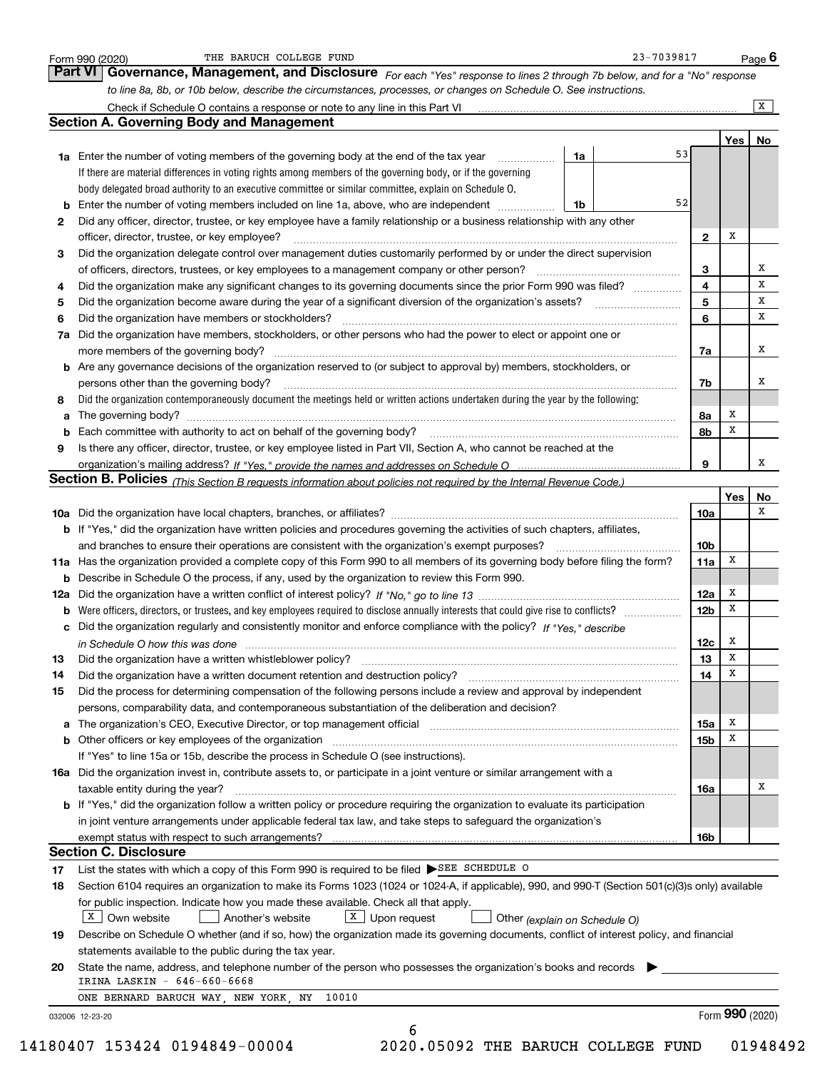Form 990 (2020) THE BARUCH COLLEGE FUND 23-7039817 Page 6

## Part VI Governance, Management, and Disclosure

*For each "Yes" response to lines 2 through 7b below, and for a "No" response to line 8a, 8b, or 10b below, describe the circumstances, processes, or changes on Schedule O. See instructions.*

Check if Schedule O contains a response or note to any line in this Part VI ... [X]

### Section A. Governing Body and Management

| | | | | Yes | No |
|---|---|---|---|---|---|
| **1a** | Enter the number of voting members of the governing body at the end of the tax year ... **1a** 53 | | | | |
| | If there are material differences in voting rights among members of the governing body, or if the governing body delegated broad authority to an executive committee or similar committee, explain on Schedule O. | | | | |
| **b** | Enter the number of voting members included on line 1a, above, who are independent ... **1b** 52 | | | | |
| **2** | Did any officer, director, trustee, or key employee have a family relationship or a business relationship with any other officer, director, trustee, or key employee? | | **2** | X | |
| **3** | Did the organization delegate control over management duties customarily performed by or under the direct supervision of officers, directors, trustees, or key employees to a management company or other person? | | **3** | | X |
| **4** | Did the organization make any significant changes to its governing documents since the prior Form 990 was filed? | | **4** | | X |
| **5** | Did the organization become aware during the year of a significant diversion of the organization's assets? | | **5** | | X |
| **6** | Did the organization have members or stockholders? | | **6** | | X |
| **7a** | Did the organization have members, stockholders, or other persons who had the power to elect or appoint one or more members of the governing body? | | **7a** | | X |
| **b** | Are any governance decisions of the organization reserved to (or subject to approval by) members, stockholders, or persons other than the governing body? | | **7b** | | X |
| **8** | Did the organization contemporaneously document the meetings held or written actions undertaken during the year by the following: | | | | |
| **a** | The governing body? | | **8a** | X | |
| **b** | Each committee with authority to act on behalf of the governing body? | | **8b** | X | |
| **9** | Is there any officer, director, trustee, or key employee listed in Part VII, Section A, who cannot be reached at the organization's mailing address? *If "Yes," provide the names and addresses on Schedule O* | | **9** | | X |

### Section B. Policies *(This Section B requests information about policies not required by the Internal Revenue Code.)*

| | | | Yes | No |
|---|---|---|---|---|
| **10a** | Did the organization have local chapters, branches, or affiliates? | **10a** | | X |
| **b** | If "Yes," did the organization have written policies and procedures governing the activities of such chapters, affiliates, and branches to ensure their operations are consistent with the organization's exempt purposes? | **10b** | | |
| **11a** | Has the organization provided a complete copy of this Form 990 to all members of its governing body before filing the form? | **11a** | X | |
| **b** | Describe in Schedule O the process, if any, used by the organization to review this Form 990. | | | |
| **12a** | Did the organization have a written conflict of interest policy? *If "No," go to line 13* | **12a** | X | |
| **b** | Were officers, directors, or trustees, and key employees required to disclose annually interests that could give rise to conflicts? | **12b** | X | |
| **c** | Did the organization regularly and consistently monitor and enforce compliance with the policy? *If "Yes," describe in Schedule O how this was done* | **12c** | X | |
| **13** | Did the organization have a written whistleblower policy? | **13** | X | |
| **14** | Did the organization have a written document retention and destruction policy? | **14** | X | |
| **15** | Did the process for determining compensation of the following persons include a review and approval by independent persons, comparability data, and contemporaneous substantiation of the deliberation and decision? | | | |
| **a** | The organization's CEO, Executive Director, or top management official | **15a** | X | |
| **b** | Other officers or key employees of the organization | **15b** | X | |
| | If "Yes" to line 15a or 15b, describe the process in Schedule O (see instructions). | | | |
| **16a** | Did the organization invest in, contribute assets to, or participate in a joint venture or similar arrangement with a taxable entity during the year? | **16a** | | X |
| **b** | If "Yes," did the organization follow a written policy or procedure requiring the organization to evaluate its participation in joint venture arrangements under applicable federal tax law, and take steps to safeguard the organization's exempt status with respect to such arrangements? | **16b** | | |

### Section C. Disclosure

**17** List the states with which a copy of this Form 990 is required to be filed ▶ SEE SCHEDULE O

**18** Section 6104 requires an organization to make its Forms 1023 (1024 or 1024-A, if applicable), 990, and 990-T (Section 501(c)(3)s only) available for public inspection. Indicate how you made these available. Check all that apply.

[X] Own website  [ ] Another's website  [X] Upon request  [ ] Other *(explain on Schedule O)*

**19** Describe on Schedule O whether (and if so, how) the organization made its governing documents, conflict of interest policy, and financial statements available to the public during the tax year.

**20** State the name, address, and telephone number of the person who possesses the organization's books and records ▶

IRINA LASKIN - 646-660-6668

ONE BERNARD BARUCH WAY, NEW YORK, NY 10010

032006 12-23-20 Form **990** (2020)

14180407 153424 0194849-00004 2020.05092 THE BARUCH COLLEGE FUND 01948492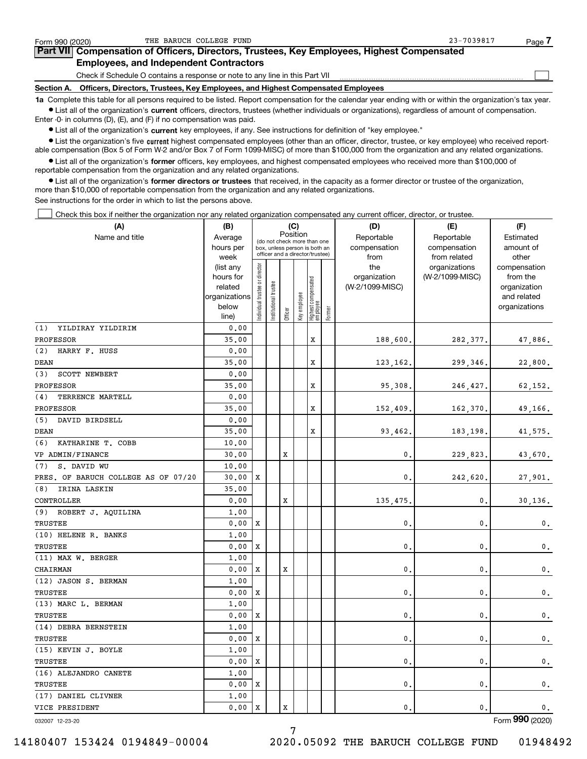Form 990 (2020) THE BARUCH COLLEGE FUND 23-7039817 Page 7

## Part VII Compensation of Officers, Directors, Trustees, Key Employees, Highest Compensated Employees, and Independent Contractors

Check if Schedule O contains a response or note to any line in this Part VII ☐

### Section A. Officers, Directors, Trustees, Key Employees, and Highest Compensated Employees

**1a** Complete this table for all persons required to be listed. Report compensation for the calendar year ending with or within the organization's tax year.

- List all of the organization's **current** officers, directors, trustees (whether individuals or organizations), regardless of amount of compensation. Enter -0- in columns (D), (E), and (F) if no compensation was paid.
- List all of the organization's **current** key employees, if any. See instructions for definition of "key employee."
- List the organization's five **current** highest compensated employees (other than an officer, director, trustee, or key employee) who received reportable compensation (Box 5 of Form W-2 and/or Box 7 of Form 1099-MISC) of more than $100,000 from the organization and any related organizations.
- List all of the organization's **former** officers, key employees, and highest compensated employees who received more than $100,000 of reportable compensation from the organization and any related organizations.
- List all of the organization's **former directors or trustees** that received, in the capacity as a former director or trustee of the organization, more than $10,000 of reportable compensation from the organization and any related organizations.

See instructions for the order in which to list the persons above.

☐ Check this box if neither the organization nor any related organization compensated any current officer, director, or trustee.

| (A) Name and title | (B) Average hours per week (list any hours for related organizations below line) | (C) Position: Individual trustee or director | Institutional trustee | Officer | Key employee | Highest compensated employee | Former | (D) Reportable compensation from the organization (W-2/1099-MISC) | (E) Reportable compensation from related organizations (W-2/1099-MISC) | (F) Estimated amount of other compensation from the organization and related organizations |
|---|---|---|---|---|---|---|---|---|---|---|
| (1) YILDIRAY YILDIRIM<br>PROFESSOR | 0.00<br>35.00 | | | | | X | | 188,600. | 282,377. | 47,886. |
| (2) HARRY F. HUSS<br>DEAN | 0.00<br>35.00 | | | | | X | | 123,162. | 299,346. | 22,800. |
| (3) SCOTT NEWBERT<br>PROFESSOR | 0.00<br>35.00 | | | | | X | | 95,308. | 246,427. | 62,152. |
| (4) TERRENCE MARTELL<br>PROFESSOR | 0.00<br>35.00 | | | | | X | | 152,409. | 162,370. | 49,166. |
| (5) DAVID BIRDSELL<br>DEAN | 0.00<br>35.00 | | | | | X | | 93,462. | 183,198. | 41,575. |
| (6) KATHARINE T. COBB<br>VP ADMIN/FINANCE | 10.00<br>30.00 | | | X | | | | 0. | 229,823. | 43,670. |
| (7) S. DAVID WU<br>PRES. OF BARUCH COLLEGE AS OF 07/20 | 10.00<br>30.00 | X | | | | | | 0. | 242,620. | 27,901. |
| (8) IRINA LASKIN<br>CONTROLLER | 35.00<br>0.00 | | | X | | | | 135,475. | 0. | 30,136. |
| (9) ROBERT J. AQUILINA<br>TRUSTEE | 1.00<br>0.00 | X | | | | | | 0. | 0. | 0. |
| (10) HELENE R. BANKS<br>TRUSTEE | 1.00<br>0.00 | X | | | | | | 0. | 0. | 0. |
| (11) MAX W. BERGER<br>CHAIRMAN | 1.00<br>0.00 | X | | X | | | | 0. | 0. | 0. |
| (12) JASON S. BERMAN<br>TRUSTEE | 1.00<br>0.00 | X | | | | | | 0. | 0. | 0. |
| (13) MARC L. BERMAN<br>TRUSTEE | 1.00<br>0.00 | X | | | | | | 0. | 0. | 0. |
| (14) DEBRA BERNSTEIN<br>TRUSTEE | 1.00<br>0.00 | X | | | | | | 0. | 0. | 0. |
| (15) KEVIN J. BOYLE<br>TRUSTEE | 1.00<br>0.00 | X | | | | | | 0. | 0. | 0. |
| (16) ALEJANDRO CANETE<br>TRUSTEE | 1.00<br>0.00 | X | | | | | | 0. | 0. | 0. |
| (17) DANIEL CLIVNER<br>VICE PRESIDENT | 1.00<br>0.00 | X | | X | | | | 0. | 0. | 0. |

032007 12-23-20 Form 990 (2020)

14180407 153424 0194849-00004 2020.05092 THE BARUCH COLLEGE FUND 01948492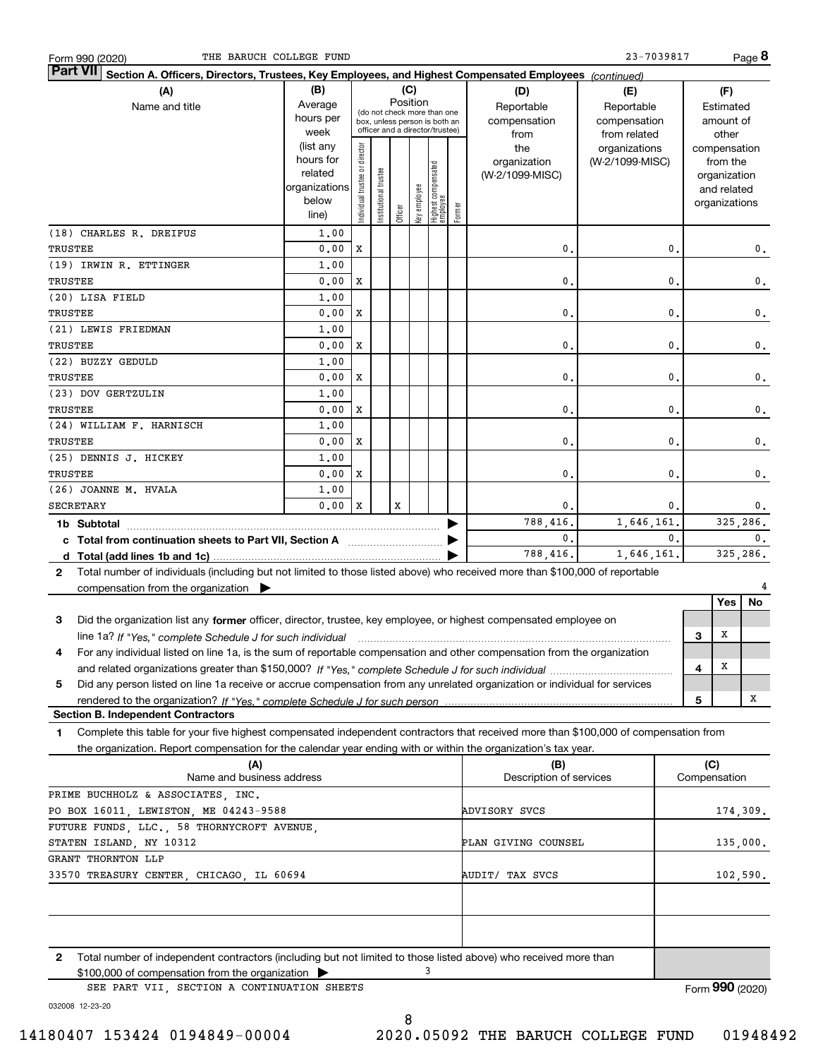Form 990 (2020) THE BARUCH COLLEGE FUND 23-7039817 Page 8

**Part VII Section A. Officers, Directors, Trustees, Key Employees, and Highest Compensated Employees** *(continued)*

| (A) Name and title | (B) Average hours per week (list any hours for related organizations below line) | (C) Position: Individual trustee or director | Institutional trustee | Officer | Key employee | Highest compensated employee | Former | (D) Reportable compensation from the organization (W-2/1099-MISC) | (E) Reportable compensation from related organizations (W-2/1099-MISC) | (F) Estimated amount of other compensation from the organization and related organizations |
|---|---|---|---|---|---|---|---|---|---|---|
| (18) CHARLES R. DREIFUS<br>TRUSTEE | 1.00<br>0.00 | X | | | | | | 0. | 0. | 0. |
| (19) IRWIN R. ETTINGER<br>TRUSTEE | 1.00<br>0.00 | X | | | | | | 0. | 0. | 0. |
| (20) LISA FIELD<br>TRUSTEE | 1.00<br>0.00 | X | | | | | | 0. | 0. | 0. |
| (21) LEWIS FRIEDMAN<br>TRUSTEE | 1.00<br>0.00 | X | | | | | | 0. | 0. | 0. |
| (22) BUZZY GEDULD<br>TRUSTEE | 1.00<br>0.00 | X | | | | | | 0. | 0. | 0. |
| (23) DOV GERTZULIN<br>TRUSTEE | 1.00<br>0.00 | X | | | | | | 0. | 0. | 0. |
| (24) WILLIAM F. HARNISCH<br>TRUSTEE | 1.00<br>0.00 | X | | | | | | 0. | 0. | 0. |
| (25) DENNIS J. HICKEY<br>TRUSTEE | 1.00<br>0.00 | X | | | | | | 0. | 0. | 0. |
| (26) JOANNE M. HVALA<br>SECRETARY | 1.00<br>0.00 | X | | X | | | | 0. | 0. | 0. |
| **1b Subtotal** | | | | | | | | 788,416. | 1,646,161. | 325,286. |
| **c Total from continuation sheets to Part VII, Section A** | | | | | | | | 0. | 0. | 0. |
| **d Total (add lines 1b and 1c)** | | | | | | | | 788,416. | 1,646,161. | 325,286. |

2 Total number of individuals (including but not limited to those listed above) who received more than $100,000 of reportable compensation from the organization ▶ 4

| | | Yes | No |
|---|---|---|---|
| 3 Did the organization list any **former** officer, director, trustee, key employee, or highest compensated employee on line 1a? *If "Yes," complete Schedule J for such individual* | 3 | X | |
| 4 For any individual listed on line 1a, is the sum of reportable compensation and other compensation from the organization and related organizations greater than $150,000? *If "Yes," complete Schedule J for such individual* | 4 | X | |
| 5 Did any person listed on line 1a receive or accrue compensation from any unrelated organization or individual for services rendered to the organization? *If "Yes," complete Schedule J for such person* | 5 | | X |

**Section B. Independent Contractors**

1 Complete this table for your five highest compensated independent contractors that received more than $100,000 of compensation from the organization. Report compensation for the calendar year ending with or within the organization's tax year.

| (A) Name and business address | (B) Description of services | (C) Compensation |
|---|---|---|
| PRIME BUCHHOLZ & ASSOCIATES, INC.<br>PO BOX 16011, LEWISTON, ME 04243-9588 | ADVISORY SVCS | 174,309. |
| FUTURE FUNDS, LLC., 58 THORNYCROFT AVENUE,<br>STATEN ISLAND, NY 10312 | PLAN GIVING COUNSEL | 135,000. |
| GRANT THORNTON LLP<br>33570 TREASURY CENTER, CHICAGO, IL 60694 | AUDIT/ TAX SVCS | 102,590. |
| | | |
| | | |

2 Total number of independent contractors (including but not limited to those listed above) who received more than $100,000 of compensation from the organization ▶ 3

SEE PART VII, SECTION A CONTINUATION SHEETS

Form **990** (2020)

032008 12-23-20

14180407 153424 0194849-00004 2020.05092 THE BARUCH COLLEGE FUND 01948492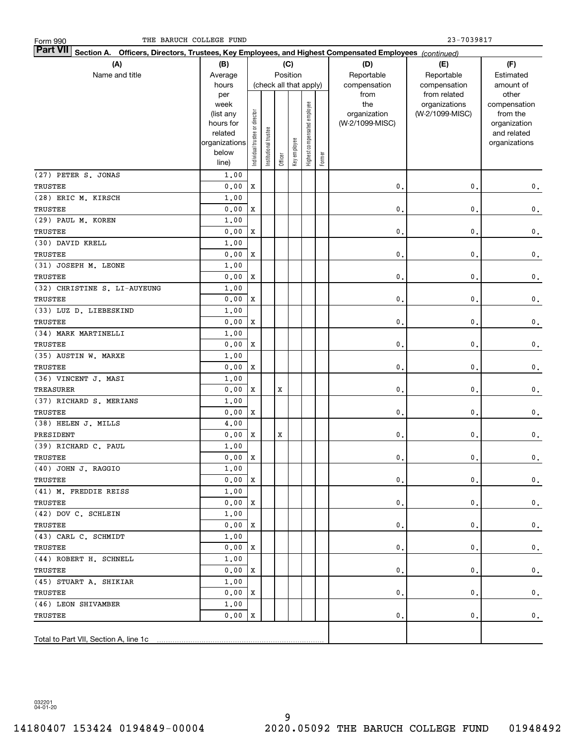Form 990 THE BARUCH COLLEGE FUND 23-7039817

**Part VII Section A. Officers, Directors, Trustees, Key Employees, and Highest Compensated Employees** *(continued)*

| (A) Name and title | (B) Average hours per week (list any hours for related organizations below line) | (C) Position: Individual trustee or director | Institutional trustee | Officer | Key employee | Highest compensated employee | Former | (D) Reportable compensation from the organization (W-2/1099-MISC) | (E) Reportable compensation from related organizations (W-2/1099-MISC) | (F) Estimated amount of other compensation from the organization and related organizations |
|---|---|---|---|---|---|---|---|---|---|---|
| (27) PETER S. JONAS<br>TRUSTEE | 1.00<br>0.00 | X | | | | | | 0. | 0. | 0. |
| (28) ERIC M. KIRSCH<br>TRUSTEE | 1.00<br>0.00 | X | | | | | | 0. | 0. | 0. |
| (29) PAUL M. KOREN<br>TRUSTEE | 1.00<br>0.00 | X | | | | | | 0. | 0. | 0. |
| (30) DAVID KRELL<br>TRUSTEE | 1.00<br>0.00 | X | | | | | | 0. | 0. | 0. |
| (31) JOSEPH M. LEONE<br>TRUSTEE | 1.00<br>0.00 | X | | | | | | 0. | 0. | 0. |
| (32) CHRISTINE S. LI-AUYEUNG<br>TRUSTEE | 1.00<br>0.00 | X | | | | | | 0. | 0. | 0. |
| (33) LUZ D. LIEBESKIND<br>TRUSTEE | 1.00<br>0.00 | X | | | | | | 0. | 0. | 0. |
| (34) MARK MARTINELLI<br>TRUSTEE | 1.00<br>0.00 | X | | | | | | 0. | 0. | 0. |
| (35) AUSTIN W. MARXE<br>TRUSTEE | 1.00<br>0.00 | X | | | | | | 0. | 0. | 0. |
| (36) VINCENT J. MASI<br>TREASURER | 1.00<br>0.00 | X | | X | | | | 0. | 0. | 0. |
| (37) RICHARD S. MERIANS<br>TRUSTEE | 1.00<br>0.00 | X | | | | | | 0. | 0. | 0. |
| (38) HELEN J. MILLS<br>PRESIDENT | 4.00<br>0.00 | X | | X | | | | 0. | 0. | 0. |
| (39) RICHARD C. PAUL<br>TRUSTEE | 1.00<br>0.00 | X | | | | | | 0. | 0. | 0. |
| (40) JOHN J. RAGGIO<br>TRUSTEE | 1.00<br>0.00 | X | | | | | | 0. | 0. | 0. |
| (41) M. FREDDIE REISS<br>TRUSTEE | 1.00<br>0.00 | X | | | | | | 0. | 0. | 0. |
| (42) DOV C. SCHLEIN<br>TRUSTEE | 1.00<br>0.00 | X | | | | | | 0. | 0. | 0. |
| (43) CARL C. SCHMIDT<br>TRUSTEE | 1.00<br>0.00 | X | | | | | | 0. | 0. | 0. |
| (44) ROBERT H. SCHNELL<br>TRUSTEE | 1.00<br>0.00 | X | | | | | | 0. | 0. | 0. |
| (45) STUART A. SHIKIAR<br>TRUSTEE | 1.00<br>0.00 | X | | | | | | 0. | 0. | 0. |
| (46) LEON SHIVAMBER<br>TRUSTEE | 1.00<br>0.00 | X | | | | | | 0. | 0. | 0. |
| Total to Part VII, Section A, line 1c | | | | | | | | | | |

032201
04-01-20

14180407 153424 0194849-00004 2020.05092 THE BARUCH COLLEGE FUND 01948492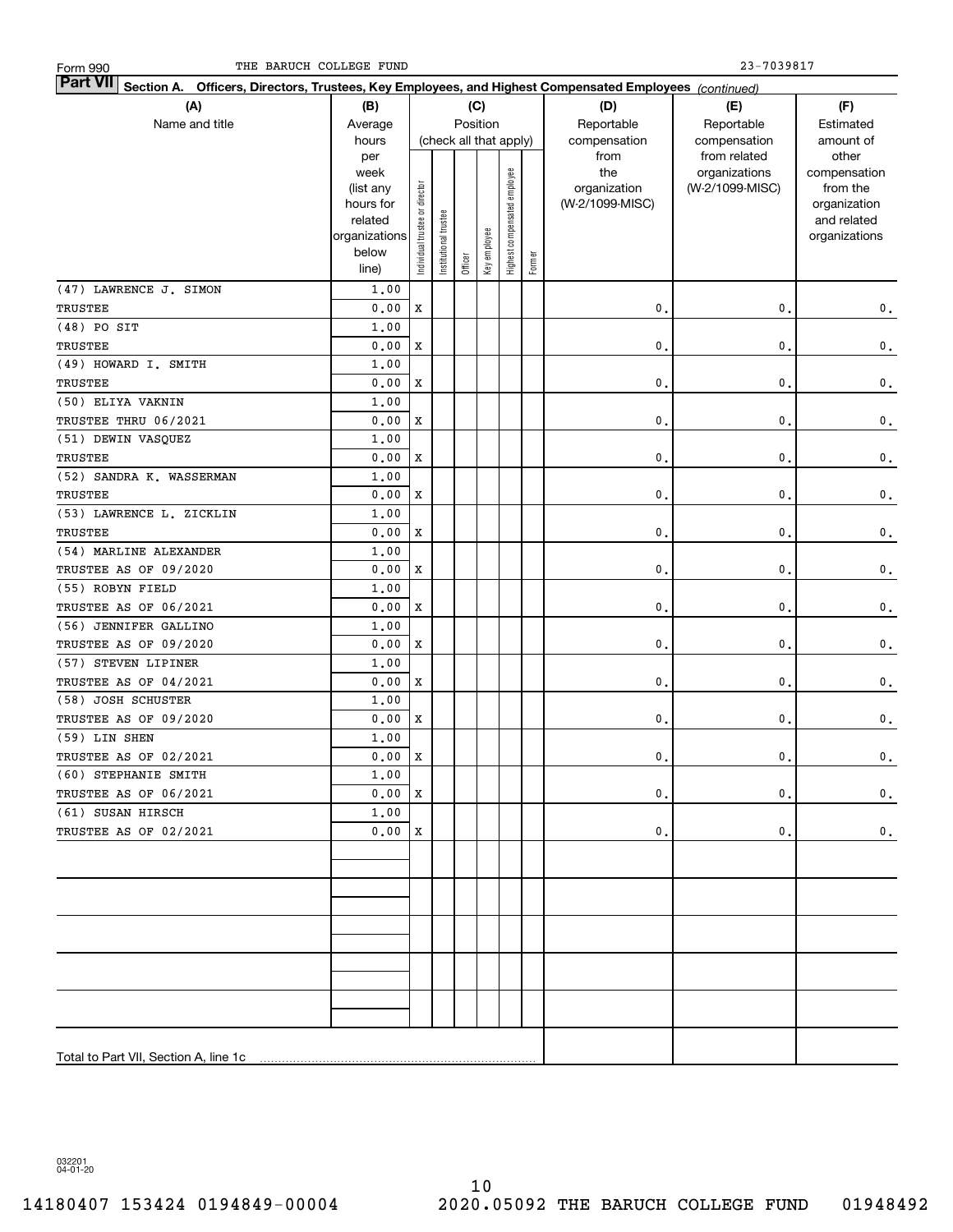Form 990 THE BARUCH COLLEGE FUND 23-7039817

**Part VII Section A. Officers, Directors, Trustees, Key Employees, and Highest Compensated Employees** *(continued)*

| (A) Name and title | (B) Average hours per week (list any hours for related organizations below line) | (C) Individual trustee or director | Institutional trustee | Officer | Key employee | Highest compensated employee | Former | (D) Reportable compensation from the organization (W-2/1099-MISC) | (E) Reportable compensation from related organizations (W-2/1099-MISC) | (F) Estimated amount of other compensation from the organization and related organizations |
|---|---|---|---|---|---|---|---|---|---|---|
| (47) LAWRENCE J. SIMON<br>TRUSTEE | 1.00<br>0.00 | X | | | | | | 0. | 0. | 0. |
| (48) PO SIT<br>TRUSTEE | 1.00<br>0.00 | X | | | | | | 0. | 0. | 0. |
| (49) HOWARD I. SMITH<br>TRUSTEE | 1.00<br>0.00 | X | | | | | | 0. | 0. | 0. |
| (50) ELIYA VAKNIN<br>TRUSTEE THRU 06/2021 | 1.00<br>0.00 | X | | | | | | 0. | 0. | 0. |
| (51) DEWIN VASQUEZ<br>TRUSTEE | 1.00<br>0.00 | X | | | | | | 0. | 0. | 0. |
| (52) SANDRA K. WASSERMAN<br>TRUSTEE | 1.00<br>0.00 | X | | | | | | 0. | 0. | 0. |
| (53) LAWRENCE L. ZICKLIN<br>TRUSTEE | 1.00<br>0.00 | X | | | | | | 0. | 0. | 0. |
| (54) MARLINE ALEXANDER<br>TRUSTEE AS OF 09/2020 | 1.00<br>0.00 | X | | | | | | 0. | 0. | 0. |
| (55) ROBYN FIELD<br>TRUSTEE AS OF 06/2021 | 1.00<br>0.00 | X | | | | | | 0. | 0. | 0. |
| (56) JENNIFER GALLINO<br>TRUSTEE AS OF 09/2020 | 1.00<br>0.00 | X | | | | | | 0. | 0. | 0. |
| (57) STEVEN LIPINER<br>TRUSTEE AS OF 04/2021 | 1.00<br>0.00 | X | | | | | | 0. | 0. | 0. |
| (58) JOSH SCHUSTER<br>TRUSTEE AS OF 09/2020 | 1.00<br>0.00 | X | | | | | | 0. | 0. | 0. |
| (59) LIN SHEN<br>TRUSTEE AS OF 02/2021 | 1.00<br>0.00 | X | | | | | | 0. | 0. | 0. |
| (60) STEPHANIE SMITH<br>TRUSTEE AS OF 06/2021 | 1.00<br>0.00 | X | | | | | | 0. | 0. | 0. |
| (61) SUSAN HIRSCH<br>TRUSTEE AS OF 02/2021 | 1.00<br>0.00 | X | | | | | | 0. | 0. | 0. |
| | | | | | | | | | | |
| | | | | | | | | | | |
| | | | | | | | | | | |
| | | | | | | | | | | |
| | | | | | | | | | | |
| Total to Part VII, Section A, line 1c | | | | | | | | | | |

032201 04-01-20

14180407 153424 0194849-00004 2020.05092 THE BARUCH COLLEGE FUND 01948492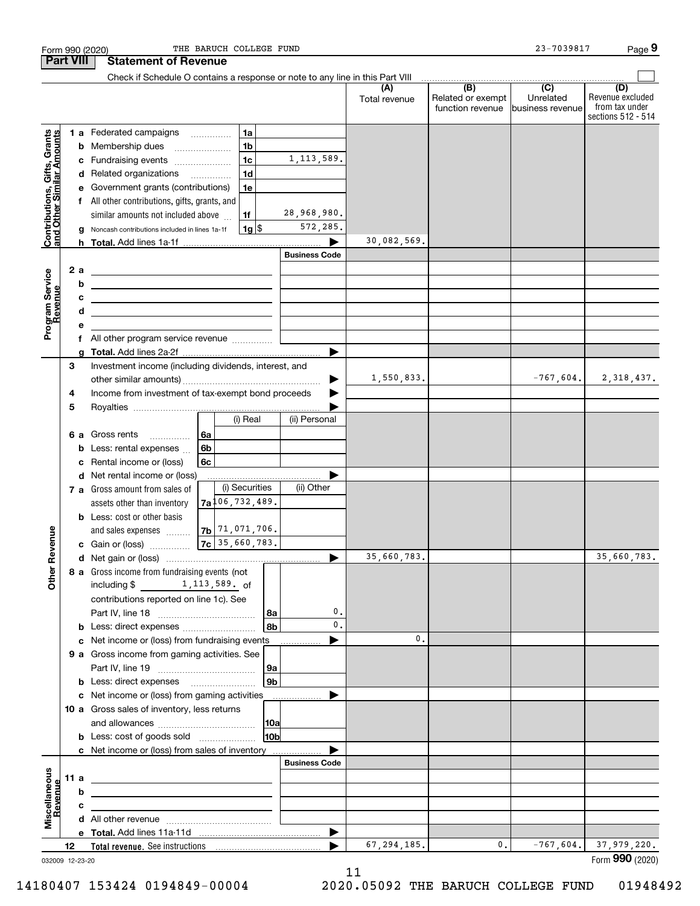Form 990 (2020) THE BARUCH COLLEGE FUND 23-7039817 Page 9

## Part VIII Statement of Revenue

Check if Schedule O contains a response or note to any line in this Part VIII

| | | | | (A) Total revenue | (B) Related or exempt function revenue | (C) Unrelated business revenue | (D) Revenue excluded from tax under sections 512 - 514 |
|---|---|---|---|---|---|---|---|
| **Contributions, Gifts, Grants and Other Similar Amounts** | 1 a Federated campaigns | 1a | | | | | |
| | b Membership dues | 1b | | | | | |
| | c Fundraising events | 1c | 1,113,589. | | | | |
| | d Related organizations | 1d | | | | | |
| | e Government grants (contributions) | 1e | | | | | |
| | f All other contributions, gifts, grants, and similar amounts not included above | 1f | 28,968,980. | | | | |
| | g Noncash contributions included in lines 1a-1f | 1g $ | 572,285. | | | | |
| | h **Total.** Add lines 1a-1f | | | 30,082,569. | | | |
| **Program Service Revenue** | | | **Business Code** | | | | |
| | 2 a | | | | | | |
| | b | | | | | | |
| | c | | | | | | |
| | d | | | | | | |
| | e | | | | | | |
| | f All other program service revenue | | | | | | |
| | g **Total.** Add lines 2a-2f | | | | | | |
| **Other Revenue** | 3 Investment income (including dividends, interest, and other similar amounts) | | | 1,550,833. | | -767,604. | 2,318,437. |
| | 4 Income from investment of tax-exempt bond proceeds | | | | | | |
| | 5 Royalties | | | | | | |
| | | (i) Real | (ii) Personal | | | | |
| | 6 a Gross rents | 6a | | | | | |
| | b Less: rental expenses | 6b | | | | | |
| | c Rental income or (loss) | 6c | | | | | |
| | d Net rental income or (loss) | | | | | | |
| | | (i) Securities | (ii) Other | | | | |
| | 7 a Gross amount from sales of assets other than inventory | 7a 106,732,489. | | | | | |
| | b Less: cost or other basis and sales expenses | 7b 71,071,706. | | | | | |
| | c Gain or (loss) | 7c 35,660,783. | | | | | |
| | d Net gain or (loss) | | | 35,660,783. | | | 35,660,783. |
| | 8 a Gross income from fundraising events (not including $ 1,113,589. of contributions reported on line 1c). See Part IV, line 18 | 8a | 0. | | | | |
| | b Less: direct expenses | 8b | 0. | | | | |
| | c Net income or (loss) from fundraising events | | | 0. | | | |
| | 9 a Gross income from gaming activities. See Part IV, line 19 | 9a | | | | | |
| | b Less: direct expenses | 9b | | | | | |
| | c Net income or (loss) from gaming activities | | | | | | |
| | 10 a Gross sales of inventory, less returns and allowances | 10a | | | | | |
| | b Less: cost of goods sold | 10b | | | | | |
| | c Net income or (loss) from sales of inventory | | | | | | |
| **Miscellaneous Revenue** | | | **Business Code** | | | | |
| | 11 a | | | | | | |
| | b | | | | | | |
| | c | | | | | | |
| | d All other revenue | | | | | | |
| | e **Total.** Add lines 11a-11d | | | | | | |
| | 12 **Total revenue.** See instructions | | | 67,294,185. | 0. | -767,604. | 37,979,220. |

032009 12-23-20 Form 990 (2020)

14180407 153424 0194849-00004 2020.05092 THE BARUCH COLLEGE FUND 01948492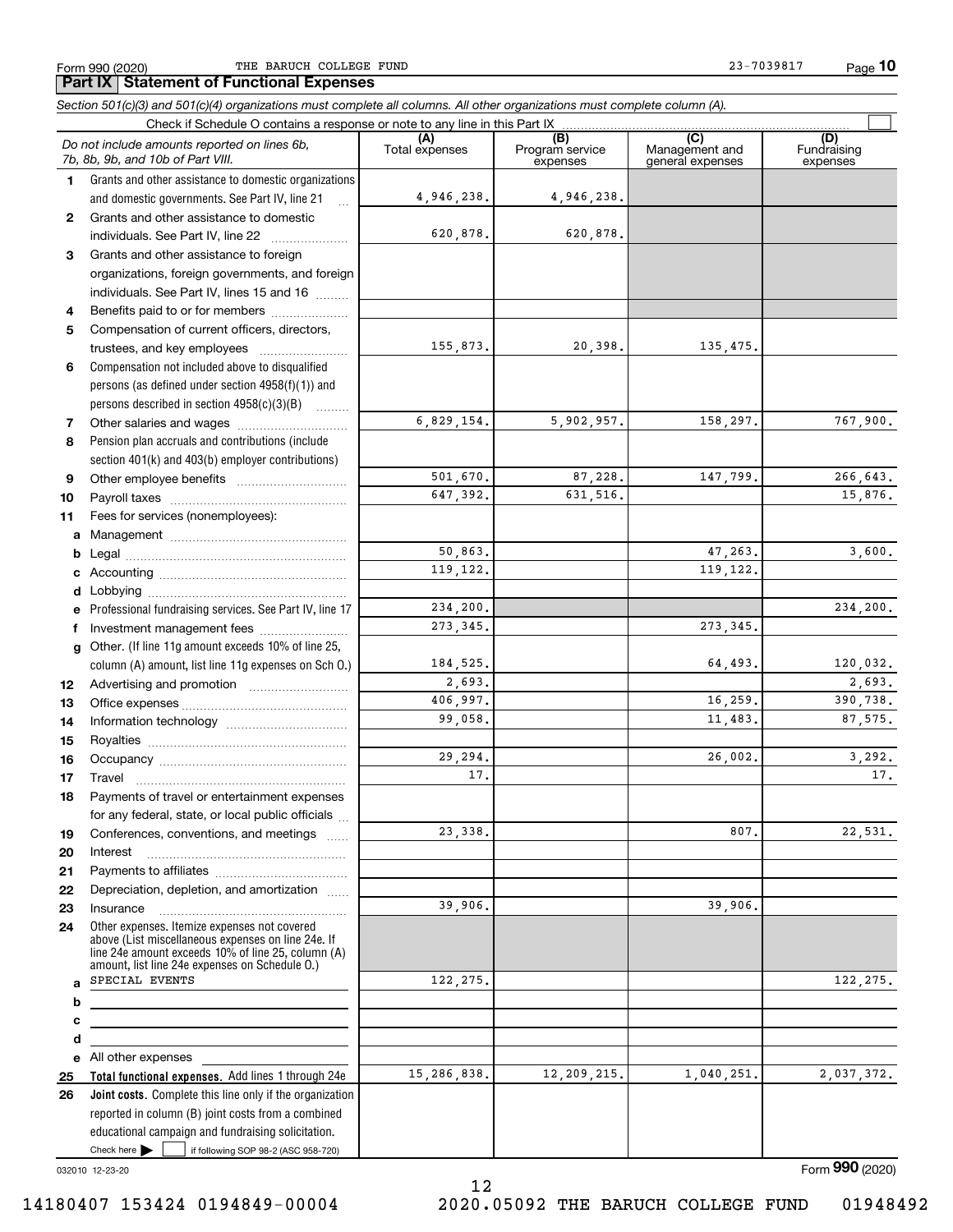Form 990 (2020) THE BARUCH COLLEGE FUND 23-7039817

## Part IX Statement of Functional Expenses

*Section 501(c)(3) and 501(c)(4) organizations must complete all columns. All other organizations must complete column (A).*

Check if Schedule O contains a response or note to any line in this Part IX

| *Do not include amounts reported on lines 6b, 7b, 8b, 9b, and 10b of Part VIII.* | (A) Total expenses | (B) Program service expenses | (C) Management and general expenses | (D) Fundraising expenses |
|---|---|---|---|---|
| **1** Grants and other assistance to domestic organizations and domestic governments. See Part IV, line 21 | 4,946,238. | 4,946,238. | | |
| **2** Grants and other assistance to domestic individuals. See Part IV, line 22 | 620,878. | 620,878. | | |
| **3** Grants and other assistance to foreign organizations, foreign governments, and foreign individuals. See Part IV, lines 15 and 16 | | | | |
| **4** Benefits paid to or for members | | | | |
| **5** Compensation of current officers, directors, trustees, and key employees | 155,873. | 20,398. | 135,475. | |
| **6** Compensation not included above to disqualified persons (as defined under section 4958(f)(1)) and persons described in section 4958(c)(3)(B) | | | | |
| **7** Other salaries and wages | 6,829,154. | 5,902,957. | 158,297. | 767,900. |
| **8** Pension plan accruals and contributions (include section 401(k) and 403(b) employer contributions) | | | | |
| **9** Other employee benefits | 501,670. | 87,228. | 147,799. | 266,643. |
| **10** Payroll taxes | 647,392. | 631,516. | | 15,876. |
| **11** Fees for services (nonemployees): | | | | |
| **a** Management | | | | |
| **b** Legal | 50,863. | | 47,263. | 3,600. |
| **c** Accounting | 119,122. | | 119,122. | |
| **d** Lobbying | | | | |
| **e** Professional fundraising services. See Part IV, line 17 | 234,200. | | | 234,200. |
| **f** Investment management fees | 273,345. | | 273,345. | |
| **g** Other. (If line 11g amount exceeds 10% of line 25, column (A) amount, list line 11g expenses on Sch O.) | 184,525. | | 64,493. | 120,032. |
| **12** Advertising and promotion | 2,693. | | | 2,693. |
| **13** Office expenses | 406,997. | | 16,259. | 390,738. |
| **14** Information technology | 99,058. | | 11,483. | 87,575. |
| **15** Royalties | | | | |
| **16** Occupancy | 29,294. | | 26,002. | 3,292. |
| **17** Travel | 17. | | | 17. |
| **18** Payments of travel or entertainment expenses for any federal, state, or local public officials | | | | |
| **19** Conferences, conventions, and meetings | 23,338. | | 807. | 22,531. |
| **20** Interest | | | | |
| **21** Payments to affiliates | | | | |
| **22** Depreciation, depletion, and amortization | | | | |
| **23** Insurance | 39,906. | | 39,906. | |
| **24** Other expenses. Itemize expenses not covered above (List miscellaneous expenses on line 24e. If line 24e amount exceeds 10% of line 25, column (A) amount, list line 24e expenses on Schedule O.) | | | | |
| **a** SPECIAL EVENTS | 122,275. | | | 122,275. |
| **b** | | | | |
| **c** | | | | |
| **d** | | | | |
| **e** All other expenses | | | | |
| **25 Total functional expenses.** Add lines 1 through 24e | 15,286,838. | 12,209,215. | 1,040,251. | 2,037,372. |
| **26 Joint costs.** Complete this line only if the organization reported in column (B) joint costs from a combined educational campaign and fundraising solicitation. Check here ☐ if following SOP 98-2 (ASC 958-720) | | | | |

032010 12-23-20

Form **990** (2020)

14180407 153424 0194849-00004 2020.05092 THE BARUCH COLLEGE FUND 01948492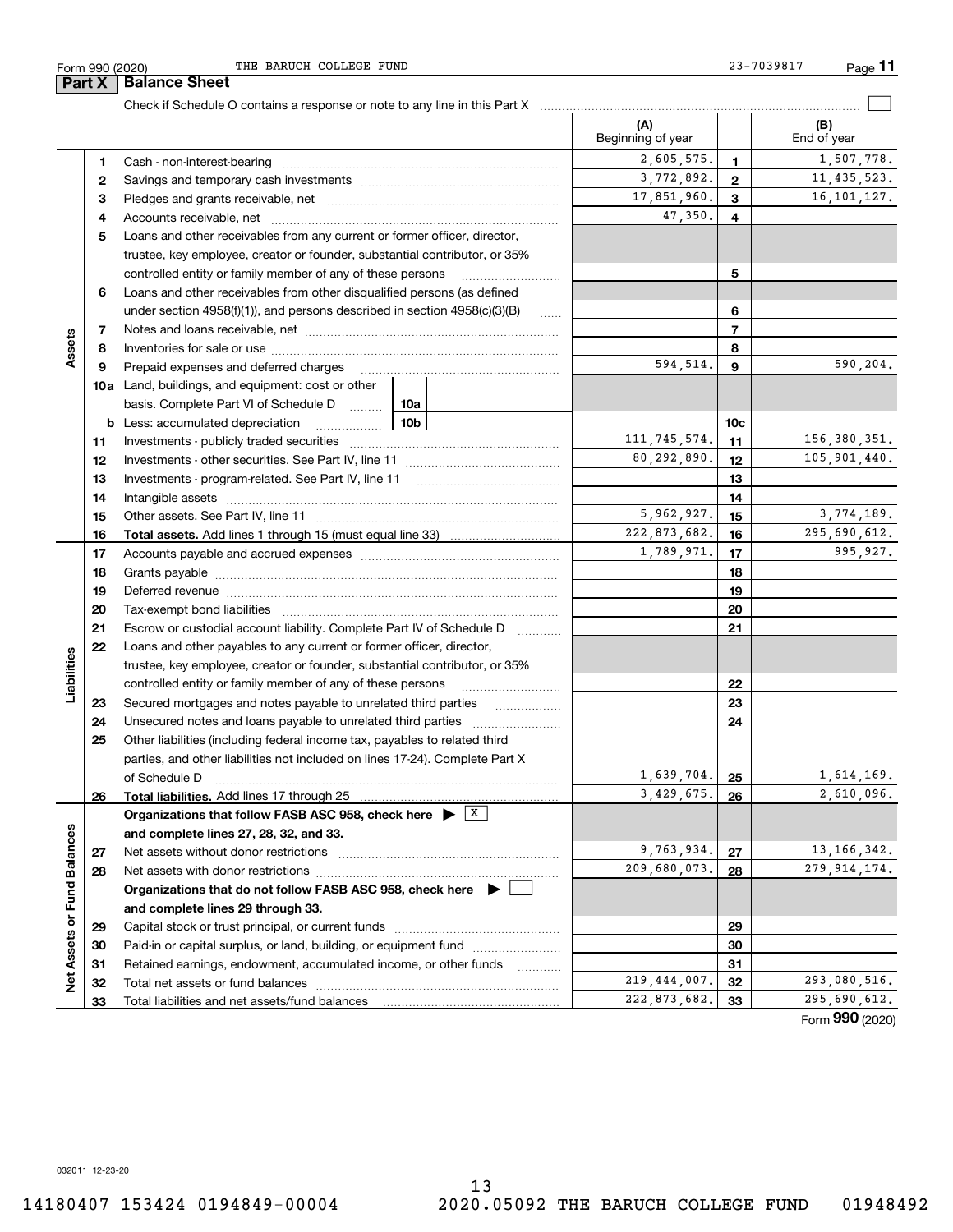Form 990 (2020) THE BARUCH COLLEGE FUND 23-7039817

## Part X Balance Sheet

Check if Schedule O contains a response or note to any line in this Part X

| | | | (A) Beginning of year | | (B) End of year |
|---|---|---|---|---|---|
| Assets | 1 | Cash - non-interest-bearing | 2,605,575. | 1 | 1,507,778. |
| | 2 | Savings and temporary cash investments | 3,772,892. | 2 | 11,435,523. |
| | 3 | Pledges and grants receivable, net | 17,851,960. | 3 | 16,101,127. |
| | 4 | Accounts receivable, net | 47,350. | 4 | |
| | 5 | Loans and other receivables from any current or former officer, director, trustee, key employee, creator or founder, substantial contributor, or 35% controlled entity or family member of any of these persons | | 5 | |
| | 6 | Loans and other receivables from other disqualified persons (as defined under section 4958(f)(1)), and persons described in section 4958(c)(3)(B) | | 6 | |
| | 7 | Notes and loans receivable, net | | 7 | |
| | 8 | Inventories for sale or use | | 8 | |
| | 9 | Prepaid expenses and deferred charges | 594,514. | 9 | 590,204. |
| | 10a | Land, buildings, and equipment: cost or other basis. Complete Part VI of Schedule D ... 10a | | | |
| | b | Less: accumulated depreciation ... 10b | | 10c | |
| | 11 | Investments - publicly traded securities | 111,745,574. | 11 | 156,380,351. |
| | 12 | Investments - other securities. See Part IV, line 11 | 80,292,890. | 12 | 105,901,440. |
| | 13 | Investments - program-related. See Part IV, line 11 | | 13 | |
| | 14 | Intangible assets | | 14 | |
| | 15 | Other assets. See Part IV, line 11 | 5,962,927. | 15 | 3,774,189. |
| | 16 | **Total assets.** Add lines 1 through 15 (must equal line 33) | 222,873,682. | 16 | 295,690,612. |
| Liabilities | 17 | Accounts payable and accrued expenses | 1,789,971. | 17 | 995,927. |
| | 18 | Grants payable | | 18 | |
| | 19 | Deferred revenue | | 19 | |
| | 20 | Tax-exempt bond liabilities | | 20 | |
| | 21 | Escrow or custodial account liability. Complete Part IV of Schedule D | | 21 | |
| | 22 | Loans and other payables to any current or former officer, director, trustee, key employee, creator or founder, substantial contributor, or 35% controlled entity or family member of any of these persons | | 22 | |
| | 23 | Secured mortgages and notes payable to unrelated third parties | | 23 | |
| | 24 | Unsecured notes and loans payable to unrelated third parties | | 24 | |
| | 25 | Other liabilities (including federal income tax, payables to related third parties, and other liabilities not included on lines 17-24). Complete Part X of Schedule D | 1,639,704. | 25 | 1,614,169. |
| | 26 | **Total liabilities.** Add lines 17 through 25 | 3,429,675. | 26 | 2,610,096. |
| Net Assets or Fund Balances | | **Organizations that follow FASB ASC 958, check here** ▶ [X] **and complete lines 27, 28, 32, and 33.** | | | |
| | 27 | Net assets without donor restrictions | 9,763,934. | 27 | 13,166,342. |
| | 28 | Net assets with donor restrictions | 209,680,073. | 28 | 279,914,174. |
| | | **Organizations that do not follow FASB ASC 958, check here** ▶ [ ] **and complete lines 29 through 33.** | | | |
| | 29 | Capital stock or trust principal, or current funds | | 29 | |
| | 30 | Paid-in or capital surplus, or land, building, or equipment fund | | 30 | |
| | 31 | Retained earnings, endowment, accumulated income, or other funds | | 31 | |
| | 32 | Total net assets or fund balances | 219,444,007. | 32 | 293,080,516. |
| | 33 | Total liabilities and net assets/fund balances | 222,873,682. | 33 | 295,690,612. |

Form **990** (2020)

032011 12-23-20

14180407 153424 0194849-00004 2020.05092 THE BARUCH COLLEGE FUND 01948492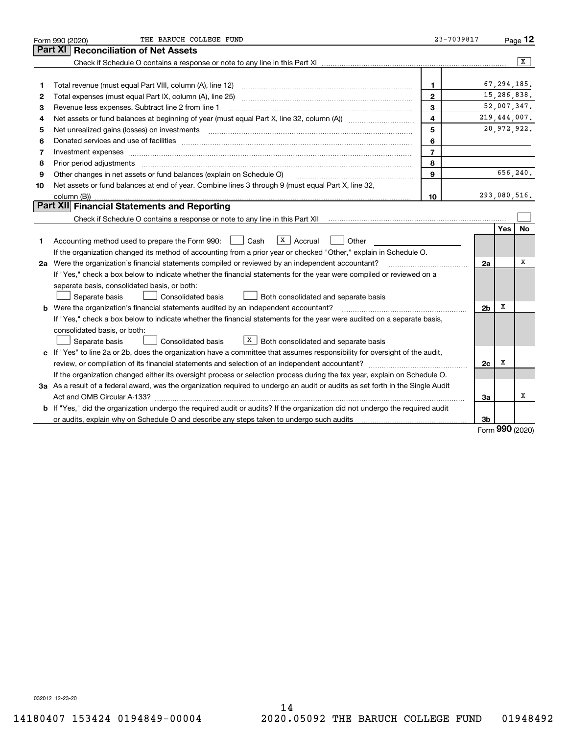Form 990 (2020) THE BARUCH COLLEGE FUND 23-7039817

## Part XI Reconciliation of Net Assets

Check if Schedule O contains a response or note to any line in this Part XI ..... [X]

| | | | |
|---|---|---|---|
| 1 | Total revenue (must equal Part VIII, column (A), line 12) | 1 | 67,294,185. |
| 2 | Total expenses (must equal Part IX, column (A), line 25) | 2 | 15,286,838. |
| 3 | Revenue less expenses. Subtract line 2 from line 1 | 3 | 52,007,347. |
| 4 | Net assets or fund balances at beginning of year (must equal Part X, line 32, column (A)) | 4 | 219,444,007. |
| 5 | Net unrealized gains (losses) on investments | 5 | 20,972,922. |
| 6 | Donated services and use of facilities | 6 | |
| 7 | Investment expenses | 7 | |
| 8 | Prior period adjustments | 8 | |
| 9 | Other changes in net assets or fund balances (explain on Schedule O) | 9 | 656,240. |
| 10 | Net assets or fund balances at end of year. Combine lines 3 through 9 (must equal Part X, line 32, column (B)) | 10 | 293,080,516. |

## Part XII Financial Statements and Reporting

Check if Schedule O contains a response or note to any line in this Part XII ..... [ ]

| | | | Yes | No |
|---|---|---|---|---|
| 1 | Accounting method used to prepare the Form 990: [ ] Cash [X] Accrual [ ] Other<br>If the organization changed its method of accounting from a prior year or checked "Other," explain in Schedule O. | | | |
| 2a | Were the organization's financial statements compiled or reviewed by an independent accountant?<br>If "Yes," check a box below to indicate whether the financial statements for the year were compiled or reviewed on a separate basis, consolidated basis, or both:<br>[ ] Separate basis [ ] Consolidated basis [ ] Both consolidated and separate basis | 2a | | X |
| b | Were the organization's financial statements audited by an independent accountant?<br>If "Yes," check a box below to indicate whether the financial statements for the year were audited on a separate basis, consolidated basis, or both:<br>[ ] Separate basis [ ] Consolidated basis [X] Both consolidated and separate basis | 2b | X | |
| c | If "Yes" to line 2a or 2b, does the organization have a committee that assumes responsibility for oversight of the audit, review, or compilation of its financial statements and selection of an independent accountant?<br>If the organization changed either its oversight process or selection process during the tax year, explain on Schedule O. | 2c | X | |
| 3a | As a result of a federal award, was the organization required to undergo an audit or audits as set forth in the Single Audit Act and OMB Circular A-133? | 3a | | X |
| b | If "Yes," did the organization undergo the required audit or audits? If the organization did not undergo the required audit or audits, explain why on Schedule O and describe any steps taken to undergo such audits | 3b | | |

Form **990** (2020)

032012 12-23-20

14180407 153424 0194849-00004 2020.05092 THE BARUCH COLLEGE FUND 01948492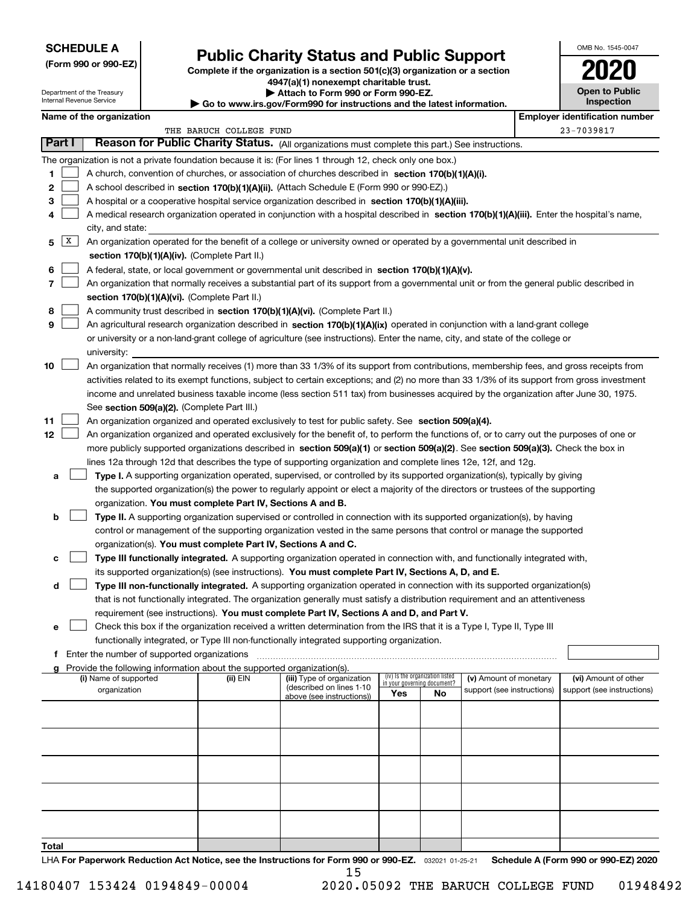**SCHEDULE A**
**(Form 990 or 990-EZ)**

Department of the Treasury
Internal Revenue Service

# Public Charity Status and Public Support

**Complete if the organization is a section 501(c)(3) organization or a section 4947(a)(1) nonexempt charitable trust.**
**▶ Attach to Form 990 or Form 990-EZ.**
**▶ Go to www.irs.gov/Form990 for instructions and the latest information.**

OMB No. 1545-0047
**2020**
**Open to Public Inspection**

**Name of the organization:** THE BARUCH COLLEGE FUND
**Employer identification number:** 23-7039817

## Part I — Reason for Public Charity Status. (All organizations must complete this part.) See instructions.

The organization is not a private foundation because it is: (For lines 1 through 12, check only one box.)

1. [ ] A church, convention of churches, or association of churches described in **section 170(b)(1)(A)(i).**
2. [ ] A school described in **section 170(b)(1)(A)(ii).** (Attach Schedule E (Form 990 or 990-EZ).)
3. [ ] A hospital or a cooperative hospital service organization described in **section 170(b)(1)(A)(iii).**
4. [ ] A medical research organization operated in conjunction with a hospital described in **section 170(b)(1)(A)(iii).** Enter the hospital's name, city, and state:
5. [X] An organization operated for the benefit of a college or university owned or operated by a governmental unit described in **section 170(b)(1)(A)(iv).** (Complete Part II.)
6. [ ] A federal, state, or local government or governmental unit described in **section 170(b)(1)(A)(v).**
7. [ ] An organization that normally receives a substantial part of its support from a governmental unit or from the general public described in **section 170(b)(1)(A)(vi).** (Complete Part II.)
8. [ ] A community trust described in **section 170(b)(1)(A)(vi).** (Complete Part II.)
9. [ ] An agricultural research organization described in **section 170(b)(1)(A)(ix)** operated in conjunction with a land-grant college or university or a non-land-grant college of agriculture (see instructions). Enter the name, city, and state of the college or university:
10. [ ] An organization that normally receives (1) more than 33 1/3% of its support from contributions, membership fees, and gross receipts from activities related to its exempt functions, subject to certain exceptions; and (2) no more than 33 1/3% of its support from gross investment income and unrelated business taxable income (less section 511 tax) from businesses acquired by the organization after June 30, 1975. See **section 509(a)(2).** (Complete Part III.)
11. [ ] An organization organized and operated exclusively to test for public safety. See **section 509(a)(4).**
12. [ ] An organization organized and operated exclusively for the benefit of, to perform the functions of, or to carry out the purposes of one or more publicly supported organizations described in **section 509(a)(1)** or **section 509(a)(2)**. See **section 509(a)(3).** Check the box in lines 12a through 12d that describes the type of supporting organization and complete lines 12e, 12f, and 12g.
   - **a** [ ] **Type I.** A supporting organization operated, supervised, or controlled by its supported organization(s), typically by giving the supported organization(s) the power to regularly appoint or elect a majority of the directors or trustees of the supporting organization. **You must complete Part IV, Sections A and B.**
   - **b** [ ] **Type II.** A supporting organization supervised or controlled in connection with its supported organization(s), by having control or management of the supporting organization vested in the same persons that control or manage the supported organization(s). **You must complete Part IV, Sections A and C.**
   - **c** [ ] **Type III functionally integrated.** A supporting organization operated in connection with, and functionally integrated with, its supported organization(s) (see instructions). **You must complete Part IV, Sections A, D, and E.**
   - **d** [ ] **Type III non-functionally integrated.** A supporting organization operated in connection with its supported organization(s) that is not functionally integrated. The organization generally must satisfy a distribution requirement and an attentiveness requirement (see instructions). **You must complete Part IV, Sections A and D, and Part V.**
   - **e** [ ] Check this box if the organization received a written determination from the IRS that it is a Type I, Type II, Type III functionally integrated, or Type III non-functionally integrated supporting organization.
   - **f** Enter the number of supported organizations
   - **g** Provide the following information about the supported organization(s).

| (i) Name of supported organization | (ii) EIN | (iii) Type of organization (described on lines 1-10 above (see instructions)) | (iv) Is the organization listed in your governing document? Yes | No | (v) Amount of monetary support (see instructions) | (vi) Amount of other support (see instructions) |
|---|---|---|---|---|---|---|
| | | | | | | |
| | | | | | | |
| | | | | | | |
| | | | | | | |
| | | | | | | |
| **Total** | | | | | | |

LHA **For Paperwork Reduction Act Notice, see the Instructions for Form 990 or 990-EZ.** 032021 01-25-21 **Schedule A (Form 990 or 990-EZ) 2020**

14180407 153424 0194849-00004 2020.05092 THE BARUCH COLLEGE FUND 01948492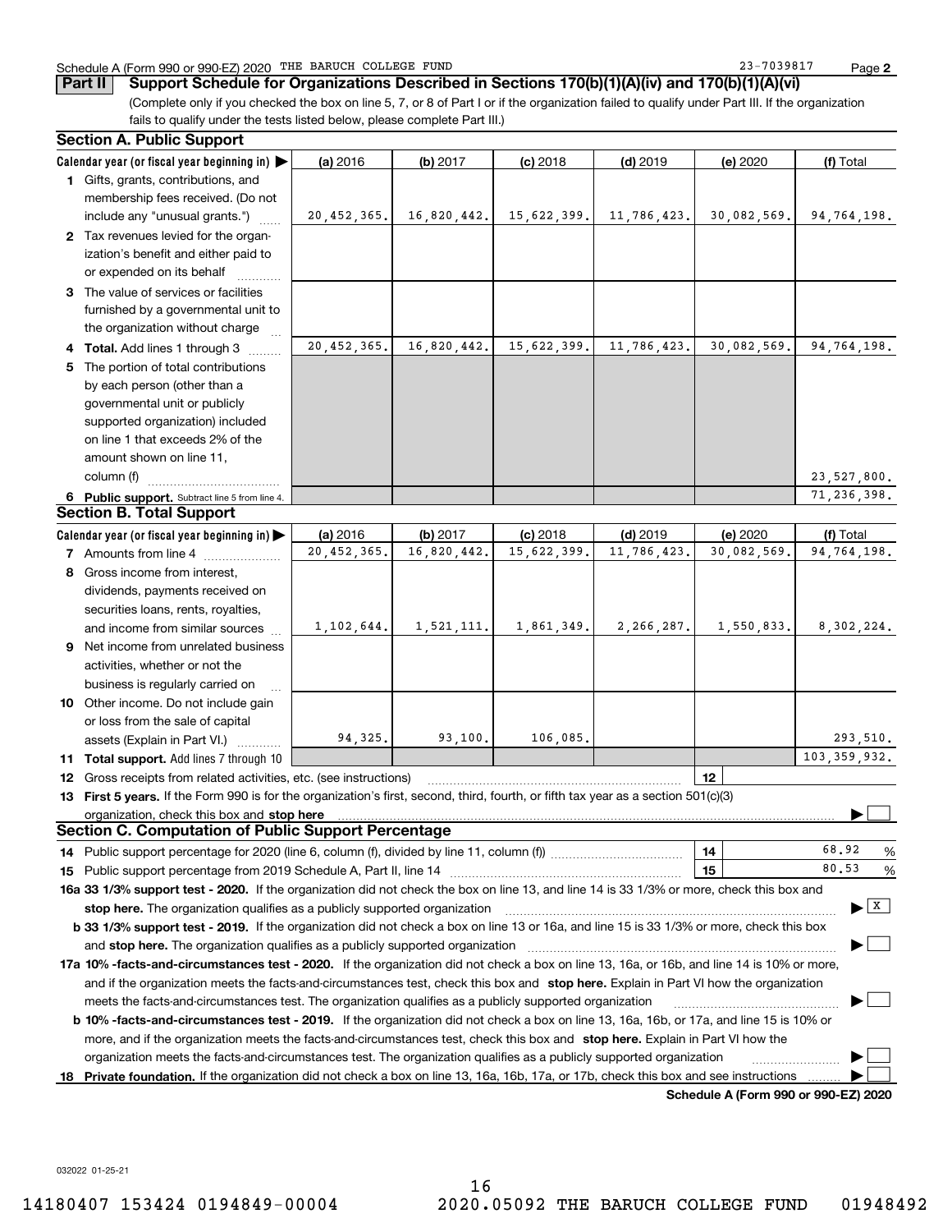Schedule A (Form 990 or 990-EZ) 2020 THE BARUCH COLLEGE FUND 23-7039817

## Part II Support Schedule for Organizations Described in Sections 170(b)(1)(A)(iv) and 170(b)(1)(A)(vi)

(Complete only if you checked the box on line 5, 7, or 8 of Part I or if the organization failed to qualify under Part III. If the organization fails to qualify under the tests listed below, please complete Part III.)

### Section A. Public Support

| Calendar year (or fiscal year beginning in) ▶ | (a) 2016 | (b) 2017 | (c) 2018 | (d) 2019 | (e) 2020 | (f) Total |
|---|---|---|---|---|---|---|
| **1** Gifts, grants, contributions, and membership fees received. (Do not include any "unusual grants.") | 20,452,365. | 16,820,442. | 15,622,399. | 11,786,423. | 30,082,569. | 94,764,198. |
| **2** Tax revenues levied for the organization's benefit and either paid to or expended on its behalf | | | | | | |
| **3** The value of services or facilities furnished by a governmental unit to the organization without charge | | | | | | |
| **4 Total.** Add lines 1 through 3 | 20,452,365. | 16,820,442. | 15,622,399. | 11,786,423. | 30,082,569. | 94,764,198. |
| **5** The portion of total contributions by each person (other than a governmental unit or publicly supported organization) included on line 1 that exceeds 2% of the amount shown on line 11, column (f) | | | | | | 23,527,800. |
| **6 Public support.** Subtract line 5 from line 4. | | | | | | 71,236,398. |

### Section B. Total Support

| Calendar year (or fiscal year beginning in) ▶ | (a) 2016 | (b) 2017 | (c) 2018 | (d) 2019 | (e) 2020 | (f) Total |
|---|---|---|---|---|---|---|
| **7** Amounts from line 4 | 20,452,365. | 16,820,442. | 15,622,399. | 11,786,423. | 30,082,569. | 94,764,198. |
| **8** Gross income from interest, dividends, payments received on securities loans, rents, royalties, and income from similar sources | 1,102,644. | 1,521,111. | 1,861,349. | 2,266,287. | 1,550,833. | 8,302,224. |
| **9** Net income from unrelated business activities, whether or not the business is regularly carried on | | | | | | |
| **10** Other income. Do not include gain or loss from the sale of capital assets (Explain in Part VI.) | 94,325. | 93,100. | 106,085. | | | 293,510. |
| **11 Total support.** Add lines 7 through 10 | | | | | | 103,359,932. |

**12** Gross receipts from related activities, etc. (see instructions) | **12** |

**13 First 5 years.** If the Form 990 is for the organization's first, second, third, fourth, or fifth tax year as a section 501(c)(3) organization, check this box and **stop here** ▶ ☐

### Section C. Computation of Public Support Percentage

**14** Public support percentage for 2020 (line 6, column (f), divided by line 11, column (f)) | **14** | 68.92 %

**15** Public support percentage from 2019 Schedule A, Part II, line 14 | **15** | 80.53 %

**16a 33 1/3% support test - 2020.** If the organization did not check the box on line 13, and line 14 is 33 1/3% or more, check this box and **stop here.** The organization qualifies as a publicly supported organization ▶ ☒

**b 33 1/3% support test - 2019.** If the organization did not check a box on line 13 or 16a, and line 15 is 33 1/3% or more, check this box and **stop here.** The organization qualifies as a publicly supported organization ▶ ☐

**17a 10% -facts-and-circumstances test - 2020.** If the organization did not check a box on line 13, 16a, or 16b, and line 14 is 10% or more, and if the organization meets the facts-and-circumstances test, check this box and **stop here.** Explain in Part VI how the organization meets the facts-and-circumstances test. The organization qualifies as a publicly supported organization ▶ ☐

**b 10% -facts-and-circumstances test - 2019.** If the organization did not check a box on line 13, 16a, 16b, or 17a, and line 15 is 10% or more, and if the organization meets the facts-and-circumstances test, check this box and **stop here.** Explain in Part VI how the organization meets the facts-and-circumstances test. The organization qualifies as a publicly supported organization ▶ ☐

**18 Private foundation.** If the organization did not check a box on line 13, 16a, 16b, 17a, or 17b, check this box and see instructions ▶ ☐

**Schedule A (Form 990 or 990-EZ) 2020**

032022 01-25-21

14180407 153424 0194849-00004 2020.05092 THE BARUCH COLLEGE FUND 01948492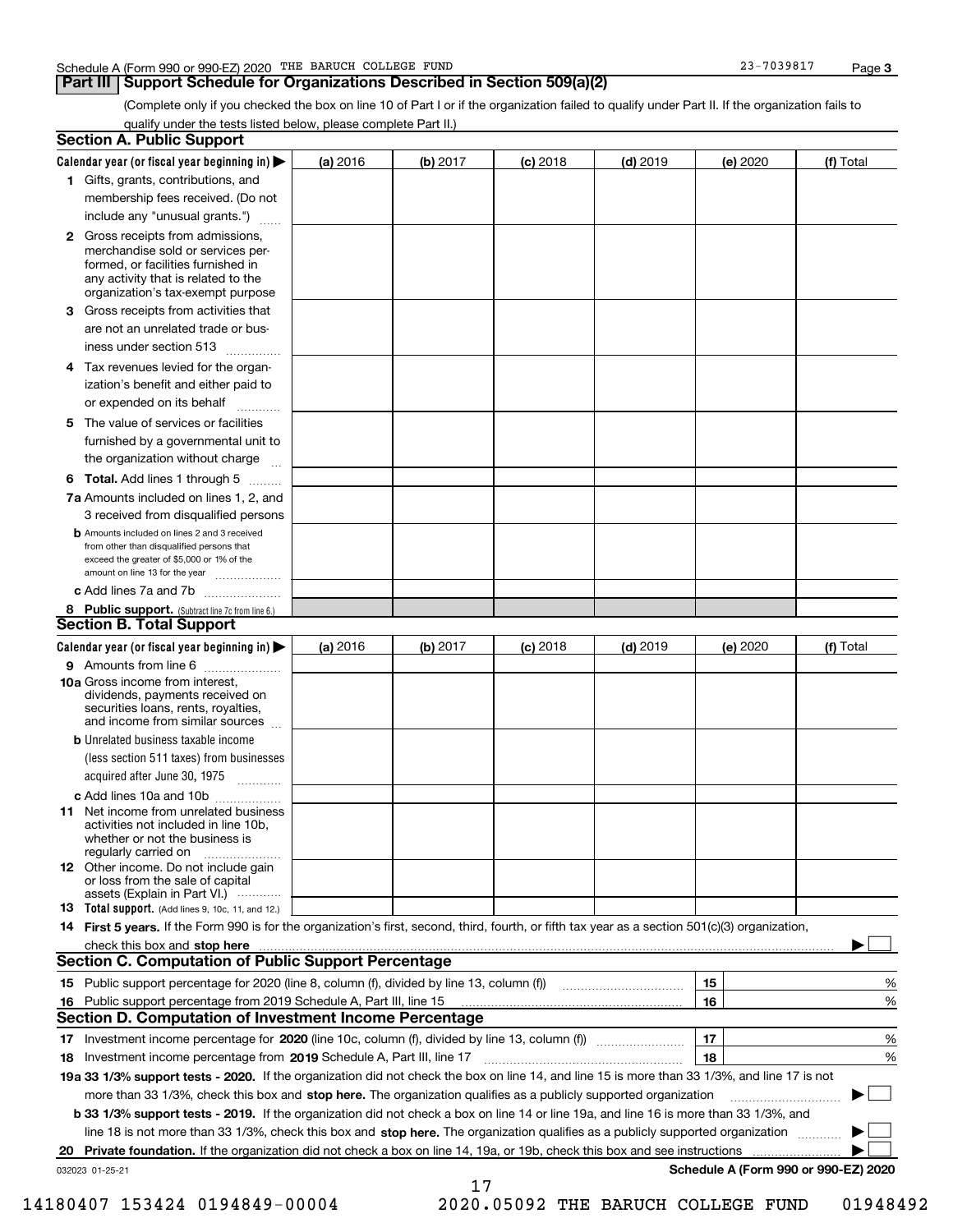Schedule A (Form 990 or 990-EZ) 2020 THE BARUCH COLLEGE FUND 23-7039817

## Part III Support Schedule for Organizations Described in Section 509(a)(2)

(Complete only if you checked the box on line 10 of Part I or if the organization failed to qualify under Part II. If the organization fails to qualify under the tests listed below, please complete Part II.)

### Section A. Public Support

| Calendar year (or fiscal year beginning in) ▶ | (a) 2016 | (b) 2017 | (c) 2018 | (d) 2019 | (e) 2020 | (f) Total |
|---|---|---|---|---|---|---|
| 1 Gifts, grants, contributions, and membership fees received. (Do not include any "unusual grants.") | | | | | | |
| 2 Gross receipts from admissions, merchandise sold or services performed, or facilities furnished in any activity that is related to the organization's tax-exempt purpose | | | | | | |
| 3 Gross receipts from activities that are not an unrelated trade or business under section 513 | | | | | | |
| 4 Tax revenues levied for the organization's benefit and either paid to or expended on its behalf | | | | | | |
| 5 The value of services or facilities furnished by a governmental unit to the organization without charge | | | | | | |
| 6 **Total.** Add lines 1 through 5 | | | | | | |
| 7a Amounts included on lines 1, 2, and 3 received from disqualified persons | | | | | | |
| b Amounts included on lines 2 and 3 received from other than disqualified persons that exceed the greater of $5,000 or 1% of the amount on line 13 for the year | | | | | | |
| c Add lines 7a and 7b | | | | | | |
| 8 **Public support.** (Subtract line 7c from line 6.) | | | | | | |

### Section B. Total Support

| Calendar year (or fiscal year beginning in) ▶ | (a) 2016 | (b) 2017 | (c) 2018 | (d) 2019 | (e) 2020 | (f) Total |
|---|---|---|---|---|---|---|
| 9 Amounts from line 6 | | | | | | |
| 10a Gross income from interest, dividends, payments received on securities loans, rents, royalties, and income from similar sources | | | | | | |
| b Unrelated business taxable income (less section 511 taxes) from businesses acquired after June 30, 1975 | | | | | | |
| c Add lines 10a and 10b | | | | | | |
| 11 Net income from unrelated business activities not included in line 10b, whether or not the business is regularly carried on | | | | | | |
| 12 Other income. Do not include gain or loss from the sale of capital assets (Explain in Part VI.) | | | | | | |
| 13 **Total support.** (Add lines 9, 10c, 11, and 12.) | | | | | | |

14 **First 5 years.** If the Form 990 is for the organization's first, second, third, fourth, or fifth tax year as a section 501(c)(3) organization, check this box and **stop here** ▶ ☐

### Section C. Computation of Public Support Percentage

| | | | |
|---|---|---|---|
| 15 | Public support percentage for 2020 (line 8, column (f), divided by line 13, column (f)) | 15 | % |
| 16 | Public support percentage from 2019 Schedule A, Part III, line 15 | 16 | % |

### Section D. Computation of Investment Income Percentage

| | | | |
|---|---|---|---|
| 17 | Investment income percentage for **2020** (line 10c, column (f), divided by line 13, column (f)) | 17 | % |
| 18 | Investment income percentage from **2019** Schedule A, Part III, line 17 | 18 | % |

**19a 33 1/3% support tests - 2020.** If the organization did not check the box on line 14, and line 15 is more than 33 1/3%, and line 17 is not more than 33 1/3%, check this box and **stop here.** The organization qualifies as a publicly supported organization ▶ ☐

**b 33 1/3% support tests - 2019.** If the organization did not check a box on line 14 or line 19a, and line 16 is more than 33 1/3%, and line 18 is not more than 33 1/3%, check this box and **stop here.** The organization qualifies as a publicly supported organization ▶ ☐

**20 Private foundation.** If the organization did not check a box on line 14, 19a, or 19b, check this box and see instructions ▶ ☐

032023 01-25-21 **Schedule A (Form 990 or 990-EZ) 2020**

14180407 153424 0194849-00004 2020.05092 THE BARUCH COLLEGE FUND 01948492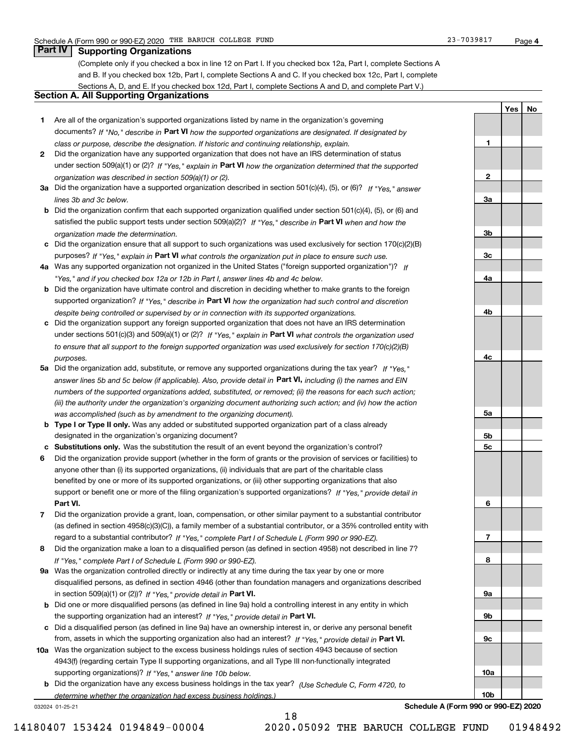## Part IV Supporting Organizations

(Complete only if you checked a box in line 12 on Part I. If you checked box 12a, Part I, complete Sections A and B. If you checked box 12b, Part I, complete Sections A and C. If you checked box 12c, Part I, complete Sections A, D, and E. If you checked box 12d, Part I, complete Sections A and D, and complete Part V.)

### Section A. All Supporting Organizations

| | | Line | Yes | No |
|---|---|---|---|---|
| **1** | Are all of the organization's supported organizations listed by name in the organization's governing documents? *If "No," describe in* **Part VI** *how the supported organizations are designated. If designated by class or purpose, describe the designation. If historic and continuing relationship, explain.* | 1 | | |
| **2** | Did the organization have any supported organization that does not have an IRS determination of status under section 509(a)(1) or (2)? *If "Yes," explain in* **Part VI** *how the organization determined that the supported organization was described in section 509(a)(1) or (2).* | 2 | | |
| **3a** | Did the organization have a supported organization described in section 501(c)(4), (5), or (6)? *If "Yes," answer lines 3b and 3c below.* | 3a | | |
| **b** | Did the organization confirm that each supported organization qualified under section 501(c)(4), (5), or (6) and satisfied the public support tests under section 509(a)(2)? *If "Yes," describe in* **Part VI** *when and how the organization made the determination.* | 3b | | |
| **c** | Did the organization ensure that all support to such organizations was used exclusively for section 170(c)(2)(B) purposes? *If "Yes," explain in* **Part VI** *what controls the organization put in place to ensure such use.* | 3c | | |
| **4a** | Was any supported organization not organized in the United States ("foreign supported organization")? *If "Yes," and if you checked box 12a or 12b in Part I, answer lines 4b and 4c below.* | 4a | | |
| **b** | Did the organization have ultimate control and discretion in deciding whether to make grants to the foreign supported organization? *If "Yes," describe in* **Part VI** *how the organization had such control and discretion despite being controlled or supervised by or in connection with its supported organizations.* | 4b | | |
| **c** | Did the organization support any foreign supported organization that does not have an IRS determination under sections 501(c)(3) and 509(a)(1) or (2)? *If "Yes," explain in* **Part VI** *what controls the organization used to ensure that all support to the foreign supported organization was used exclusively for section 170(c)(2)(B) purposes.* | 4c | | |
| **5a** | Did the organization add, substitute, or remove any supported organizations during the tax year? *If "Yes," answer lines 5b and 5c below (if applicable). Also, provide detail in* **Part VI,** *including (i) the names and EIN numbers of the supported organizations added, substituted, or removed; (ii) the reasons for each such action; (iii) the authority under the organization's organizing document authorizing such action; and (iv) how the action was accomplished (such as by amendment to the organizing document).* | 5a | | |
| **b** | **Type I or Type II only.** Was any added or substituted supported organization part of a class already designated in the organization's organizing document? | 5b | | |
| **c** | **Substitutions only.** Was the substitution the result of an event beyond the organization's control? | 5c | | |
| **6** | Did the organization provide support (whether in the form of grants or the provision of services or facilities) to anyone other than (i) its supported organizations, (ii) individuals that are part of the charitable class benefited by one or more of its supported organizations, or (iii) other supporting organizations that also support or benefit one or more of the filing organization's supported organizations? *If "Yes," provide detail in* **Part VI.** | 6 | | |
| **7** | Did the organization provide a grant, loan, compensation, or other similar payment to a substantial contributor (as defined in section 4958(c)(3)(C)), a family member of a substantial contributor, or a 35% controlled entity with regard to a substantial contributor? *If "Yes," complete Part I of Schedule L (Form 990 or 990-EZ).* | 7 | | |
| **8** | Did the organization make a loan to a disqualified person (as defined in section 4958) not described in line 7? *If "Yes," complete Part I of Schedule L (Form 990 or 990-EZ).* | 8 | | |
| **9a** | Was the organization controlled directly or indirectly at any time during the tax year by one or more disqualified persons, as defined in section 4946 (other than foundation managers and organizations described in section 509(a)(1) or (2))? *If "Yes," provide detail in* **Part VI.** | 9a | | |
| **b** | Did one or more disqualified persons (as defined in line 9a) hold a controlling interest in any entity in which the supporting organization had an interest? *If "Yes," provide detail in* **Part VI.** | 9b | | |
| **c** | Did a disqualified person (as defined in line 9a) have an ownership interest in, or derive any personal benefit from, assets in which the supporting organization also had an interest? *If "Yes," provide detail in* **Part VI.** | 9c | | |
| **10a** | Was the organization subject to the excess business holdings rules of section 4943 because of section 4943(f) (regarding certain Type II supporting organizations, and all Type III non-functionally integrated supporting organizations)? *If "Yes," answer line 10b below.* | 10a | | |
| **b** | Did the organization have any excess business holdings in the tax year? *(Use Schedule C, Form 4720, to determine whether the organization had excess business holdings.)* | 10b | | |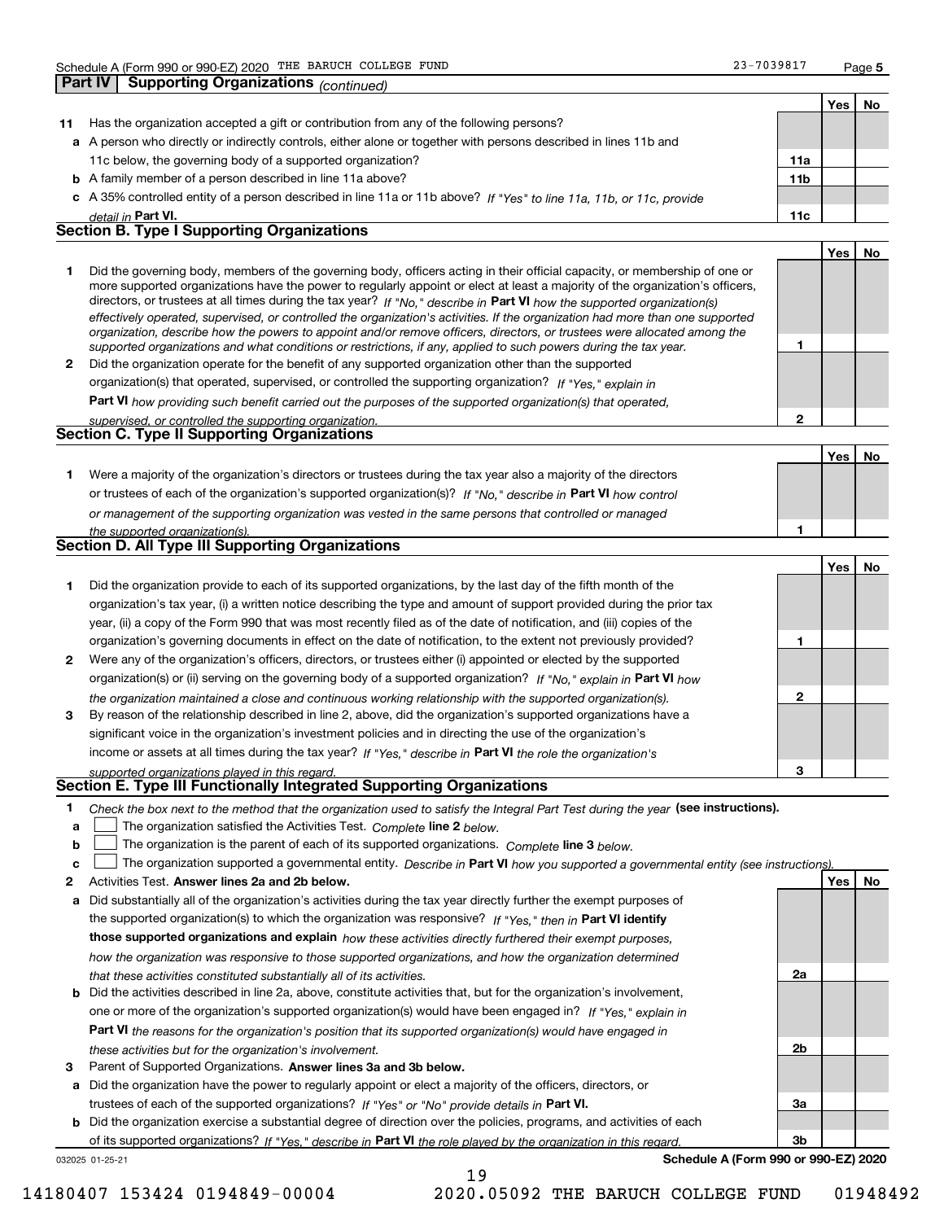## Part IV Supporting Organizations *(continued)*

| | | | Yes | No |
|---|---|---|---|---|
| **11** | Has the organization accepted a gift or contribution from any of the following persons? | | | |
| **a** | A person who directly or indirectly controls, either alone or together with persons described in lines 11b and 11c below, the governing body of a supported organization? | **11a** | | |
| **b** | A family member of a person described in line 11a above? | **11b** | | |
| **c** | A 35% controlled entity of a person described in line 11a or 11b above? *If "Yes" to line 11a, 11b, or 11c, provide detail in* **Part VI.** | **11c** | | |

### Section B. Type I Supporting Organizations

| | | | Yes | No |
|---|---|---|---|---|
| **1** | Did the governing body, members of the governing body, officers acting in their official capacity, or membership of one or more supported organizations have the power to regularly appoint or elect at least a majority of the organization's officers, directors, or trustees at all times during the tax year? *If "No," describe in* **Part VI** *how the supported organization(s) effectively operated, supervised, or controlled the organization's activities. If the organization had more than one supported organization, describe how the powers to appoint and/or remove officers, directors, or trustees were allocated among the supported organizations and what conditions or restrictions, if any, applied to such powers during the tax year.* | **1** | | |
| **2** | Did the organization operate for the benefit of any supported organization other than the supported organization(s) that operated, supervised, or controlled the supporting organization? *If "Yes," explain in* **Part VI** *how providing such benefit carried out the purposes of the supported organization(s) that operated, supervised, or controlled the supporting organization.* | **2** | | |

### Section C. Type II Supporting Organizations

| | | | Yes | No |
|---|---|---|---|---|
| **1** | Were a majority of the organization's directors or trustees during the tax year also a majority of the directors or trustees of each of the organization's supported organization(s)? *If "No," describe in* **Part VI** *how control or management of the supporting organization was vested in the same persons that controlled or managed the supported organization(s).* | **1** | | |

### Section D. All Type III Supporting Organizations

| | | | Yes | No |
|---|---|---|---|---|
| **1** | Did the organization provide to each of its supported organizations, by the last day of the fifth month of the organization's tax year, (i) a written notice describing the type and amount of support provided during the prior tax year, (ii) a copy of the Form 990 that was most recently filed as of the date of notification, and (iii) copies of the organization's governing documents in effect on the date of notification, to the extent not previously provided? | **1** | | |
| **2** | Were any of the organization's officers, directors, or trustees either (i) appointed or elected by the supported organization(s) or (ii) serving on the governing body of a supported organization? *If "No," explain in* **Part VI** *how the organization maintained a close and continuous working relationship with the supported organization(s).* | **2** | | |
| **3** | By reason of the relationship described in line 2, above, did the organization's supported organizations have a significant voice in the organization's investment policies and in directing the use of the organization's income or assets at all times during the tax year? *If "Yes," describe in* **Part VI** *the role the organization's supported organizations played in this regard.* | **3** | | |

### Section E. Type III Functionally Integrated Supporting Organizations

**1** *Check the box next to the method that the organization used to satisfy the Integral Part Test during the year* **(see instructions).**

- **a** ☐ The organization satisfied the Activities Test. *Complete* **line 2** *below.*
- **b** ☐ The organization is the parent of each of its supported organizations. *Complete* **line 3** *below.*
- **c** ☐ The organization supported a governmental entity. *Describe in* **Part VI** *how you supported a governmental entity (see instructions).*

| | | | Yes | No |
|---|---|---|---|---|
| **2** | Activities Test. **Answer lines 2a and 2b below.** | | | |
| **a** | Did substantially all of the organization's activities during the tax year directly further the exempt purposes of the supported organization(s) to which the organization was responsive? *If "Yes," then in* **Part VI identify those supported organizations and explain** *how these activities directly furthered their exempt purposes, how the organization was responsive to those supported organizations, and how the organization determined that these activities constituted substantially all of its activities.* | **2a** | | |
| **b** | Did the activities described in line 2a, above, constitute activities that, but for the organization's involvement, one or more of the organization's supported organization(s) would have been engaged in? *If "Yes," explain in* **Part VI** *the reasons for the organization's position that its supported organization(s) would have engaged in these activities but for the organization's involvement.* | **2b** | | |
| **3** | Parent of Supported Organizations. **Answer lines 3a and 3b below.** | | | |
| **a** | Did the organization have the power to regularly appoint or elect a majority of the officers, directors, or trustees of each of the supported organizations? *If "Yes" or "No" provide details in* **Part VI.** | **3a** | | |
| **b** | Did the organization exercise a substantial degree of direction over the policies, programs, and activities of each of its supported organizations? *If "Yes," describe in* **Part VI** *the role played by the organization in this regard.* | **3b** | | |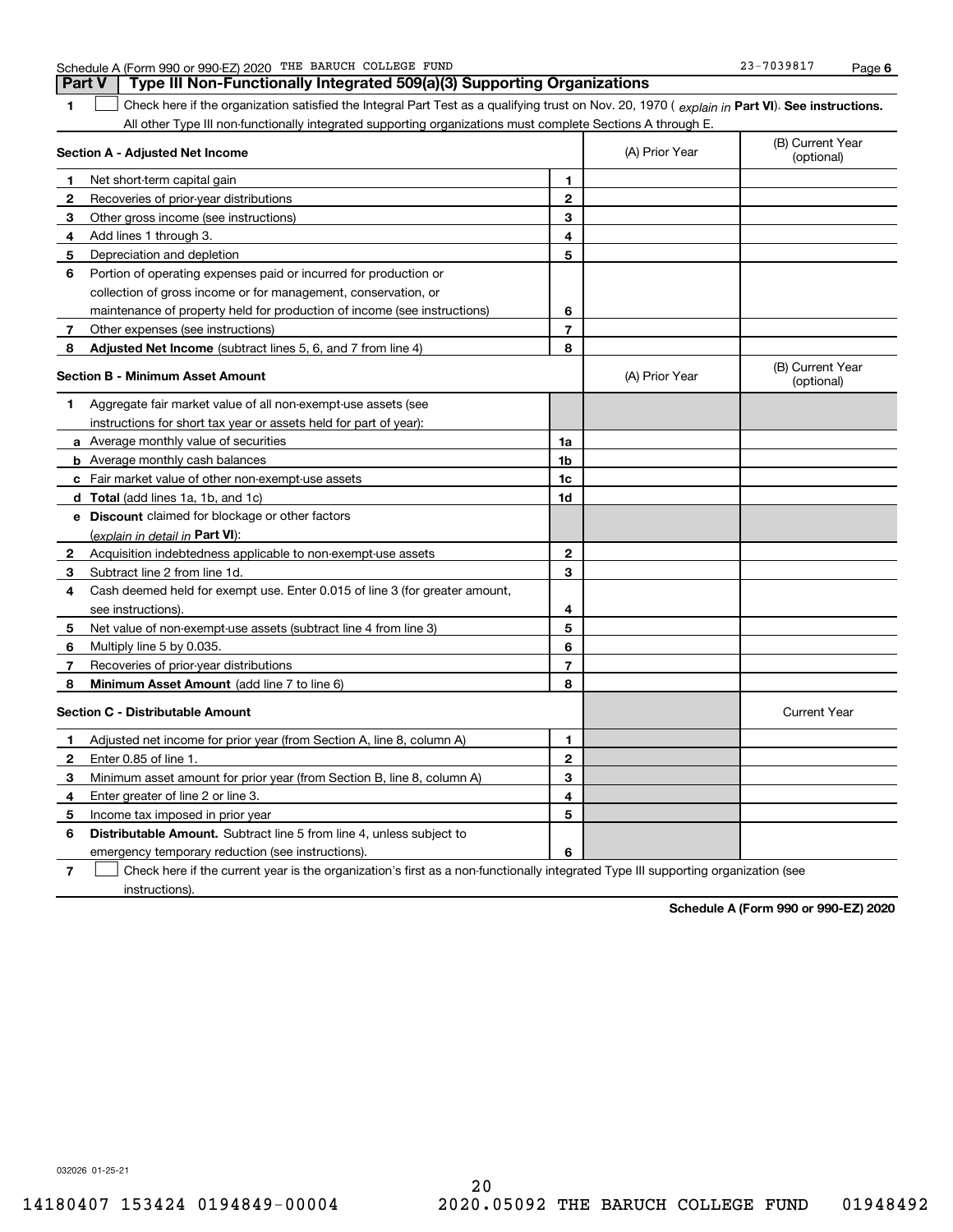Schedule A (Form 990 or 990-EZ) 2020 THE BARUCH COLLEGE FUND 23-7039817 Page **6**

## Part V Type III Non-Functionally Integrated 509(a)(3) Supporting Organizations

**1** ☐ Check here if the organization satisfied the Integral Part Test as a qualifying trust on Nov. 20, 1970 ( *explain in* **Part VI**). **See instructions.** All other Type III non-functionally integrated supporting organizations must complete Sections A through E.

| **Section A - Adjusted Net Income** | | | (A) Prior Year | (B) Current Year (optional) |
|---|---|---|---|---|
| **1** | Net short-term capital gain | **1** | | |
| **2** | Recoveries of prior-year distributions | **2** | | |
| **3** | Other gross income (see instructions) | **3** | | |
| **4** | Add lines 1 through 3. | **4** | | |
| **5** | Depreciation and depletion | **5** | | |
| **6** | Portion of operating expenses paid or incurred for production or collection of gross income or for management, conservation, or maintenance of property held for production of income (see instructions) | **6** | | |
| **7** | Other expenses (see instructions) | **7** | | |
| **8** | **Adjusted Net Income** (subtract lines 5, 6, and 7 from line 4) | **8** | | |

| **Section B - Minimum Asset Amount** | | | (A) Prior Year | (B) Current Year (optional) |
|---|---|---|---|---|
| **1** | Aggregate fair market value of all non-exempt-use assets (see instructions for short tax year or assets held for part of year): | | | |
| **a** | Average monthly value of securities | **1a** | | |
| **b** | Average monthly cash balances | **1b** | | |
| **c** | Fair market value of other non-exempt-use assets | **1c** | | |
| **d** | **Total** (add lines 1a, 1b, and 1c) | **1d** | | |
| **e** | **Discount** claimed for blockage or other factors (*explain in detail in* **Part VI**): | | | |
| **2** | Acquisition indebtedness applicable to non-exempt-use assets | **2** | | |
| **3** | Subtract line 2 from line 1d. | **3** | | |
| **4** | Cash deemed held for exempt use. Enter 0.015 of line 3 (for greater amount, see instructions). | **4** | | |
| **5** | Net value of non-exempt-use assets (subtract line 4 from line 3) | **5** | | |
| **6** | Multiply line 5 by 0.035. | **6** | | |
| **7** | Recoveries of prior-year distributions | **7** | | |
| **8** | **Minimum Asset Amount** (add line 7 to line 6) | **8** | | |

| **Section C - Distributable Amount** | | | | Current Year |
|---|---|---|---|---|
| **1** | Adjusted net income for prior year (from Section A, line 8, column A) | **1** | | |
| **2** | Enter 0.85 of line 1. | **2** | | |
| **3** | Minimum asset amount for prior year (from Section B, line 8, column A) | **3** | | |
| **4** | Enter greater of line 2 or line 3. | **4** | | |
| **5** | Income tax imposed in prior year | **5** | | |
| **6** | **Distributable Amount.** Subtract line 5 from line 4, unless subject to emergency temporary reduction (see instructions). | **6** | | |

**7** ☐ Check here if the current year is the organization's first as a non-functionally integrated Type III supporting organization (see instructions).

**Schedule A (Form 990 or 990-EZ) 2020**

032026 01-25-21

14180407 153424 0194849-00004 2020.05092 THE BARUCH COLLEGE FUND 01948492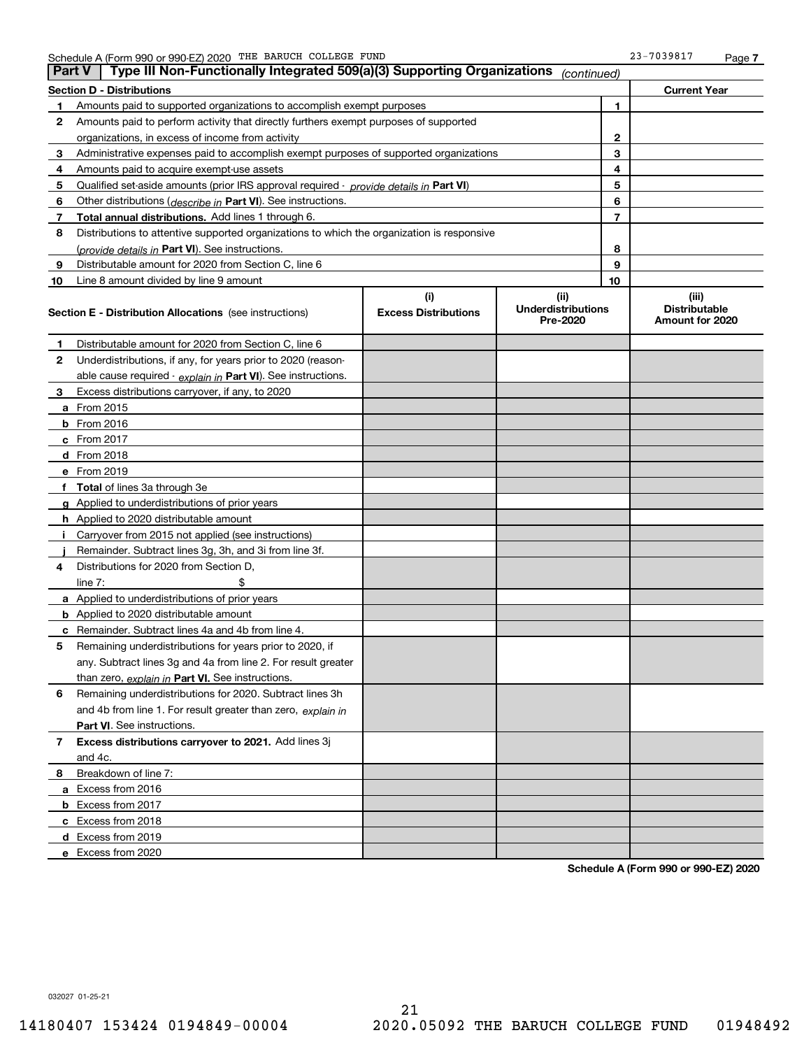Schedule A (Form 990 or 990-EZ) 2020 THE BARUCH COLLEGE FUND 23-7039817 Page 7

## Part V Type III Non-Functionally Integrated 509(a)(3) Supporting Organizations *(continued)*

| Section D - Distributions | | | Current Year |
|---|---|---|---|
| 1 | Amounts paid to supported organizations to accomplish exempt purposes | 1 | |
| 2 | Amounts paid to perform activity that directly furthers exempt purposes of supported organizations, in excess of income from activity | 2 | |
| 3 | Administrative expenses paid to accomplish exempt purposes of supported organizations | 3 | |
| 4 | Amounts paid to acquire exempt-use assets | 4 | |
| 5 | Qualified set-aside amounts (prior IRS approval required - *provide details in* **Part VI**) | 5 | |
| 6 | Other distributions (*describe in* **Part VI**). See instructions. | 6 | |
| 7 | **Total annual distributions.** Add lines 1 through 6. | 7 | |
| 8 | Distributions to attentive supported organizations to which the organization is responsive (*provide details in* **Part VI**). See instructions. | 8 | |
| 9 | Distributable amount for 2020 from Section C, line 6 | 9 | |
| 10 | Line 8 amount divided by line 9 amount | 10 | |

| Section E - Distribution Allocations (see instructions) | (i) Excess Distributions | (ii) Underdistributions Pre-2020 | (iii) Distributable Amount for 2020 |
|---|---|---|---|
| **1** Distributable amount for 2020 from Section C, line 6 | | | |
| **2** Underdistributions, if any, for years prior to 2020 (reasonable cause required - *explain in* **Part VI**). See instructions. | | | |
| **3** Excess distributions carryover, if any, to 2020 | | | |
| **a** From 2015 | | | |
| **b** From 2016 | | | |
| **c** From 2017 | | | |
| **d** From 2018 | | | |
| **e** From 2019 | | | |
| **f Total** of lines 3a through 3e | | | |
| **g** Applied to underdistributions of prior years | | | |
| **h** Applied to 2020 distributable amount | | | |
| **i** Carryover from 2015 not applied (see instructions) | | | |
| **j** Remainder. Subtract lines 3g, 3h, and 3i from line 3f. | | | |
| **4** Distributions for 2020 from Section D, line 7: $ | | | |
| **a** Applied to underdistributions of prior years | | | |
| **b** Applied to 2020 distributable amount | | | |
| **c** Remainder. Subtract lines 4a and 4b from line 4. | | | |
| **5** Remaining underdistributions for years prior to 2020, if any. Subtract lines 3g and 4a from line 2. For result greater than zero, *explain in* **Part VI.** See instructions. | | | |
| **6** Remaining underdistributions for 2020. Subtract lines 3h and 4b from line 1. For result greater than zero, *explain in* **Part VI**. See instructions. | | | |
| **7 Excess distributions carryover to 2021.** Add lines 3j and 4c. | | | |
| **8** Breakdown of line 7: | | | |
| **a** Excess from 2016 | | | |
| **b** Excess from 2017 | | | |
| **c** Excess from 2018 | | | |
| **d** Excess from 2019 | | | |
| **e** Excess from 2020 | | | |

**Schedule A (Form 990 or 990-EZ) 2020**

032027 01-25-21

14180407 153424 0194849-00004 2020.05092 THE BARUCH COLLEGE FUND 01948492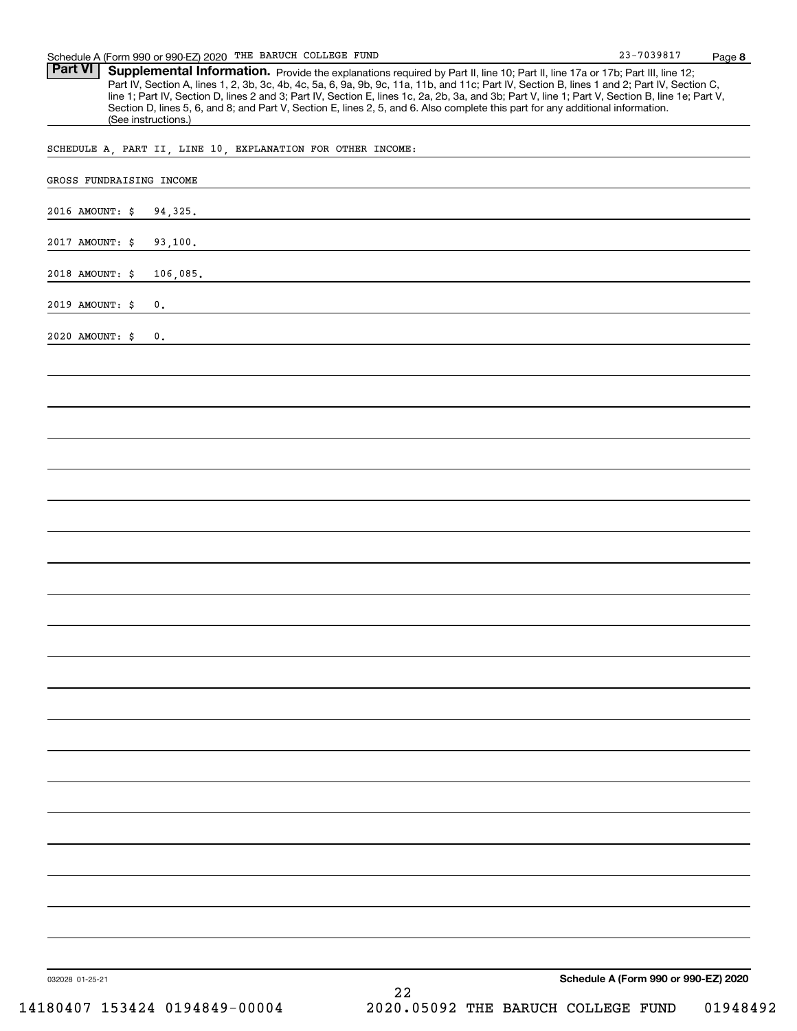## Part VI Supplemental Information.

Provide the explanations required by Part II, line 10; Part II, line 17a or 17b; Part III, line 12; Part IV, Section A, lines 1, 2, 3b, 3c, 4b, 4c, 5a, 6, 9a, 9b, 9c, 11a, 11b, and 11c; Part IV, Section B, lines 1 and 2; Part IV, Section C, line 1; Part IV, Section D, lines 2 and 3; Part IV, Section E, lines 1c, 2a, 2b, 3a, and 3b; Part V, line 1; Part V, Section B, line 1e; Part V, Section D, lines 5, 6, and 8; and Part V, Section E, lines 2, 5, and 6. Also complete this part for any additional information. (See instructions.)

SCHEDULE A, PART II, LINE 10, EXPLANATION FOR OTHER INCOME:

GROSS FUNDRAISING INCOME

2016 AMOUNT: $ 94,325.

2017 AMOUNT: $ 93,100.

2018 AMOUNT: $ 106,085.

2019 AMOUNT: $ 0.

2020 AMOUNT: $ 0.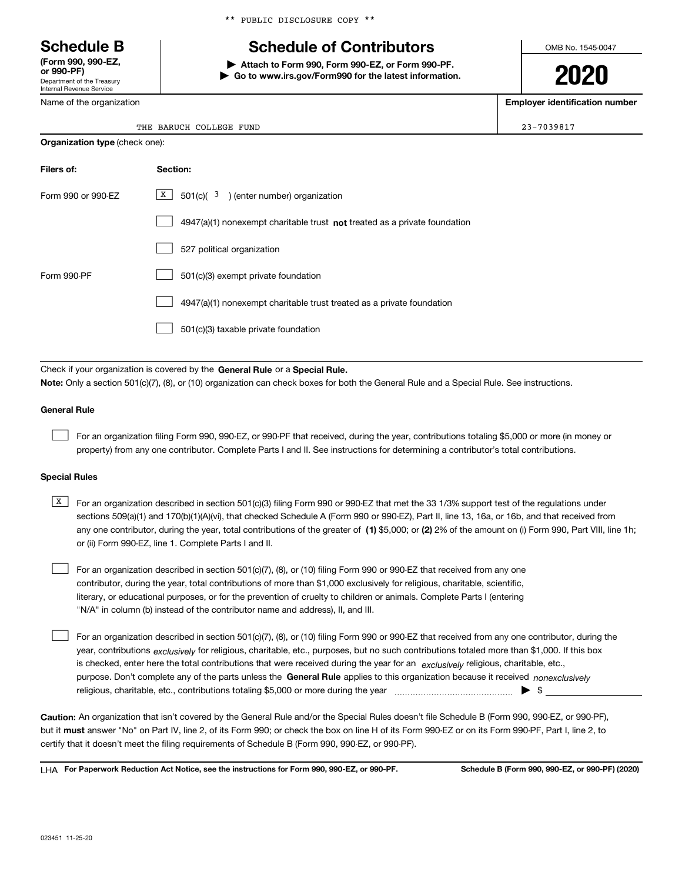** PUBLIC DISCLOSURE COPY **

# Schedule B

**(Form 990, 990-EZ, or 990-PF)**
Department of the Treasury
Internal Revenue Service

## Schedule of Contributors

▶ **Attach to Form 990, Form 990-EZ, or Form 990-PF.**
▶ **Go to www.irs.gov/Form990 for the latest information.**

OMB No. 1545-0047

**2020**

Name of the organization: THE BARUCH COLLEGE FUND

**Employer identification number**: 23-7039817

**Organization type** (check one):

| Filers of: | Section: |
|---|---|
| Form 990 or 990-EZ | [X] 501(c)( 3 ) (enter number) organization |
| | [ ] 4947(a)(1) nonexempt charitable trust **not** treated as a private foundation |
| | [ ] 527 political organization |
| Form 990-PF | [ ] 501(c)(3) exempt private foundation |
| | [ ] 4947(a)(1) nonexempt charitable trust treated as a private foundation |
| | [ ] 501(c)(3) taxable private foundation |

Check if your organization is covered by the **General Rule** or a **Special Rule.**

**Note:** Only a section 501(c)(7), (8), or (10) organization can check boxes for both the General Rule and a Special Rule. See instructions.

### General Rule

[ ] For an organization filing Form 990, 990-EZ, or 990-PF that received, during the year, contributions totaling $5,000 or more (in money or property) from any one contributor. Complete Parts I and II. See instructions for determining a contributor's total contributions.

### Special Rules

[X] For an organization described in section 501(c)(3) filing Form 990 or 990-EZ that met the 33 1/3% support test of the regulations under sections 509(a)(1) and 170(b)(1)(A)(vi), that checked Schedule A (Form 990 or 990-EZ), Part II, line 13, 16a, or 16b, and that received from any one contributor, during the year, total contributions of the greater of **(1)** $5,000; or **(2)** 2% of the amount on (i) Form 990, Part VIII, line 1h; or (ii) Form 990-EZ, line 1. Complete Parts I and II.

[ ] For an organization described in section 501(c)(7), (8), or (10) filing Form 990 or 990-EZ that received from any one contributor, during the year, total contributions of more than $1,000 exclusively for religious, charitable, scientific, literary, or educational purposes, or for the prevention of cruelty to children or animals. Complete Parts I (entering "N/A" in column (b) instead of the contributor name and address), II, and III.

[ ] For an organization described in section 501(c)(7), (8), or (10) filing Form 990 or 990-EZ that received from any one contributor, during the year, contributions *exclusively* for religious, charitable, etc., purposes, but no such contributions totaled more than $1,000. If this box is checked, enter here the total contributions that were received during the year for an *exclusively* religious, charitable, etc., purpose. Don't complete any of the parts unless the **General Rule** applies to this organization because it received *nonexclusively* religious, charitable, etc., contributions totaling $5,000 or more during the year ▶ $

**Caution:** An organization that isn't covered by the General Rule and/or the Special Rules doesn't file Schedule B (Form 990, 990-EZ, or 990-PF), but it **must** answer "No" on Part IV, line 2, of its Form 990; or check the box on line H of its Form 990-EZ or on its Form 990-PF, Part I, line 2, to certify that it doesn't meet the filing requirements of Schedule B (Form 990, 990-EZ, or 990-PF).

LHA **For Paperwork Reduction Act Notice, see the instructions for Form 990, 990-EZ, or 990-PF.** **Schedule B (Form 990, 990-EZ, or 990-PF) (2020)**

023451 11-25-20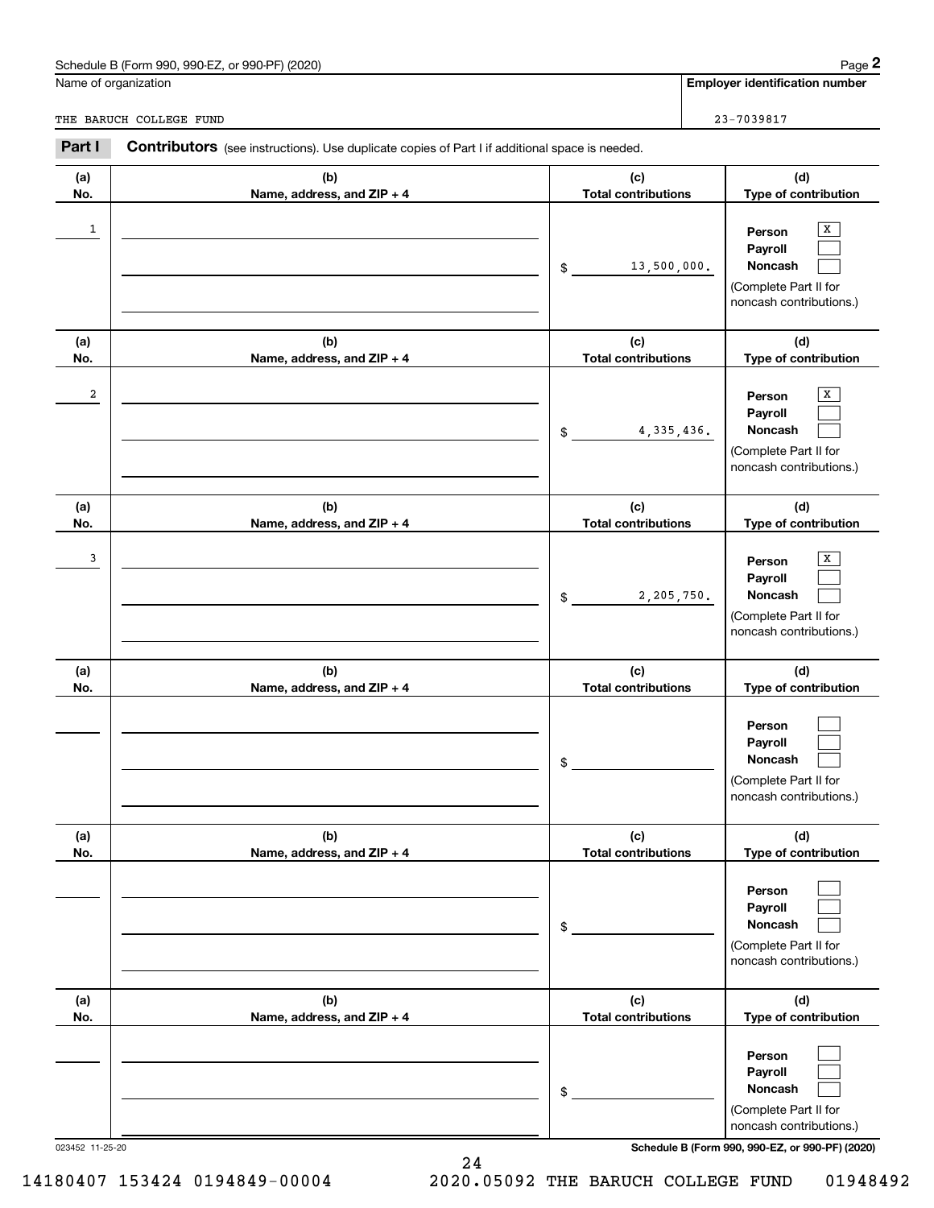Schedule B (Form 990, 990-EZ, or 990-PF) (2020)

Name of organization: THE BARUCH COLLEGE FUND

**Employer identification number:** 23-7039817

## Part I Contributors

(see instructions). Use duplicate copies of Part I if additional space is needed.

| (a) No. | (b) Name, address, and ZIP + 4 | (c) Total contributions | (d) Type of contribution |
|---|---|---|---|
| 1 | | $ 13,500,000. | Person [X] Payroll [ ] Noncash [ ] (Complete Part II for noncash contributions.) |
| 2 | | $ 4,335,436. | Person [X] Payroll [ ] Noncash [ ] (Complete Part II for noncash contributions.) |
| 3 | | $ 2,205,750. | Person [X] Payroll [ ] Noncash [ ] (Complete Part II for noncash contributions.) |
| | | $ | Person [ ] Payroll [ ] Noncash [ ] (Complete Part II for noncash contributions.) |
| | | $ | Person [ ] Payroll [ ] Noncash [ ] (Complete Part II for noncash contributions.) |
| | | $ | Person [ ] Payroll [ ] Noncash [ ] (Complete Part II for noncash contributions.) |

023452 11-25-20

Schedule B (Form 990, 990-EZ, or 990-PF) (2020)

14180407 153424 0194849-00004 2020.05092 THE BARUCH COLLEGE FUND 01948492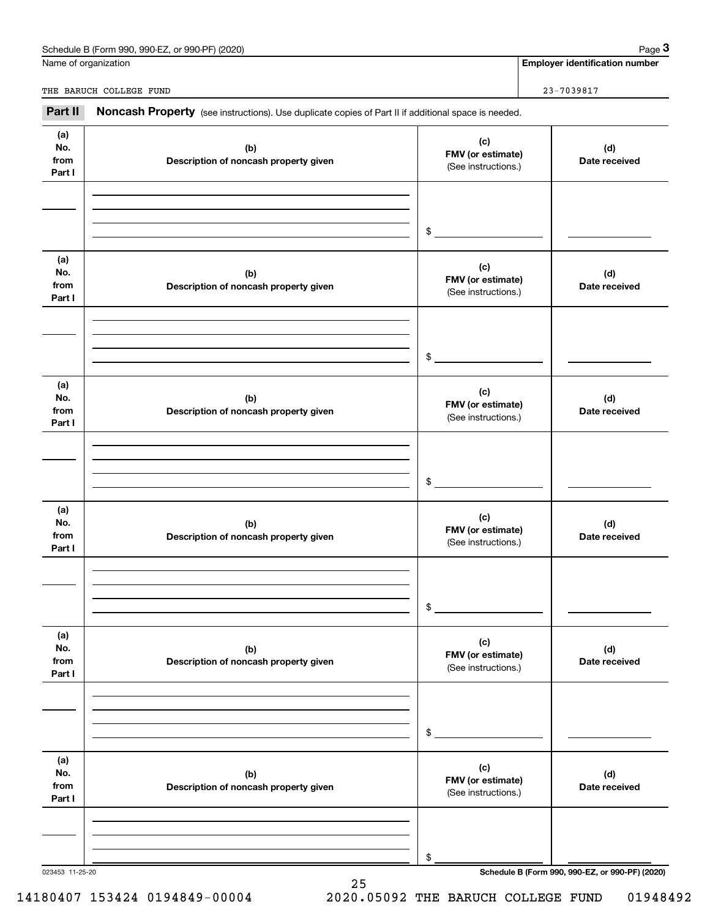Name of organization

THE BARUCH COLLEGE FUND

**Employer identification number**

23-7039817

**Part II** **Noncash Property** (see instructions). Use duplicate copies of Part II if additional space is needed.

| (a) No. from Part I | (b) Description of noncash property given | (c) FMV (or estimate) (See instructions.) | (d) Date received |
|---|---|---|---|
| | | $ | |
| | | $ | |
| | | $ | |
| | | $ | |
| | | $ | |
| | | $ | |

023453 11-25-20

**Schedule B (Form 990, 990-EZ, or 990-PF) (2020)**

14180407 153424 0194849-00004 2020.05092 THE BARUCH COLLEGE FUND 01948492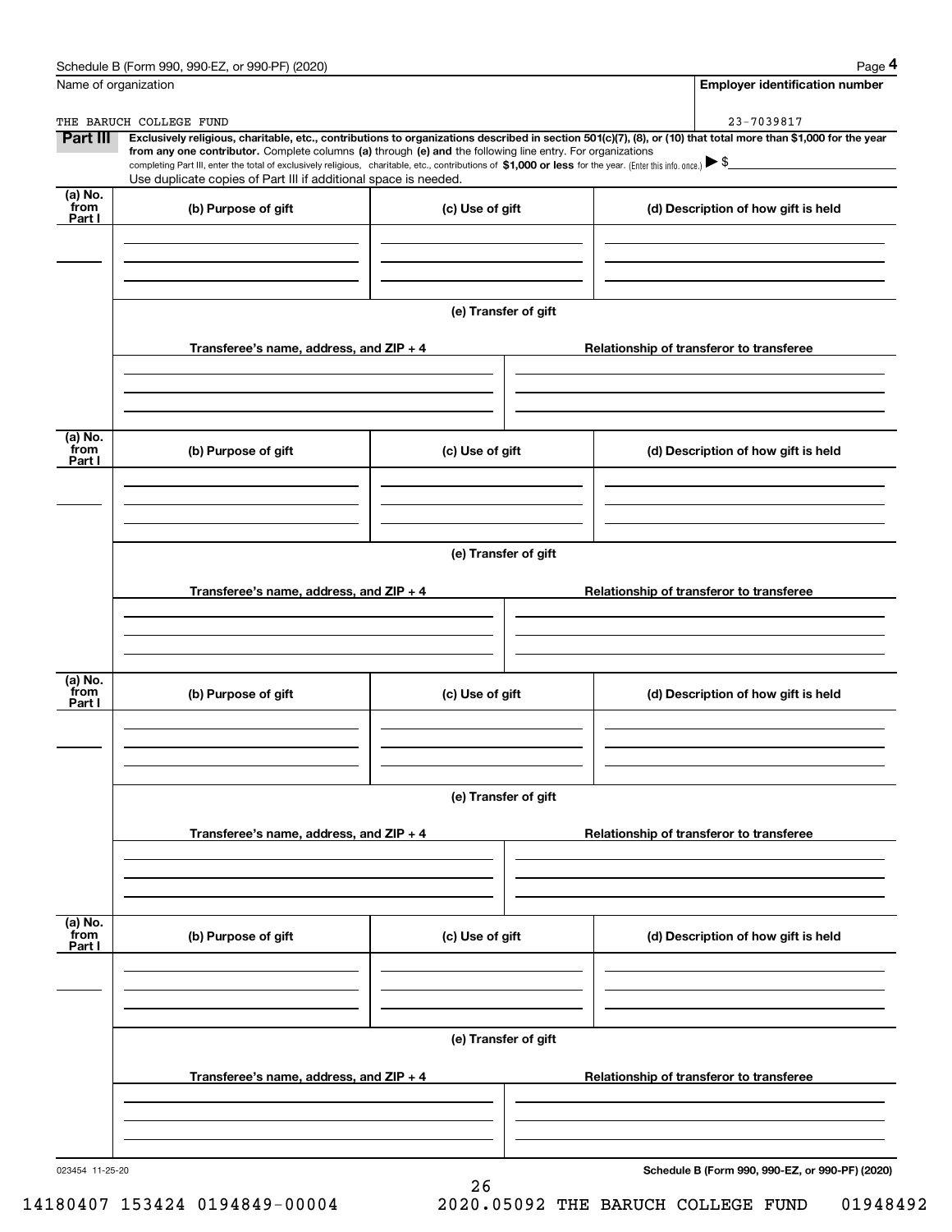Schedule B (Form 990, 990-EZ, or 990-PF) (2020) Page **4**

Name of organization: THE BARUCH COLLEGE FUND

**Employer identification number**: 23-7039817

**Part III** **Exclusively religious, charitable, etc., contributions to organizations described in section 501(c)(7), (8), or (10) that total more than $1,000 for the year from any one contributor.** Complete columns **(a)** through **(e) and** the following line entry. For organizations completing Part III, enter the total of exclusively religious, charitable, etc., contributions of **$1,000 or less** for the year. (Enter this info. once.) ▶ $

Use duplicate copies of Part III if additional space is needed.

| (a) No. from Part I | (b) Purpose of gift | (c) Use of gift | (d) Description of how gift is held |
|---|---|---|---|
| | | | |

**(e) Transfer of gift**

| Transferee's name, address, and ZIP + 4 | Relationship of transferor to transferee |
|---|---|
| | |

| (a) No. from Part I | (b) Purpose of gift | (c) Use of gift | (d) Description of how gift is held |
|---|---|---|---|
| | | | |

**(e) Transfer of gift**

| Transferee's name, address, and ZIP + 4 | Relationship of transferor to transferee |
|---|---|
| | |

| (a) No. from Part I | (b) Purpose of gift | (c) Use of gift | (d) Description of how gift is held |
|---|---|---|---|
| | | | |

**(e) Transfer of gift**

| Transferee's name, address, and ZIP + 4 | Relationship of transferor to transferee |
|---|---|
| | |

| (a) No. from Part I | (b) Purpose of gift | (c) Use of gift | (d) Description of how gift is held |
|---|---|---|---|
| | | | |

**(e) Transfer of gift**

| Transferee's name, address, and ZIP + 4 | Relationship of transferor to transferee |
|---|---|
| | |

023454 11-25-20 **Schedule B (Form 990, 990-EZ, or 990-PF) (2020)**

14180407 153424 0194849-00004 2020.05092 THE BARUCH COLLEGE FUND 01948492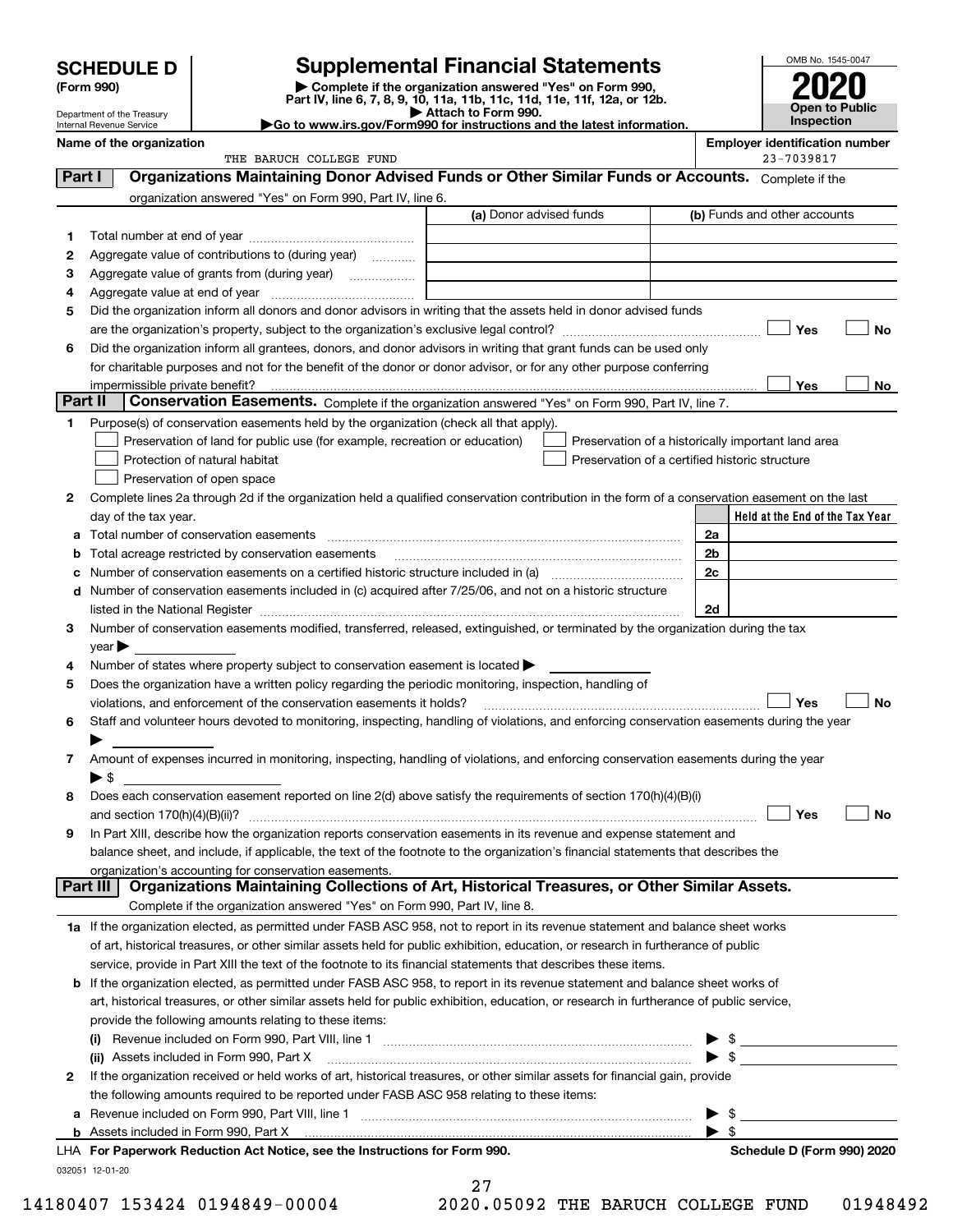# SCHEDULE D (Form 990)

Department of the Treasury
Internal Revenue Service

## Supplemental Financial Statements

▶ Complete if the organization answered "Yes" on Form 990, Part IV, line 6, 7, 8, 9, 10, 11a, 11b, 11c, 11d, 11e, 11f, 12a, or 12b.
▶ Attach to Form 990.
▶Go to www.irs.gov/Form990 for instructions and the latest information.

OMB No. 1545-0047

**2020**

**Open to Public Inspection**

**Name of the organization**
THE BARUCH COLLEGE FUND

**Employer identification number**
23-7039817

### Part I — Organizations Maintaining Donor Advised Funds or Other Similar Funds or Accounts.

Complete if the organization answered "Yes" on Form 990, Part IV, line 6.

| | | (a) Donor advised funds | (b) Funds and other accounts |
|---|---|---|---|
| 1 | Total number at end of year | | |
| 2 | Aggregate value of contributions to (during year) | | |
| 3 | Aggregate value of grants from (during year) | | |
| 4 | Aggregate value at end of year | | |

5 Did the organization inform all donors and donor advisors in writing that the assets held in donor advised funds are the organization's property, subject to the organization's exclusive legal control? ☐ Yes ☐ No

6 Did the organization inform all grantees, donors, and donor advisors in writing that grant funds can be used only for charitable purposes and not for the benefit of the donor or donor advisor, or for any other purpose conferring impermissible private benefit? ☐ Yes ☐ No

### Part II — Conservation Easements.

Complete if the organization answered "Yes" on Form 990, Part IV, line 7.

1 Purpose(s) of conservation easements held by the organization (check all that apply).

- ☐ Preservation of land for public use (for example, recreation or education)
- ☐ Preservation of a historically important land area
- ☐ Protection of natural habitat
- ☐ Preservation of a certified historic structure
- ☐ Preservation of open space

2 Complete lines 2a through 2d if the organization held a qualified conservation contribution in the form of a conservation easement on the last day of the tax year.

| | | | Held at the End of the Tax Year |
|---|---|---|---|
| a | Total number of conservation easements | 2a | |
| b | Total acreage restricted by conservation easements | 2b | |
| c | Number of conservation easements on a certified historic structure included in (a) | 2c | |
| d | Number of conservation easements included in (c) acquired after 7/25/06, and not on a historic structure listed in the National Register | 2d | |

3 Number of conservation easements modified, transferred, released, extinguished, or terminated by the organization during the tax year ▶

4 Number of states where property subject to conservation easement is located ▶

5 Does the organization have a written policy regarding the periodic monitoring, inspection, handling of violations, and enforcement of the conservation easements it holds? ☐ Yes ☐ No

6 Staff and volunteer hours devoted to monitoring, inspecting, handling of violations, and enforcing conservation easements during the year ▶

7 Amount of expenses incurred in monitoring, inspecting, handling of violations, and enforcing conservation easements during the year ▶ $

8 Does each conservation easement reported on line 2(d) above satisfy the requirements of section 170(h)(4)(B)(i) and section 170(h)(4)(B)(ii)? ☐ Yes ☐ No

9 In Part XIII, describe how the organization reports conservation easements in its revenue and expense statement and balance sheet, and include, if applicable, the text of the footnote to the organization's financial statements that describes the organization's accounting for conservation easements.

### Part III — Organizations Maintaining Collections of Art, Historical Treasures, or Other Similar Assets.

Complete if the organization answered "Yes" on Form 990, Part IV, line 8.

1a If the organization elected, as permitted under FASB ASC 958, not to report in its revenue statement and balance sheet works of art, historical treasures, or other similar assets held for public exhibition, education, or research in furtherance of public service, provide in Part XIII the text of the footnote to its financial statements that describes these items.

b If the organization elected, as permitted under FASB ASC 958, to report in its revenue statement and balance sheet works of art, historical treasures, or other similar assets held for public exhibition, education, or research in furtherance of public service, provide the following amounts relating to these items:

(i) Revenue included on Form 990, Part VIII, line 1 ▶ $

(ii) Assets included in Form 990, Part X ▶ $

2 If the organization received or held works of art, historical treasures, or other similar assets for financial gain, provide the following amounts required to be reported under FASB ASC 958 relating to these items:

a Revenue included on Form 990, Part VIII, line 1 ▶ $

b Assets included in Form 990, Part X ▶ $

**LHA For Paperwork Reduction Act Notice, see the Instructions for Form 990.** **Schedule D (Form 990) 2020**

032051 12-01-20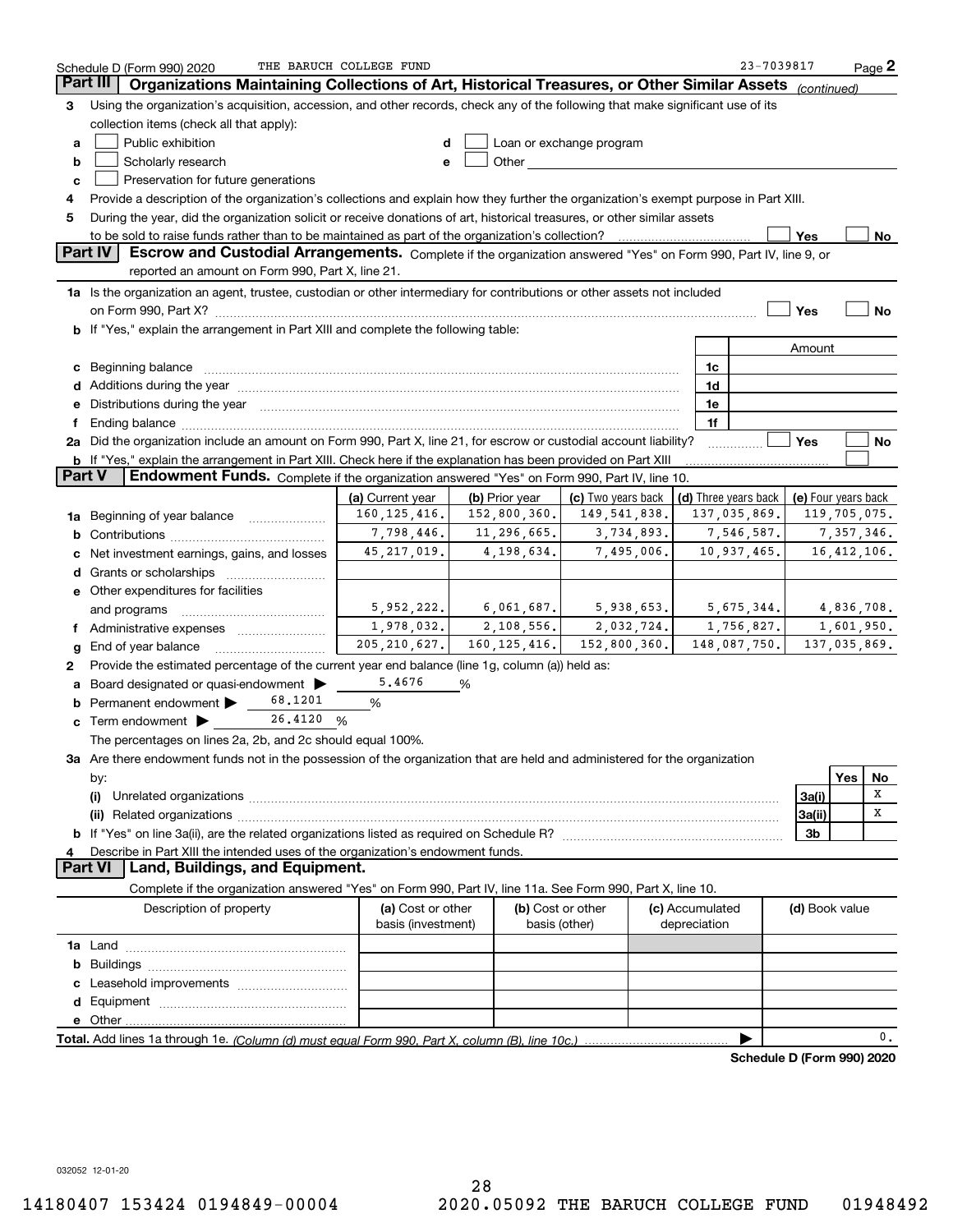Schedule D (Form 990) 2020 THE BARUCH COLLEGE FUND 23-7039817

## Part III Organizations Maintaining Collections of Art, Historical Treasures, or Other Similar Assets *(continued)*

**3** Using the organization's acquisition, accession, and other records, check any of the following that make significant use of its collection items (check all that apply):

- **a** ☐ Public exhibition
- **b** ☐ Scholarly research
- **c** ☐ Preservation for future generations
- **d** ☐ Loan or exchange program
- **e** ☐ Other

**4** Provide a description of the organization's collections and explain how they further the organization's exempt purpose in Part XIII.

**5** During the year, did the organization solicit or receive donations of art, historical treasures, or other similar assets to be sold to raise funds rather than to be maintained as part of the organization's collection? ☐ Yes ☐ No

## Part IV Escrow and Custodial Arrangements.

Complete if the organization answered "Yes" on Form 990, Part IV, line 9, or reported an amount on Form 990, Part X, line 21.

**1a** Is the organization an agent, trustee, custodian or other intermediary for contributions or other assets not included on Form 990, Part X? ☐ Yes ☐ No

**b** If "Yes," explain the arrangement in Part XIII and complete the following table:

| | | Amount |
|---|---|---|
| **c** Beginning balance | 1c | |
| **d** Additions during the year | 1d | |
| **e** Distributions during the year | 1e | |
| **f** Ending balance | 1f | |

**2a** Did the organization include an amount on Form 990, Part X, line 21, for escrow or custodial account liability? ☐ Yes ☐ No

**b** If "Yes," explain the arrangement in Part XIII. Check here if the explanation has been provided on Part XIII ☐

## Part V Endowment Funds.

Complete if the organization answered "Yes" on Form 990, Part IV, line 10.

| | (a) Current year | (b) Prior year | (c) Two years back | (d) Three years back | (e) Four years back |
|---|---|---|---|---|---|
| **1a** Beginning of year balance | 160,125,416. | 152,800,360. | 149,541,838. | 137,035,869. | 119,705,075. |
| **b** Contributions | 7,798,446. | 11,296,665. | 3,734,893. | 7,546,587. | 7,357,346. |
| **c** Net investment earnings, gains, and losses | 45,217,019. | 4,198,634. | 7,495,006. | 10,937,465. | 16,412,106. |
| **d** Grants or scholarships | | | | | |
| **e** Other expenditures for facilities and programs | 5,952,222. | 6,061,687. | 5,938,653. | 5,675,344. | 4,836,708. |
| **f** Administrative expenses | 1,978,032. | 2,108,556. | 2,032,724. | 1,756,827. | 1,601,950. |
| **g** End of year balance | 205,210,627. | 160,125,416. | 152,800,360. | 148,087,750. | 137,035,869. |

**2** Provide the estimated percentage of the current year end balance (line 1g, column (a)) held as:

- **a** Board designated or quasi-endowment ▶ 5.4676 %
- **b** Permanent endowment ▶ 68.1201 %
- **c** Term endowment ▶ 26.4120 %

The percentages on lines 2a, 2b, and 2c should equal 100%.

**3a** Are there endowment funds not in the possession of the organization that are held and administered for the organization by:

| | | Yes | No |
|---|---|---|---|
| **(i)** Unrelated organizations | 3a(i) | | X |
| **(ii)** Related organizations | 3a(ii) | | X |
| **b** If "Yes" on line 3a(ii), are the related organizations listed as required on Schedule R? | 3b | | |

**4** Describe in Part XIII the intended uses of the organization's endowment funds.

## Part VI Land, Buildings, and Equipment.

Complete if the organization answered "Yes" on Form 990, Part IV, line 11a. See Form 990, Part X, line 10.

| Description of property | (a) Cost or other basis (investment) | (b) Cost or other basis (other) | (c) Accumulated depreciation | (d) Book value |
|---|---|---|---|---|
| **1a** Land | | | | |
| **b** Buildings | | | | |
| **c** Leasehold improvements | | | | |
| **d** Equipment | | | | |
| **e** Other | | | | |

**Total.** Add lines 1a through 1e. *(Column (d) must equal Form 990, Part X, column (B), line 10c.)* ▶ 0.

**Schedule D (Form 990) 2020**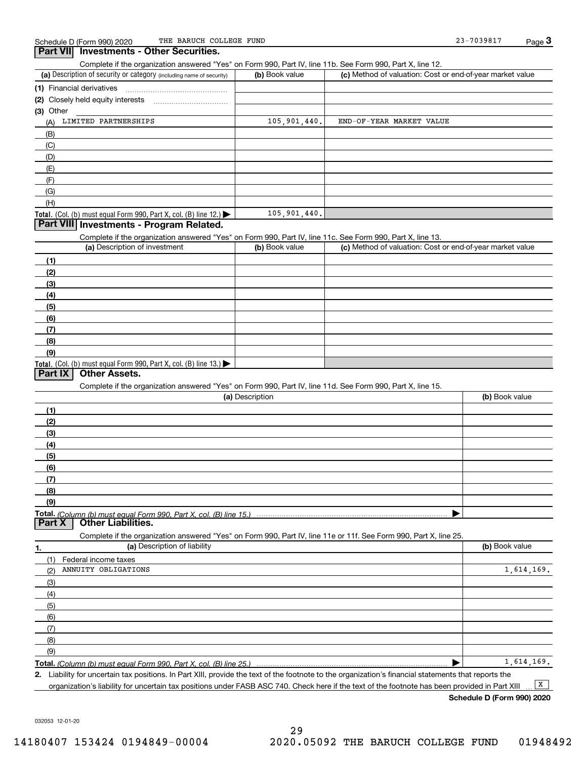Schedule D (Form 990) 2020 THE BARUCH COLLEGE FUND 23-7039817

## Part VII Investments - Other Securities.

Complete if the organization answered "Yes" on Form 990, Part IV, line 11b. See Form 990, Part X, line 12.

| (a) Description of security or category (including name of security) | (b) Book value | (c) Method of valuation: Cost or end-of-year market value |
|---|---|---|
| (1) Financial derivatives | | |
| (2) Closely held equity interests | | |
| (3) Other | | |
| (A) LIMITED PARTNERSHIPS | 105,901,440. | END-OF-YEAR MARKET VALUE |
| (B) | | |
| (C) | | |
| (D) | | |
| (E) | | |
| (F) | | |
| (G) | | |
| (H) | | |
| **Total.** (Col. (b) must equal Form 990, Part X, col. (B) line 12.) | 105,901,440. | |

## Part VIII Investments - Program Related.

Complete if the organization answered "Yes" on Form 990, Part IV, line 11c. See Form 990, Part X, line 13.

| (a) Description of investment | (b) Book value | (c) Method of valuation: Cost or end-of-year market value |
|---|---|---|
| (1) | | |
| (2) | | |
| (3) | | |
| (4) | | |
| (5) | | |
| (6) | | |
| (7) | | |
| (8) | | |
| (9) | | |
| **Total.** (Col. (b) must equal Form 990, Part X, col. (B) line 13.) | | |

## Part IX Other Assets.

Complete if the organization answered "Yes" on Form 990, Part IV, line 11d. See Form 990, Part X, line 15.

| (a) Description | (b) Book value |
|---|---|
| (1) | |
| (2) | |
| (3) | |
| (4) | |
| (5) | |
| (6) | |
| (7) | |
| (8) | |
| (9) | |
| **Total.** *(Column (b) must equal Form 990, Part X, col. (B) line 15.)* | |

## Part X Other Liabilities.

Complete if the organization answered "Yes" on Form 990, Part IV, line 11e or 11f. See Form 990, Part X, line 25.

| 1. (a) Description of liability | (b) Book value |
|---|---|
| (1) Federal income taxes | |
| (2) ANNUITY OBLIGATIONS | 1,614,169. |
| (3) | |
| (4) | |
| (5) | |
| (6) | |
| (7) | |
| (8) | |
| (9) | |
| **Total.** *(Column (b) must equal Form 990, Part X, col. (B) line 25.)* | 1,614,169. |

**2.** Liability for uncertain tax positions. In Part XIII, provide the text of the footnote to the organization's financial statements that reports the organization's liability for uncertain tax positions under FASB ASC 740. Check here if the text of the footnote has been provided in Part XIII [X]

**Schedule D (Form 990) 2020**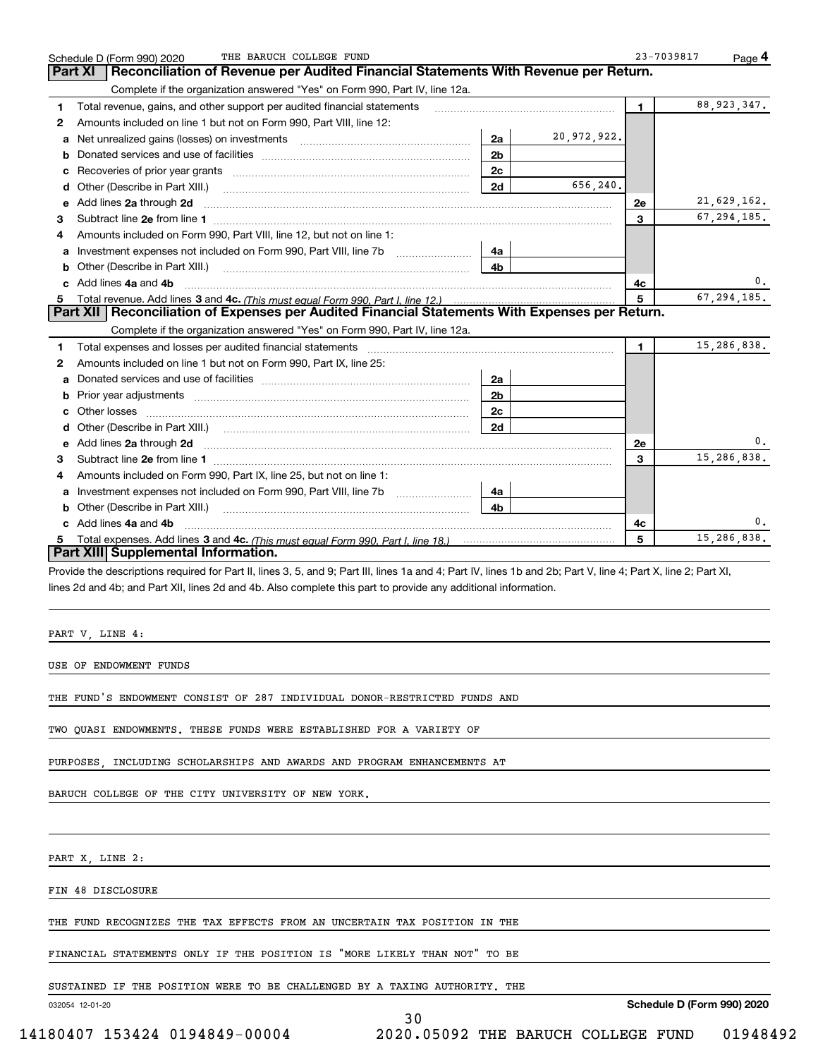Schedule D (Form 990) 2020 THE BARUCH COLLEGE FUND 23-7039817 Page 4

## Part XI Reconciliation of Revenue per Audited Financial Statements With Revenue per Return.

Complete if the organization answered "Yes" on Form 990, Part IV, line 12a.

| | | | | | |
|---|---|---|---|---|---|
| 1 | Total revenue, gains, and other support per audited financial statements | | | 1 | 88,923,347. |
| 2 | Amounts included on line 1 but not on Form 990, Part VIII, line 12: | | | | |
| a | Net unrealized gains (losses) on investments | 2a | 20,972,922. | | |
| b | Donated services and use of facilities | 2b | | | |
| c | Recoveries of prior year grants | 2c | | | |
| d | Other (Describe in Part XIII.) | 2d | 656,240. | | |
| e | Add lines 2a through 2d | | | 2e | 21,629,162. |
| 3 | Subtract line 2e from line 1 | | | 3 | 67,294,185. |
| 4 | Amounts included on Form 990, Part VIII, line 12, but not on line 1: | | | | |
| a | Investment expenses not included on Form 990, Part VIII, line 7b | 4a | | | |
| b | Other (Describe in Part XIII.) | 4b | | | |
| c | Add lines 4a and 4b | | | 4c | 0. |
| 5 | Total revenue. Add lines 3 and 4c. *(This must equal Form 990, Part I, line 12.)* | | | 5 | 67,294,185. |

## Part XII Reconciliation of Expenses per Audited Financial Statements With Expenses per Return.

Complete if the organization answered "Yes" on Form 990, Part IV, line 12a.

| | | | | | |
|---|---|---|---|---|---|
| 1 | Total expenses and losses per audited financial statements | | | 1 | 15,286,838. |
| 2 | Amounts included on line 1 but not on Form 990, Part IX, line 25: | | | | |
| a | Donated services and use of facilities | 2a | | | |
| b | Prior year adjustments | 2b | | | |
| c | Other losses | 2c | | | |
| d | Other (Describe in Part XIII.) | 2d | | | |
| e | Add lines 2a through 2d | | | 2e | 0. |
| 3 | Subtract line 2e from line 1 | | | 3 | 15,286,838. |
| 4 | Amounts included on Form 990, Part IX, line 25, but not on line 1: | | | | |
| a | Investment expenses not included on Form 990, Part VIII, line 7b | 4a | | | |
| b | Other (Describe in Part XIII.) | 4b | | | |
| c | Add lines 4a and 4b | | | 4c | 0. |
| 5 | Total expenses. Add lines 3 and 4c. *(This must equal Form 990, Part I, line 18.)* | | | 5 | 15,286,838. |

## Part XIII Supplemental Information.

Provide the descriptions required for Part II, lines 3, 5, and 9; Part III, lines 1a and 4; Part IV, lines 1b and 2b; Part V, line 4; Part X, line 2; Part XI, lines 2d and 4b; and Part XII, lines 2d and 4b. Also complete this part to provide any additional information.

PART V, LINE 4:

USE OF ENDOWMENT FUNDS

THE FUND'S ENDOWMENT CONSIST OF 287 INDIVIDUAL DONOR-RESTRICTED FUNDS AND TWO QUASI ENDOWMENTS. THESE FUNDS WERE ESTABLISHED FOR A VARIETY OF PURPOSES, INCLUDING SCHOLARSHIPS AND AWARDS AND PROGRAM ENHANCEMENTS AT BARUCH COLLEGE OF THE CITY UNIVERSITY OF NEW YORK.

PART X, LINE 2:

FIN 48 DISCLOSURE

THE FUND RECOGNIZES THE TAX EFFECTS FROM AN UNCERTAIN TAX POSITION IN THE FINANCIAL STATEMENTS ONLY IF THE POSITION IS "MORE LIKELY THAN NOT" TO BE SUSTAINED IF THE POSITION WERE TO BE CHALLENGED BY A TAXING AUTHORITY. THE

032054 12-01-20 Schedule D (Form 990) 2020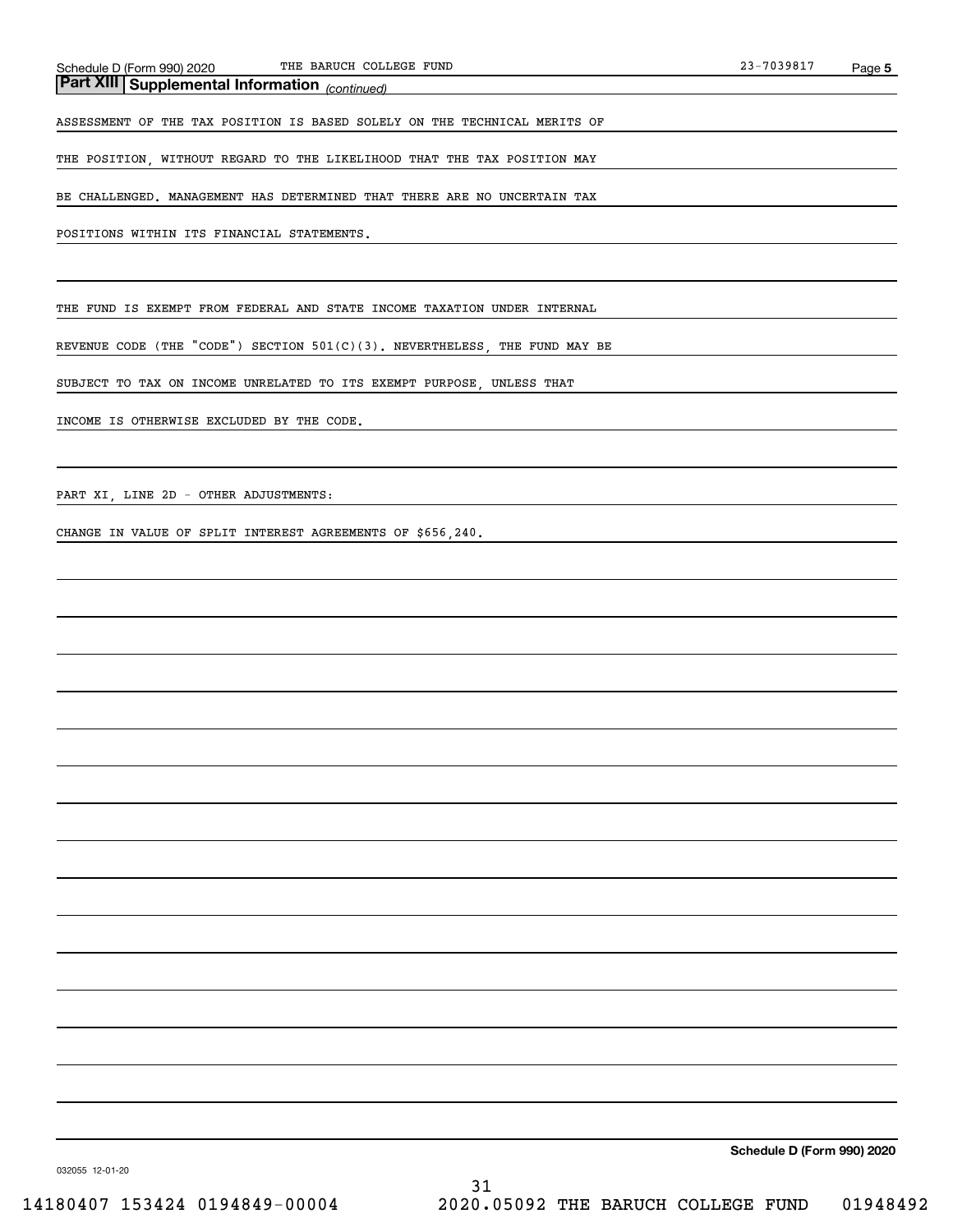## Part XIII Supplemental Information *(continued)*

ASSESSMENT OF THE TAX POSITION IS BASED SOLELY ON THE TECHNICAL MERITS OF THE POSITION, WITHOUT REGARD TO THE LIKELIHOOD THAT THE TAX POSITION MAY BE CHALLENGED. MANAGEMENT HAS DETERMINED THAT THERE ARE NO UNCERTAIN TAX POSITIONS WITHIN ITS FINANCIAL STATEMENTS.

THE FUND IS EXEMPT FROM FEDERAL AND STATE INCOME TAXATION UNDER INTERNAL REVENUE CODE (THE "CODE") SECTION 501(C)(3). NEVERTHELESS, THE FUND MAY BE SUBJECT TO TAX ON INCOME UNRELATED TO ITS EXEMPT PURPOSE, UNLESS THAT INCOME IS OTHERWISE EXCLUDED BY THE CODE.

PART XI, LINE 2D - OTHER ADJUSTMENTS:

CHANGE IN VALUE OF SPLIT INTEREST AGREEMENTS OF $656,240.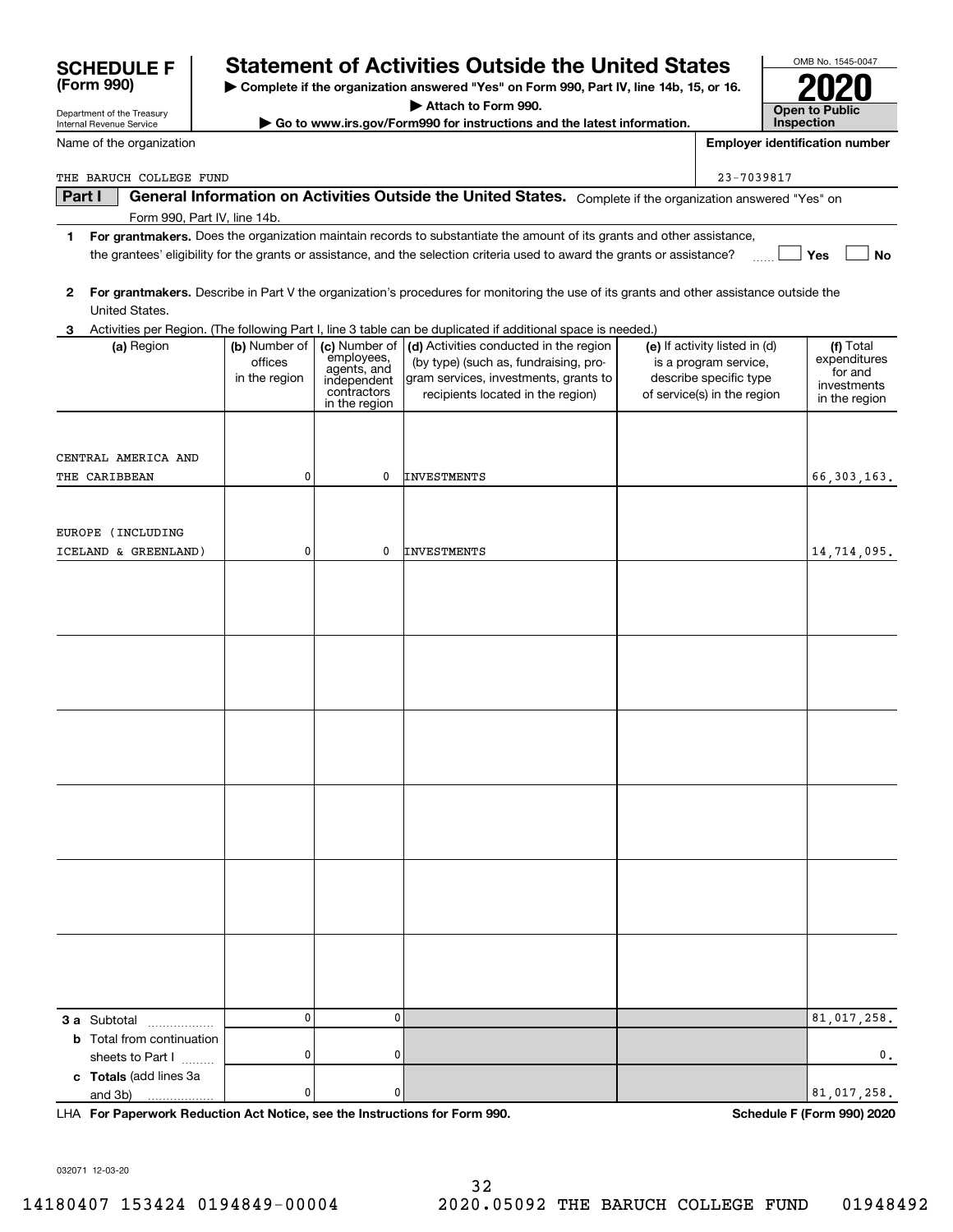# SCHEDULE F (Form 990)

Department of the Treasury
Internal Revenue Service

## Statement of Activities Outside the United States

▶ Complete if the organization answered "Yes" on Form 990, Part IV, line 14b, 15, or 16.
▶ Attach to Form 990.
▶ Go to www.irs.gov/Form990 for instructions and the latest information.

OMB No. 1545-0047

**2020**

**Open to Public Inspection**

Name of the organization: THE BARUCH COLLEGE FUND

Employer identification number: 23-7039817

**Part I — General Information on Activities Outside the United States.** Complete if the organization answered "Yes" on Form 990, Part IV, line 14b.

1. **For grantmakers.** Does the organization maintain records to substantiate the amount of its grants and other assistance, the grantees' eligibility for the grants or assistance, and the selection criteria used to award the grants or assistance? ☐ Yes ☐ No

2. **For grantmakers.** Describe in Part V the organization's procedures for monitoring the use of its grants and other assistance outside the United States.

3. Activities per Region. (The following Part I, line 3 table can be duplicated if additional space is needed.)

| (a) Region | (b) Number of offices in the region | (c) Number of employees, agents, and independent contractors in the region | (d) Activities conducted in the region (by type) (such as, fundraising, program services, investments, grants to recipients located in the region) | (e) If activity listed in (d) is a program service, describe specific type of service(s) in the region | (f) Total expenditures for and investments in the region |
|---|---|---|---|---|---|
| CENTRAL AMERICA AND THE CARIBBEAN | 0 | 0 | INVESTMENTS | | 66,303,163. |
| EUROPE (INCLUDING ICELAND & GREENLAND) | 0 | 0 | INVESTMENTS | | 14,714,095. |
| | | | | | |
| | | | | | |
| | | | | | |
| | | | | | |
| | | | | | |
| | | | | | |
| **3 a** Subtotal | 0 | 0 | | | 81,017,258. |
| **b** Total from continuation sheets to Part I | 0 | 0 | | | 0. |
| **c Totals** (add lines 3a and 3b) | 0 | 0 | | | 81,017,258. |

LHA **For Paperwork Reduction Act Notice, see the Instructions for Form 990.** **Schedule F (Form 990) 2020**

032071 12-03-20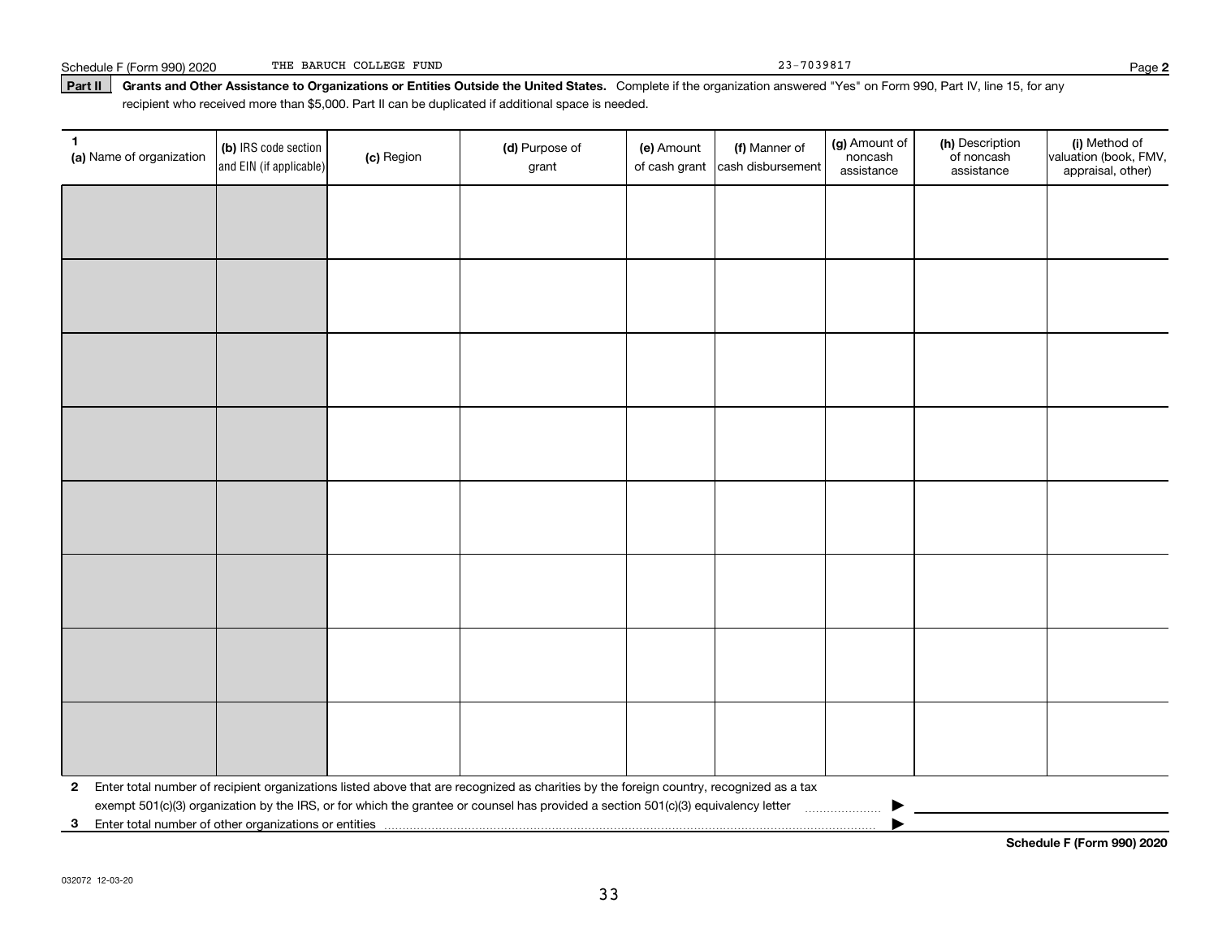Schedule F (Form 990) 2020 THE BARUCH COLLEGE FUND 23-7039817 Page **2**

**Part II** **Grants and Other Assistance to Organizations or Entities Outside the United States.** Complete if the organization answered "Yes" on Form 990, Part IV, line 15, for any recipient who received more than $5,000. Part II can be duplicated if additional space is needed.

| 1 (a) Name of organization | (b) IRS code section and EIN (if applicable) | (c) Region | (d) Purpose of grant | (e) Amount of cash grant | (f) Manner of cash disbursement | (g) Amount of noncash assistance | (h) Description of noncash assistance | (i) Method of valuation (book, FMV, appraisal, other) |
|---|---|---|---|---|---|---|---|---|
| | | | | | | | | |
| | | | | | | | | |
| | | | | | | | | |
| | | | | | | | | |
| | | | | | | | | |
| | | | | | | | | |
| | | | | | | | | |
| | | | | | | | | |

**2** Enter total number of recipient organizations listed above that are recognized as charities by the foreign country, recognized as a tax exempt 501(c)(3) organization by the IRS, or for which the grantee or counsel has provided a section 501(c)(3) equivalency letter ▶

**3** Enter total number of other organizations or entities ▶

**Schedule F (Form 990) 2020**

032072 12-03-20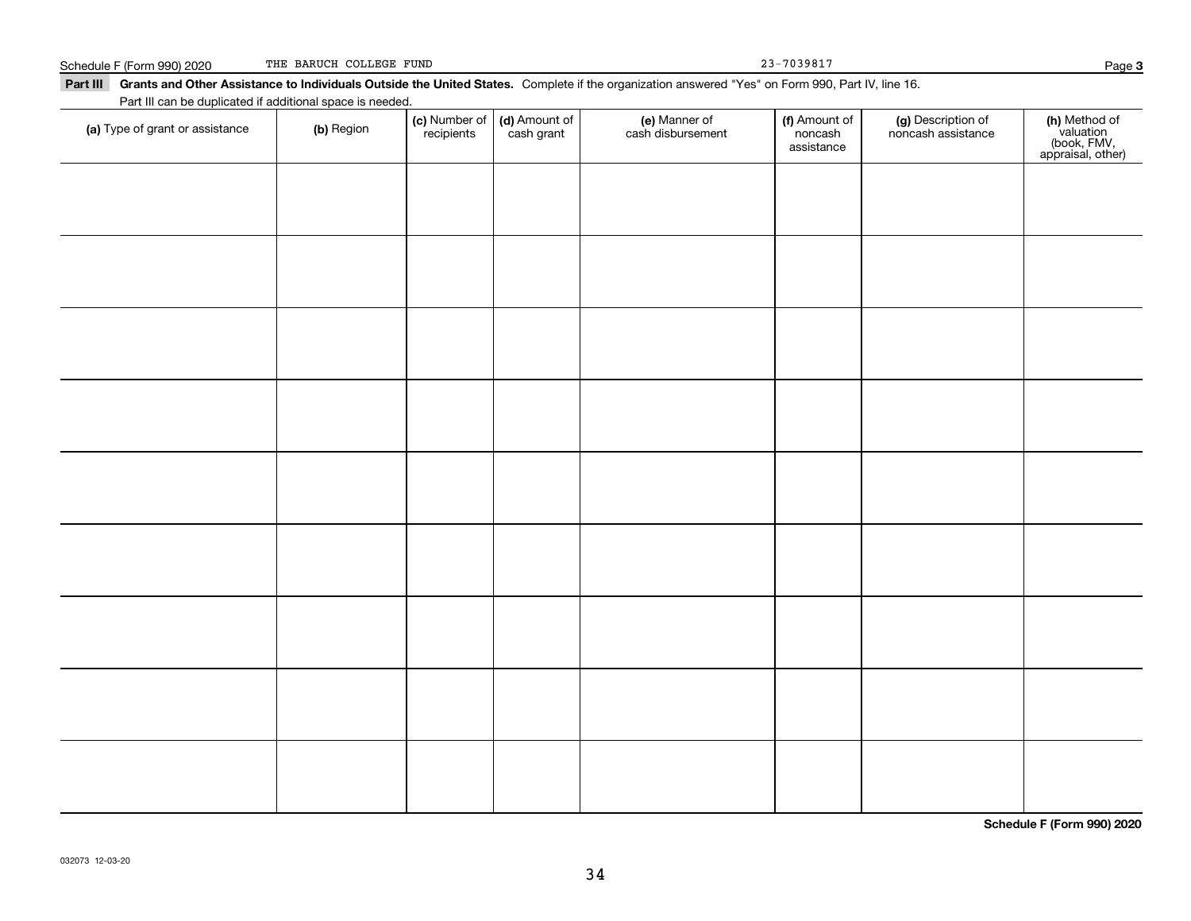Schedule F (Form 990) 2020 THE BARUCH COLLEGE FUND 23-7039817 Page **3**

**Part III** **Grants and Other Assistance to Individuals Outside the United States.** Complete if the organization answered "Yes" on Form 990, Part IV, line 16.

Part III can be duplicated if additional space is needed.

| **(a)** Type of grant or assistance | **(b)** Region | **(c)** Number of recipients | **(d)** Amount of cash grant | **(e)** Manner of cash disbursement | **(f)** Amount of noncash assistance | **(g)** Description of noncash assistance | **(h)** Method of valuation (book, FMV, appraisal, other) |
|---|---|---|---|---|---|---|---|
| | | | | | | | |
| | | | | | | | |
| | | | | | | | |
| | | | | | | | |
| | | | | | | | |
| | | | | | | | |
| | | | | | | | |
| | | | | | | | |
| | | | | | | | |

**Schedule F (Form 990) 2020**

032073 12-03-20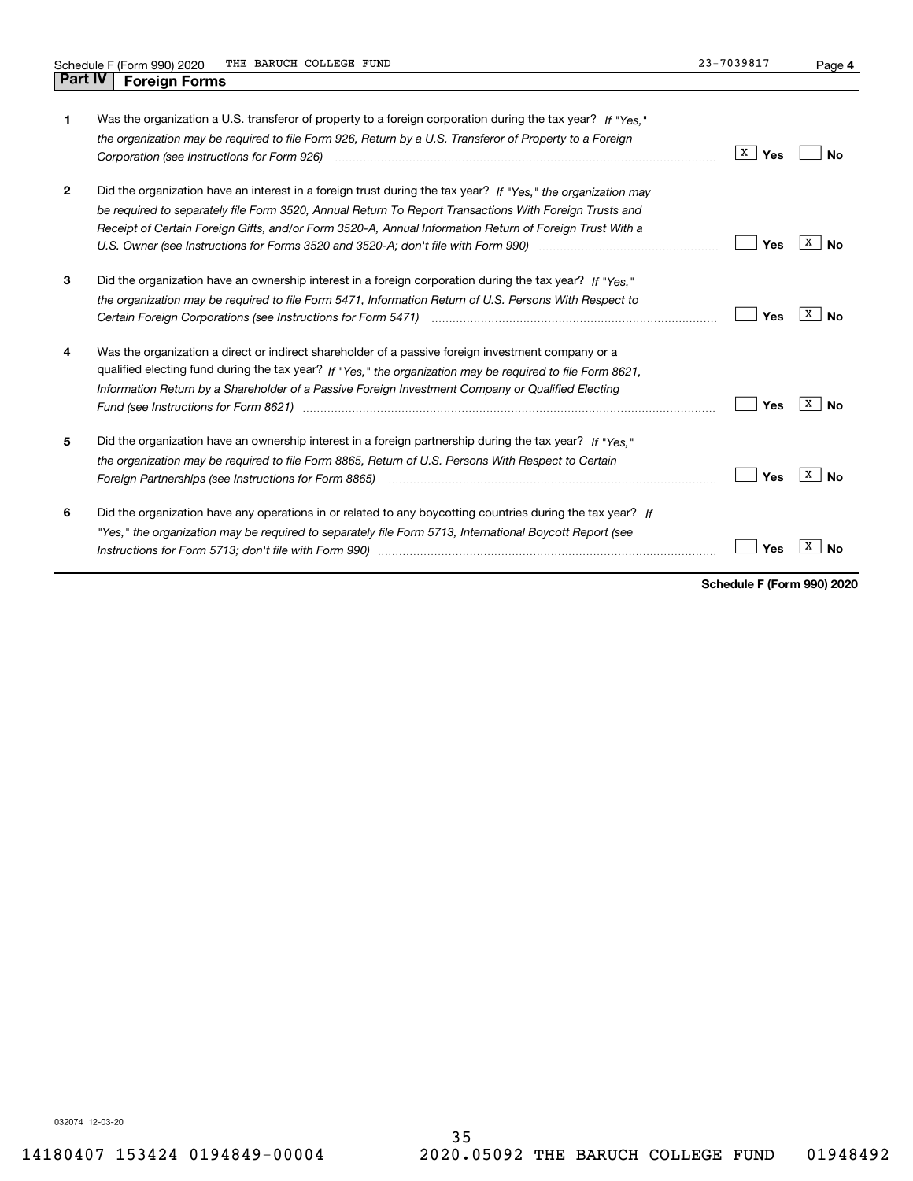Schedule F (Form 990) 2020 THE BARUCH COLLEGE FUND 23-7039817

## Part IV Foreign Forms

| | | | |
|---|---|---|---|
| **1** | Was the organization a U.S. transferor of property to a foreign corporation during the tax year? *If "Yes," the organization may be required to file Form 926, Return by a U.S. Transferor of Property to a Foreign Corporation (see Instructions for Form 926)* | [X] Yes | [ ] No |
| **2** | Did the organization have an interest in a foreign trust during the tax year? *If "Yes," the organization may be required to separately file Form 3520, Annual Return To Report Transactions With Foreign Trusts and Receipt of Certain Foreign Gifts, and/or Form 3520-A, Annual Information Return of Foreign Trust With a U.S. Owner (see Instructions for Forms 3520 and 3520-A; don't file with Form 990)* | [ ] Yes | [X] No |
| **3** | Did the organization have an ownership interest in a foreign corporation during the tax year? *If "Yes," the organization may be required to file Form 5471, Information Return of U.S. Persons With Respect to Certain Foreign Corporations (see Instructions for Form 5471)* | [ ] Yes | [X] No |
| **4** | Was the organization a direct or indirect shareholder of a passive foreign investment company or a qualified electing fund during the tax year? *If "Yes," the organization may be required to file Form 8621, Information Return by a Shareholder of a Passive Foreign Investment Company or Qualified Electing Fund (see Instructions for Form 8621)* | [ ] Yes | [X] No |
| **5** | Did the organization have an ownership interest in a foreign partnership during the tax year? *If "Yes," the organization may be required to file Form 8865, Return of U.S. Persons With Respect to Certain Foreign Partnerships (see Instructions for Form 8865)* | [ ] Yes | [X] No |
| **6** | Did the organization have any operations in or related to any boycotting countries during the tax year? *If "Yes," the organization may be required to separately file Form 5713, International Boycott Report (see Instructions for Form 5713; don't file with Form 990)* | [ ] Yes | [X] No |

**Schedule F (Form 990) 2020**

032074 12-03-20

14180407 153424 0194849-00004 2020.05092 THE BARUCH COLLEGE FUND 01948492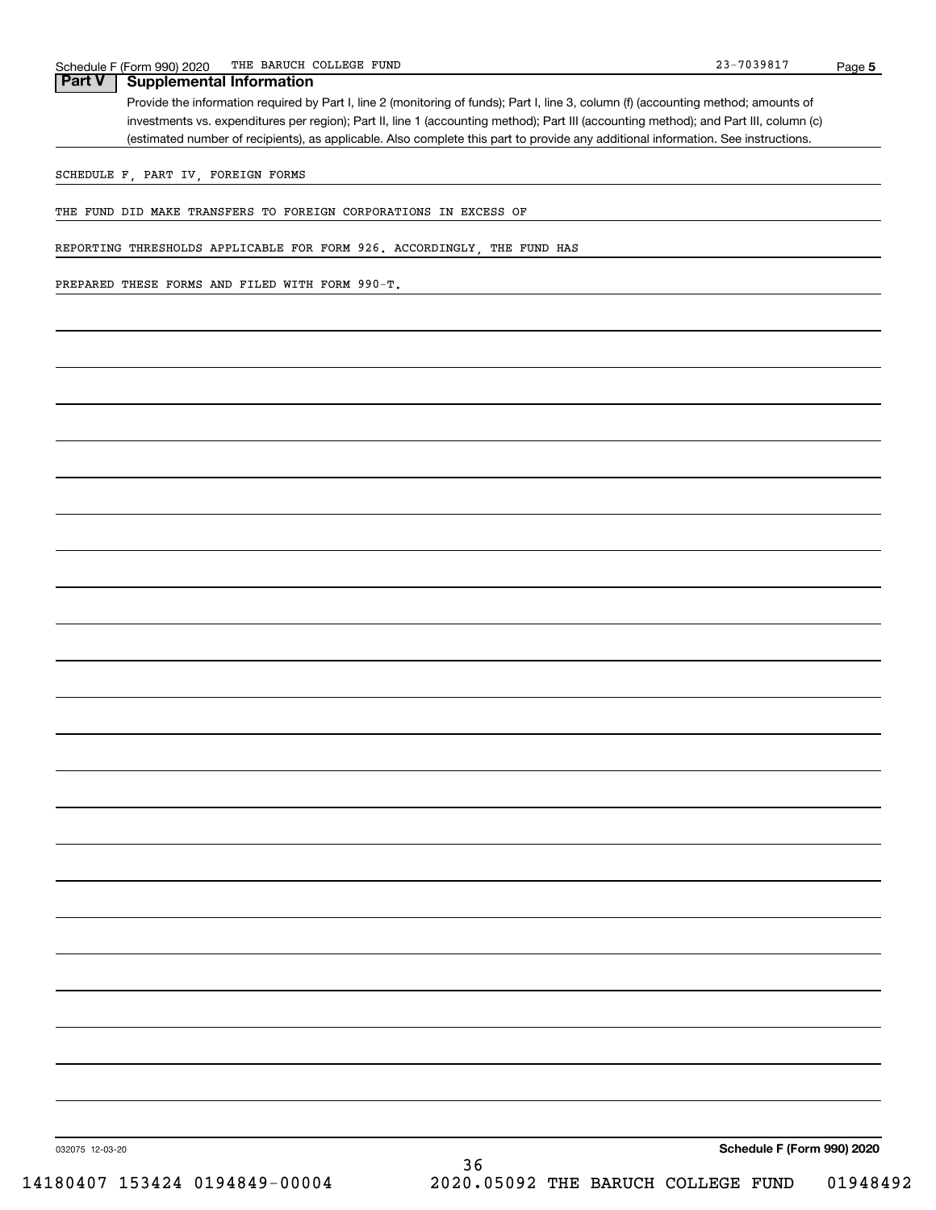## Part V Supplemental Information

Provide the information required by Part I, line 2 (monitoring of funds); Part I, line 3, column (f) (accounting method; amounts of investments vs. expenditures per region); Part II, line 1 (accounting method); Part III (accounting method); and Part III, column (c) (estimated number of recipients), as applicable. Also complete this part to provide any additional information. See instructions.

SCHEDULE F, PART IV, FOREIGN FORMS

THE FUND DID MAKE TRANSFERS TO FOREIGN CORPORATIONS IN EXCESS OF REPORTING THRESHOLDS APPLICABLE FOR FORM 926. ACCORDINGLY, THE FUND HAS PREPARED THESE FORMS AND FILED WITH FORM 990-T.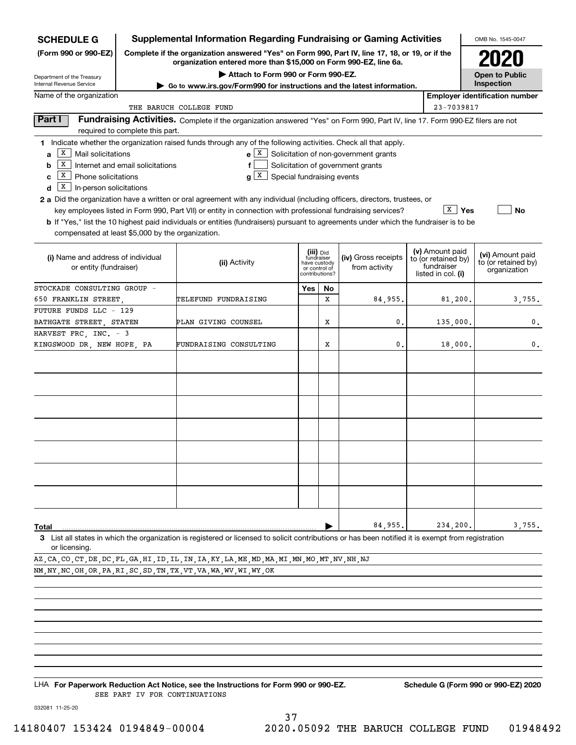**SCHEDULE G** (Form 990 or 990-EZ)

Department of the Treasury
Internal Revenue Service

# Supplemental Information Regarding Fundraising or Gaming Activities

**Complete if the organization answered "Yes" on Form 990, Part IV, line 17, 18, or 19, or if the organization entered more than $15,000 on Form 990-EZ, line 6a.**

▶ Attach to Form 990 or Form 990-EZ.

▶ Go to www.irs.gov/Form990 for instructions and the latest information.

OMB No. 1545-0047

**2020**

**Open to Public Inspection**

Name of the organization: THE BARUCH COLLEGE FUND

Employer identification number: 23-7039817

## Part I Fundraising Activities.

Complete if the organization answered "Yes" on Form 990, Part IV, line 17. Form 990-EZ filers are not required to complete this part.

**1** Indicate whether the organization raised funds through any of the following activities. Check all that apply.

- a [X] Mail solicitations
- b [X] Internet and email solicitations
- c [X] Phone solicitations
- d [X] In-person solicitations
- e [X] Solicitation of non-government grants
- f [ ] Solicitation of government grants
- g [X] Special fundraising events

**2a** Did the organization have a written or oral agreement with any individual (including officers, directors, trustees, or key employees listed in Form 990, Part VII) or entity in connection with professional fundraising services? [X] Yes [ ] No

**b** If "Yes," list the 10 highest paid individuals or entities (fundraisers) pursuant to agreements under which the fundraiser is to be compensated at least $5,000 by the organization.

| (i) Name and address of individual or entity (fundraiser) | (ii) Activity | (iii) Did fundraiser have custody or control of contributions? Yes | No | (iv) Gross receipts from activity | (v) Amount paid to (or retained by) fundraiser listed in col. (i) | (vi) Amount paid to (or retained by) organization |
|---|---|---|---|---|---|---|
| STOCKADE CONSULTING GROUP - 650 FRANKLIN STREET, | TELEFUND FUNDRAISING | | X | 84,955. | 81,200. | 3,755. |
| FUTURE FUNDS LLC - 129 BATHGATE STREET, STATEN | PLAN GIVING COUNSEL | | X | 0. | 135,000. | 0. |
| HARVEST FRC, INC. - 3 KINGSWOOD DR, NEW HOPE, PA | FUNDRAISING CONSULTING | | X | 0. | 18,000. | 0. |
| | | | | | | |
| | | | | | | |
| | | | | | | |
| | | | | | | |
| | | | | | | |
| | | | | | | |
| | | | | | | |
| **Total** | | | | 84,955. | 234,200. | 3,755. |

**3** List all states in which the organization is registered or licensed to solicit contributions or has been notified it is exempt from registration or licensing.

AZ,CA,CO,CT,DE,DC,FL,GA,HI,ID,IL,IN,IA,KY,LA,ME,MD,MA,MI,MN,MO,MT,NV,NH,NJ
NM,NY,NC,OH,OR,PA,RI,SC,SD,TN,TX,VT,VA,WA,WV,WI,WY,OK

LHA **For Paperwork Reduction Act Notice, see the Instructions for Form 990 or 990-EZ.** **Schedule G (Form 990 or 990-EZ) 2020**

SEE PART IV FOR CONTINUATIONS

032081 11-25-20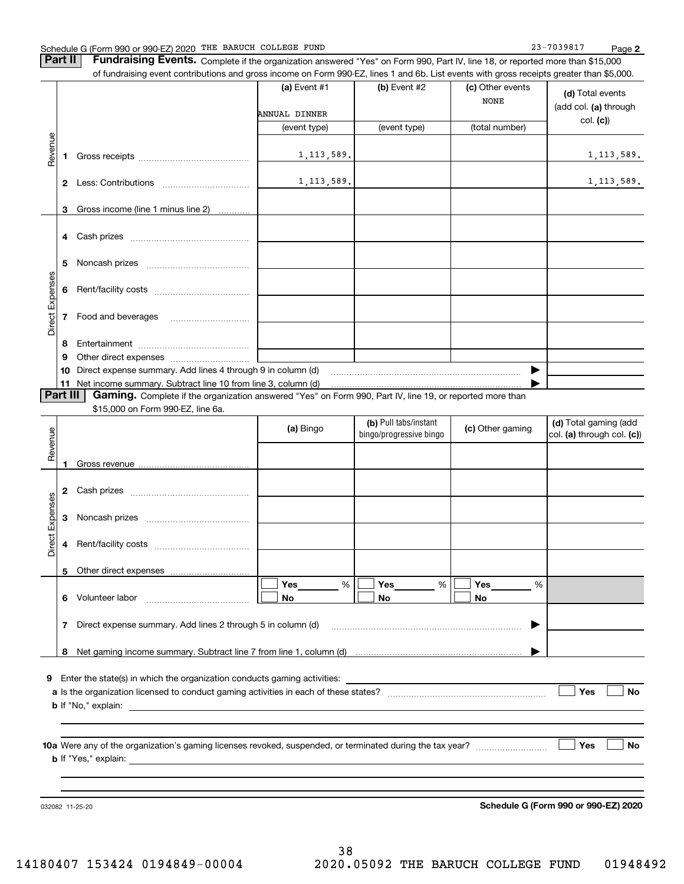Schedule G (Form 990 or 990-EZ) 2020 THE BARUCH COLLEGE FUND 23-7039817 Page **2**

**Part II** **Fundraising Events.** Complete if the organization answered "Yes" on Form 990, Part IV, line 18, or reported more than $15,000 of fundraising event contributions and gross income on Form 990-EZ, lines 1 and 6b. List events with gross receipts greater than $5,000.

| | | (a) Event #1<br>ANNUAL DINNER<br>(event type) | (b) Event #2<br><br>(event type) | (c) Other events<br>NONE<br>(total number) | (d) Total events (add col. (a) through col. (c)) |
|---|---|---|---|---|---|
| Revenue | **1** Gross receipts | 1,113,589. | | | 1,113,589. |
| | **2** Less: Contributions | 1,113,589. | | | 1,113,589. |
| | **3** Gross income (line 1 minus line 2) | | | | |
| Direct Expenses | **4** Cash prizes | | | | |
| | **5** Noncash prizes | | | | |
| | **6** Rent/facility costs | | | | |
| | **7** Food and beverages | | | | |
| | **8** Entertainment | | | | |
| | **9** Other direct expenses | | | | |
| | **10** Direct expense summary. Add lines 4 through 9 in column (d) | | | ▶ | |
| | **11** Net income summary. Subtract line 10 from line 3, column (d) | | | ▶ | |

**Part III** **Gaming.** Complete if the organization answered "Yes" on Form 990, Part IV, line 19, or reported more than $15,000 on Form 990-EZ, line 6a.

| | | (a) Bingo | (b) Pull tabs/instant bingo/progressive bingo | (c) Other gaming | (d) Total gaming (add col. (a) through col. (c)) |
|---|---|---|---|---|---|
| Revenue | **1** Gross revenue | | | | |
| Direct Expenses | **2** Cash prizes | | | | |
| | **3** Noncash prizes | | | | |
| | **4** Rent/facility costs | | | | |
| | **5** Other direct expenses | | | | |
| | **6** Volunteer labor | ☐ Yes ____ %<br>☐ No | ☐ Yes ____ %<br>☐ No | ☐ Yes ____ %<br>☐ No | |
| | **7** Direct expense summary. Add lines 2 through 5 in column (d) | | | ▶ | |
| | **8** Net gaming income summary. Subtract line 7 from line 1, column (d) | | | ▶ | |

**9** Enter the state(s) in which the organization conducts gaming activities: ______

**a** Is the organization licensed to conduct gaming activities in each of these states? ☐ Yes ☐ No

**b** If "No," explain: ______

**10a** Were any of the organization's gaming licenses revoked, suspended, or terminated during the tax year? ☐ Yes ☐ No

**b** If "Yes," explain: ______

032082 11-25-20 **Schedule G (Form 990 or 990-EZ) 2020**

14180407 153424 0194849-00004 2020.05092 THE BARUCH COLLEGE FUND 01948492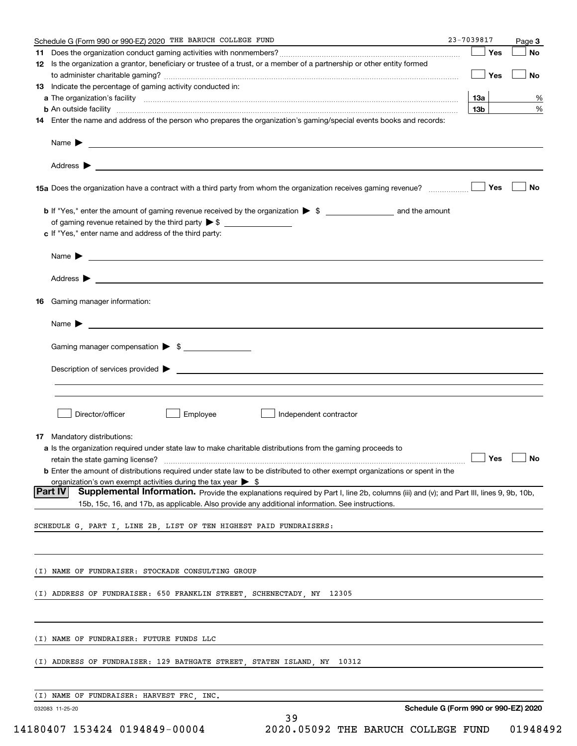Schedule G (Form 990 or 990-EZ) 2020 THE BARUCH COLLEGE FUND 23-7039817 Page 3

**11** Does the organization conduct gaming activities with nonmembers? ☐ Yes ☐ No

**12** Is the organization a grantor, beneficiary or trustee of a trust, or a member of a partnership or other entity formed to administer charitable gaming? ☐ Yes ☐ No

**13** Indicate the percentage of gaming activity conducted in:

**a** The organization's facility **13a** %

**b** An outside facility **13b** %

**14** Enter the name and address of the person who prepares the organization's gaming/special events books and records:

Name ▶

Address ▶

**15a** Does the organization have a contract with a third party from whom the organization receives gaming revenue? ☐ Yes ☐ No

**b** If "Yes," enter the amount of gaming revenue received by the organization ▶ $ ________ and the amount of gaming revenue retained by the third party ▶ $ ________

**c** If "Yes," enter name and address of the third party:

Name ▶

Address ▶

**16** Gaming manager information:

Name ▶

Gaming manager compensation ▶ $ ________

Description of services provided ▶

☐ Director/officer ☐ Employee ☐ Independent contractor

**17** Mandatory distributions:

**a** Is the organization required under state law to make charitable distributions from the gaming proceeds to retain the state gaming license? ☐ Yes ☐ No

**b** Enter the amount of distributions required under state law to be distributed to other exempt organizations or spent in the organization's own exempt activities during the tax year ▶ $

**Part IV** **Supplemental Information.** Provide the explanations required by Part I, line 2b, columns (iii) and (v); and Part III, lines 9, 9b, 10b, 15b, 15c, 16, and 17b, as applicable. Also provide any additional information. See instructions.

SCHEDULE G, PART I, LINE 2B, LIST OF TEN HIGHEST PAID FUNDRAISERS:

(I) NAME OF FUNDRAISER: STOCKADE CONSULTING GROUP

(I) ADDRESS OF FUNDRAISER: 650 FRANKLIN STREET, SCHENECTADY, NY 12305

(I) NAME OF FUNDRAISER: FUTURE FUNDS LLC

(I) ADDRESS OF FUNDRAISER: 129 BATHGATE STREET, STATEN ISLAND, NY 10312

(I) NAME OF FUNDRAISER: HARVEST FRC, INC.

032083 11-25-20 **Schedule G (Form 990 or 990-EZ) 2020**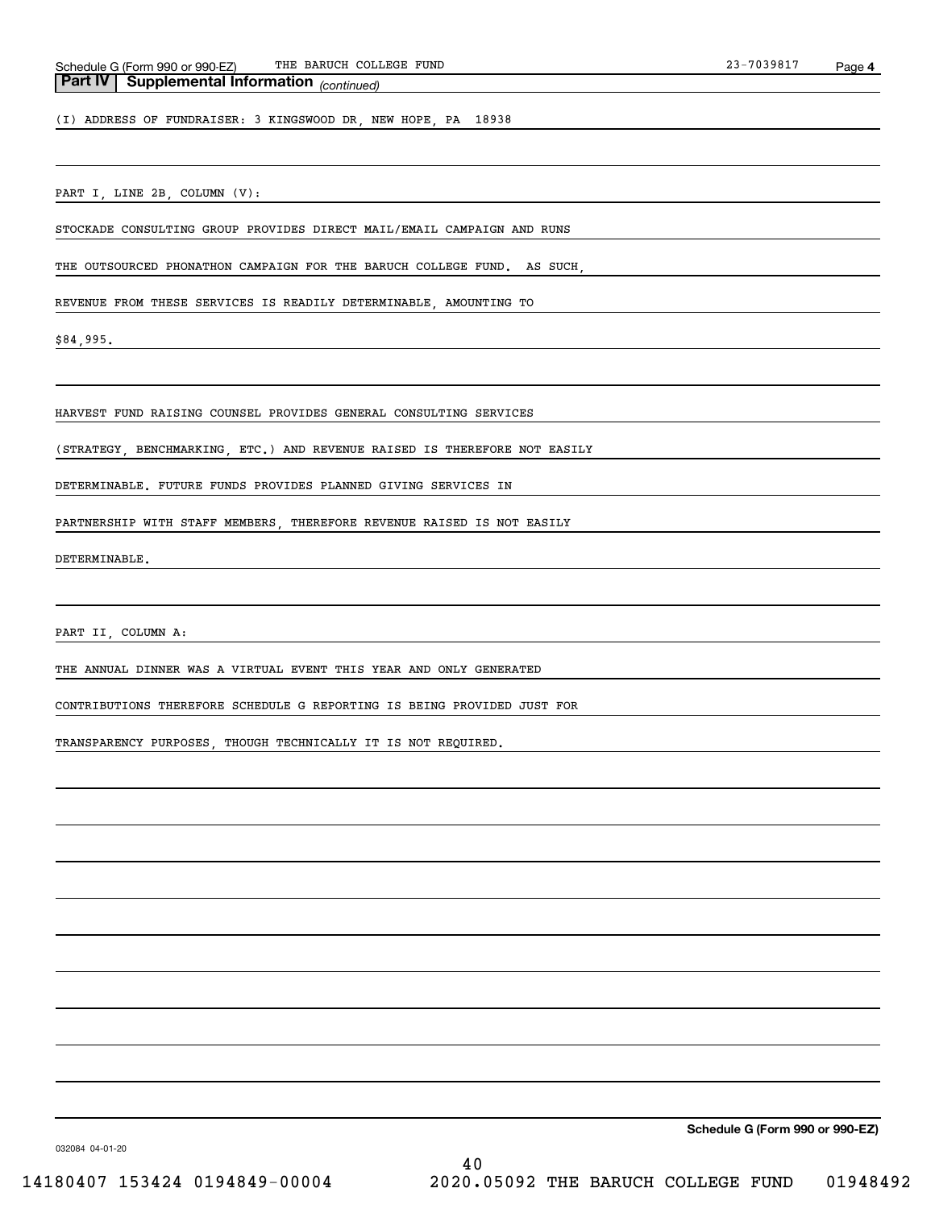**Part IV | Supplemental Information** *(continued)*

(I) ADDRESS OF FUNDRAISER: 3 KINGSWOOD DR, NEW HOPE, PA 18938

PART I, LINE 2B, COLUMN (V):

STOCKADE CONSULTING GROUP PROVIDES DIRECT MAIL/EMAIL CAMPAIGN AND RUNS THE OUTSOURCED PHONATHON CAMPAIGN FOR THE BARUCH COLLEGE FUND. AS SUCH, REVENUE FROM THESE SERVICES IS READILY DETERMINABLE, AMOUNTING TO $84,995.

HARVEST FUND RAISING COUNSEL PROVIDES GENERAL CONSULTING SERVICES (STRATEGY, BENCHMARKING, ETC.) AND REVENUE RAISED IS THEREFORE NOT EASILY DETERMINABLE. FUTURE FUNDS PROVIDES PLANNED GIVING SERVICES IN PARTNERSHIP WITH STAFF MEMBERS, THEREFORE REVENUE RAISED IS NOT EASILY DETERMINABLE.

PART II, COLUMN A:

THE ANNUAL DINNER WAS A VIRTUAL EVENT THIS YEAR AND ONLY GENERATED CONTRIBUTIONS THEREFORE SCHEDULE G REPORTING IS BEING PROVIDED JUST FOR TRANSPARENCY PURPOSES, THOUGH TECHNICALLY IT IS NOT REQUIRED.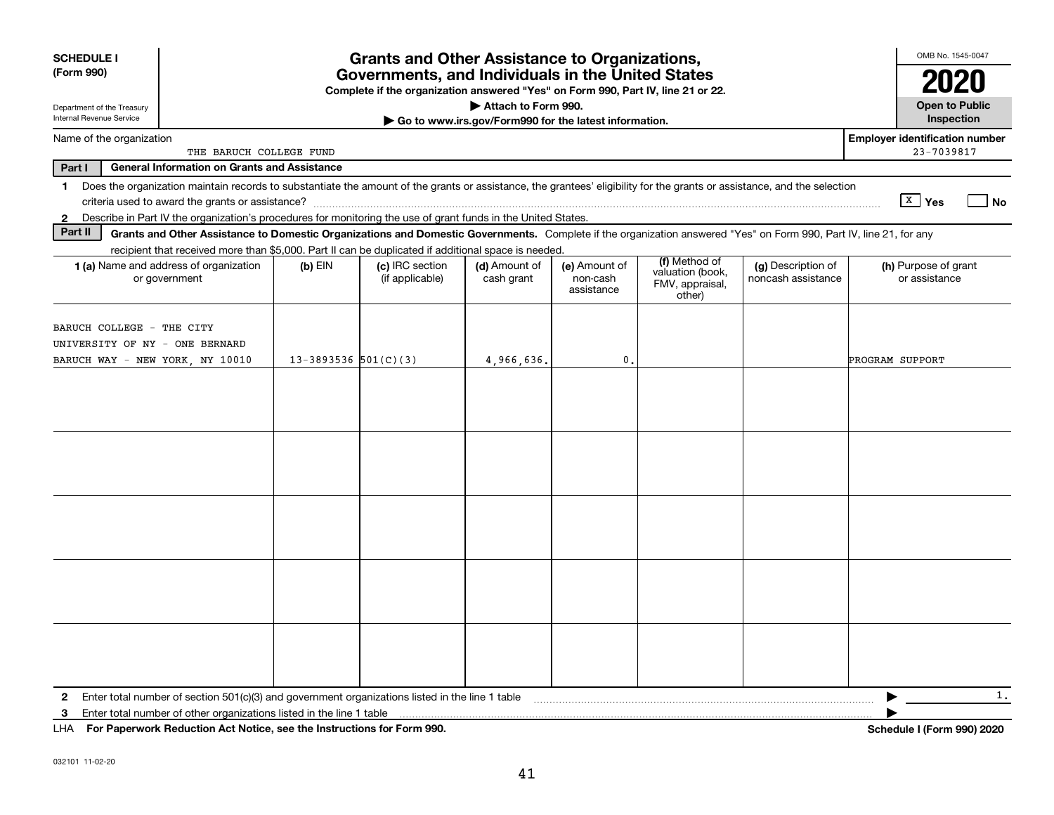**SCHEDULE I**
**(Form 990)**

Department of the Treasury
Internal Revenue Service

# Grants and Other Assistance to Organizations, Governments, and Individuals in the United States

**Complete if the organization answered "Yes" on Form 990, Part IV, line 21 or 22.**
**▶ Attach to Form 990.**
**▶ Go to www.irs.gov/Form990 for the latest information.**

OMB No. 1545-0047
**2020**
**Open to Public Inspection**

Name of the organization: THE BARUCH COLLEGE FUND
**Employer identification number**: 23-7039817

**Part I** **General Information on Grants and Assistance**

1 Does the organization maintain records to substantiate the amount of the grants or assistance, the grantees' eligibility for the grants or assistance, and the selection criteria used to award the grants or assistance? ..... [X] Yes [ ] No

2 Describe in Part IV the organization's procedures for monitoring the use of grant funds in the United States.

**Part II** **Grants and Other Assistance to Domestic Organizations and Domestic Governments.** Complete if the organization answered "Yes" on Form 990, Part IV, line 21, for any recipient that received more than $5,000. Part II can be duplicated if additional space is needed.

| 1 (a) Name and address of organization or government | (b) EIN | (c) IRC section (if applicable) | (d) Amount of cash grant | (e) Amount of non-cash assistance | (f) Method of valuation (book, FMV, appraisal, other) | (g) Description of noncash assistance | (h) Purpose of grant or assistance |
|---|---|---|---|---|---|---|---|
| BARUCH COLLEGE - THE CITY UNIVERSITY OF NY - ONE BERNARD BARUCH WAY - NEW YORK, NY 10010 | 13-3893536 | 501(C)(3) | 4,966,636. | 0. | | | PROGRAM SUPPORT |
| | | | | | | | |
| | | | | | | | |
| | | | | | | | |
| | | | | | | | |
| | | | | | | | |

2 Enter total number of section 501(c)(3) and government organizations listed in the line 1 table ..... ▶ 1.

3 Enter total number of other organizations listed in the line 1 table ..... ▶

LHA **For Paperwork Reduction Act Notice, see the Instructions for Form 990.** **Schedule I (Form 990) 2020**

032101 11-02-20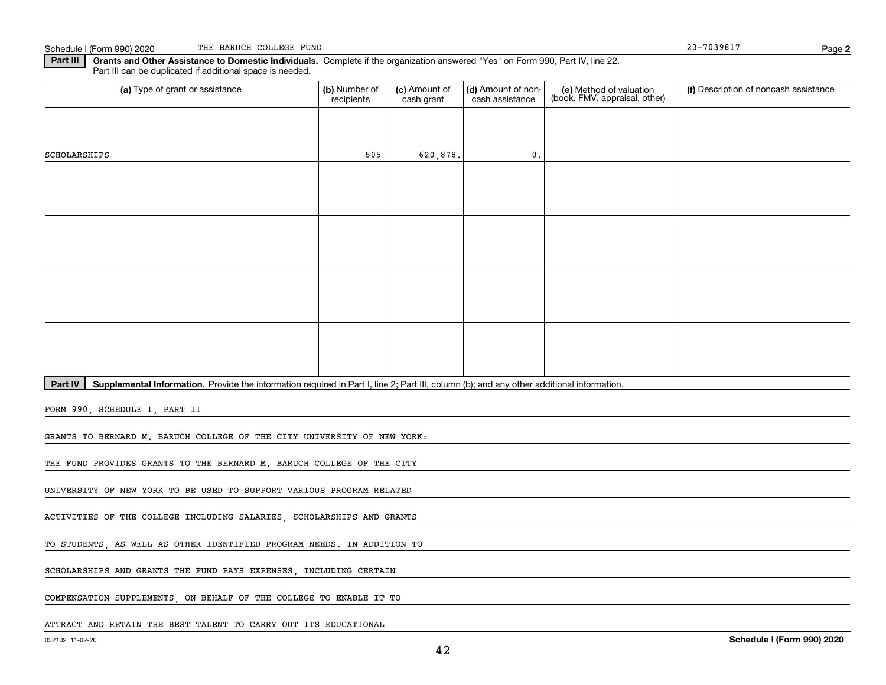Schedule I (Form 990) 2020 THE BARUCH COLLEGE FUND 23-7039817 Page **2**

**Part III** **Grants and Other Assistance to Domestic Individuals.** Complete if the organization answered "Yes" on Form 990, Part IV, line 22. Part III can be duplicated if additional space is needed.

| (a) Type of grant or assistance | (b) Number of recipients | (c) Amount of cash grant | (d) Amount of non-cash assistance | (e) Method of valuation (book, FMV, appraisal, other) | (f) Description of noncash assistance |
|---|---|---|---|---|---|
| SCHOLARSHIPS | 505 | 620,878. | 0. | | |
| | | | | | |
| | | | | | |
| | | | | | |
| | | | | | |

**Part IV** **Supplemental Information.** Provide the information required in Part I, line 2; Part III, column (b); and any other additional information.

FORM 990, SCHEDULE I, PART II

GRANTS TO BERNARD M. BARUCH COLLEGE OF THE CITY UNIVERSITY OF NEW YORK:

THE FUND PROVIDES GRANTS TO THE BERNARD M. BARUCH COLLEGE OF THE CITY UNIVERSITY OF NEW YORK TO BE USED TO SUPPORT VARIOUS PROGRAM RELATED ACTIVITIES OF THE COLLEGE INCLUDING SALARIES, SCHOLARSHIPS AND GRANTS TO STUDENTS, AS WELL AS OTHER IDENTIFIED PROGRAM NEEDS. IN ADDITION TO SCHOLARSHIPS AND GRANTS THE FUND PAYS EXPENSES, INCLUDING CERTAIN COMPENSATION SUPPLEMENTS, ON BEHALF OF THE COLLEGE TO ENABLE IT TO ATTRACT AND RETAIN THE BEST TALENT TO CARRY OUT ITS EDUCATIONAL

032102 11-02-20 **Schedule I (Form 990) 2020**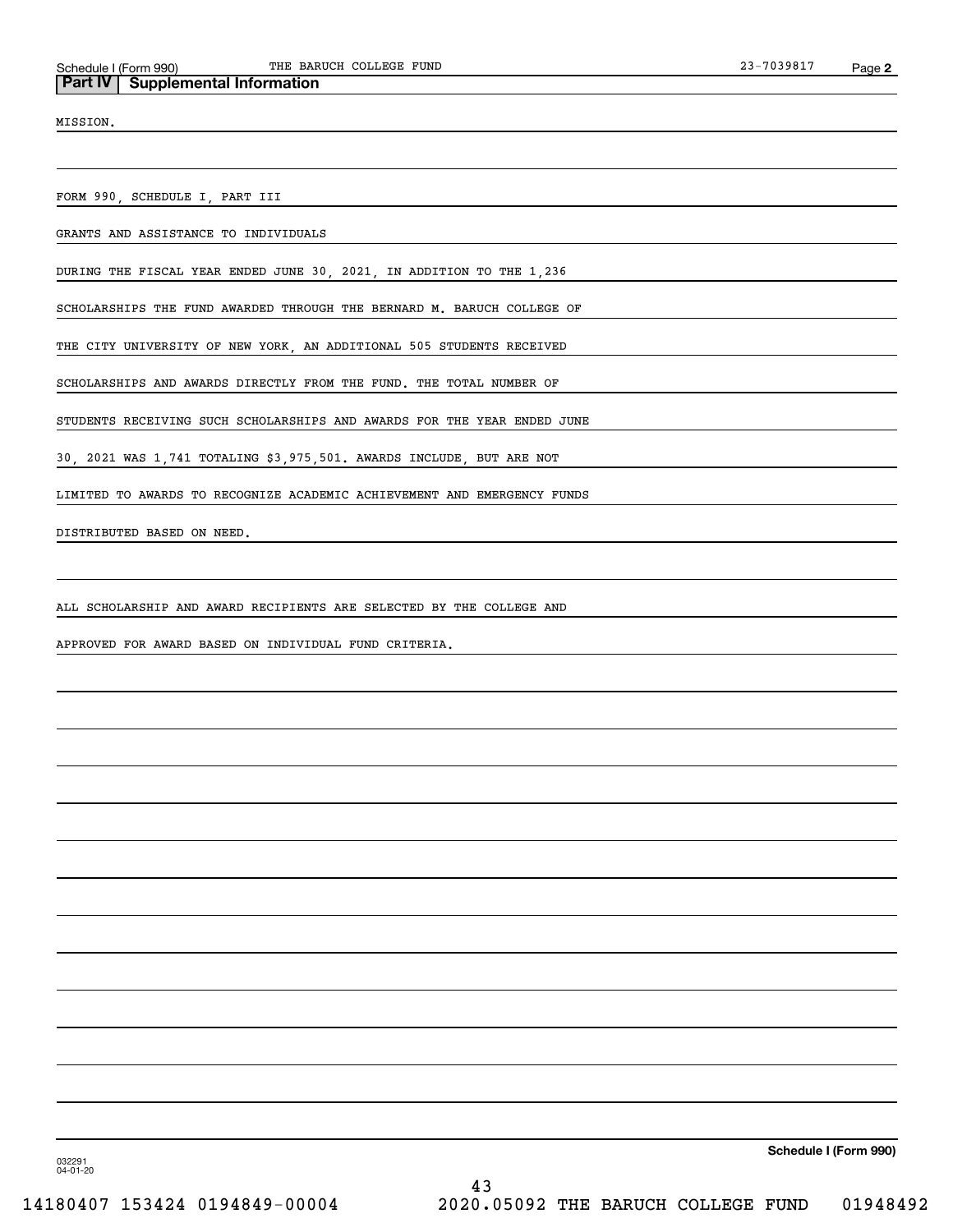Schedule I (Form 990) THE BARUCH COLLEGE FUND 23-7039817

## Part IV Supplemental Information

MISSION.

FORM 990, SCHEDULE I, PART III

GRANTS AND ASSISTANCE TO INDIVIDUALS

DURING THE FISCAL YEAR ENDED JUNE 30, 2021, IN ADDITION TO THE 1,236 SCHOLARSHIPS THE FUND AWARDED THROUGH THE BERNARD M. BARUCH COLLEGE OF THE CITY UNIVERSITY OF NEW YORK, AN ADDITIONAL 505 STUDENTS RECEIVED SCHOLARSHIPS AND AWARDS DIRECTLY FROM THE FUND. THE TOTAL NUMBER OF STUDENTS RECEIVING SUCH SCHOLARSHIPS AND AWARDS FOR THE YEAR ENDED JUNE 30, 2021 WAS 1,741 TOTALING $3,975,501. AWARDS INCLUDE, BUT ARE NOT LIMITED TO AWARDS TO RECOGNIZE ACADEMIC ACHIEVEMENT AND EMERGENCY FUNDS DISTRIBUTED BASED ON NEED.

ALL SCHOLARSHIP AND AWARD RECIPIENTS ARE SELECTED BY THE COLLEGE AND APPROVED FOR AWARD BASED ON INDIVIDUAL FUND CRITERIA.

032291
04-01-20

Schedule I (Form 990)

14180407 153424 0194849-00004 2020.05092 THE BARUCH COLLEGE FUND 01948492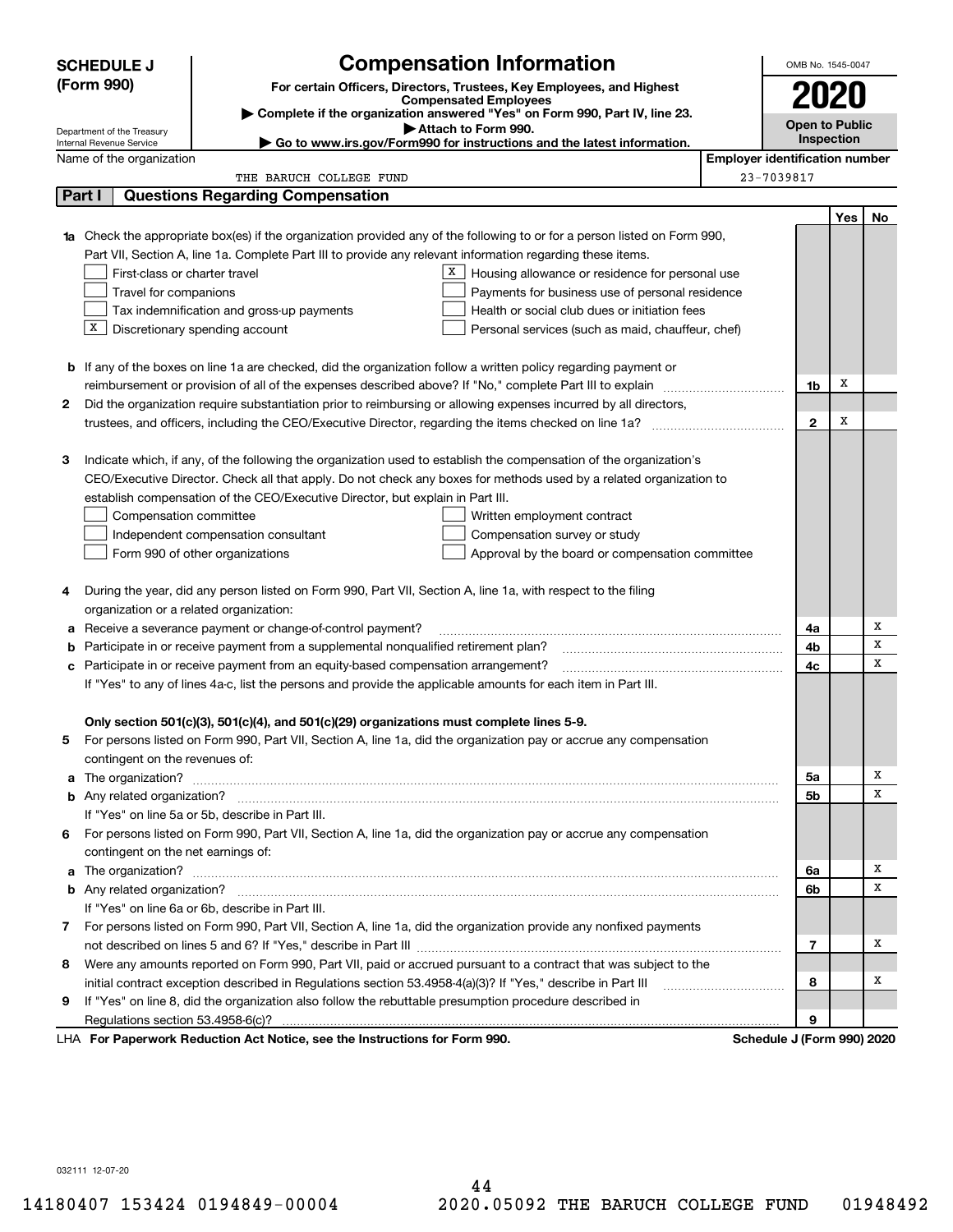**SCHEDULE J (Form 990)**

Department of the Treasury
Internal Revenue Service

# Compensation Information

**For certain Officers, Directors, Trustees, Key Employees, and Highest Compensated Employees**

▶ **Complete if the organization answered "Yes" on Form 990, Part IV, line 23.**

▶ **Attach to Form 990.**

▶ **Go to www.irs.gov/Form990 for instructions and the latest information.**

OMB No. 1545-0047

**2020**

**Open to Public Inspection**

Name of the organization: THE BARUCH COLLEGE FUND

Employer identification number: 23-7039817

## Part I Questions Regarding Compensation

| | | | Yes | No |
|---|---|---|---|---|
| **1a** | Check the appropriate box(es) if the organization provided any of the following to or for a person listed on Form 990, Part VII, Section A, line 1a. Complete Part III to provide any relevant information regarding these items.<br>☐ First-class or charter travel<br>☐ Travel for companions<br>☐ Tax indemnification and gross-up payments<br>☒ Discretionary spending account<br>☒ Housing allowance or residence for personal use<br>☐ Payments for business use of personal residence<br>☐ Health or social club dues or initiation fees<br>☐ Personal services (such as maid, chauffeur, chef) | | | |
| **b** | If any of the boxes on line 1a are checked, did the organization follow a written policy regarding payment or reimbursement or provision of all of the expenses described above? If "No," complete Part III to explain | 1b | X | |
| **2** | Did the organization require substantiation prior to reimbursing or allowing expenses incurred by all directors, trustees, and officers, including the CEO/Executive Director, regarding the items checked on line 1a? | 2 | X | |
| **3** | Indicate which, if any, of the following the organization used to establish the compensation of the organization's CEO/Executive Director. Check all that apply. Do not check any boxes for methods used by a related organization to establish compensation of the CEO/Executive Director, but explain in Part III.<br>☐ Compensation committee<br>☐ Independent compensation consultant<br>☐ Form 990 of other organizations<br>☐ Written employment contract<br>☐ Compensation survey or study<br>☐ Approval by the board or compensation committee | | | |
| **4** | During the year, did any person listed on Form 990, Part VII, Section A, line 1a, with respect to the filing organization or a related organization: | | | |
| **a** | Receive a severance payment or change-of-control payment? | 4a | | X |
| **b** | Participate in or receive payment from a supplemental nonqualified retirement plan? | 4b | | X |
| **c** | Participate in or receive payment from an equity-based compensation arrangement? | 4c | | X |
| | If "Yes" to any of lines 4a-c, list the persons and provide the applicable amounts for each item in Part III. | | | |
| | **Only section 501(c)(3), 501(c)(4), and 501(c)(29) organizations must complete lines 5-9.** | | | |
| **5** | For persons listed on Form 990, Part VII, Section A, line 1a, did the organization pay or accrue any compensation contingent on the revenues of: | | | |
| **a** | The organization? | 5a | | X |
| **b** | Any related organization? | 5b | | X |
| | If "Yes" on line 5a or 5b, describe in Part III. | | | |
| **6** | For persons listed on Form 990, Part VII, Section A, line 1a, did the organization pay or accrue any compensation contingent on the net earnings of: | | | |
| **a** | The organization? | 6a | | X |
| **b** | Any related organization? | 6b | | X |
| | If "Yes" on line 6a or 6b, describe in Part III. | | | |
| **7** | For persons listed on Form 990, Part VII, Section A, line 1a, did the organization provide any nonfixed payments not described on lines 5 and 6? If "Yes," describe in Part III | 7 | | X |
| **8** | Were any amounts reported on Form 990, Part VII, paid or accrued pursuant to a contract that was subject to the initial contract exception described in Regulations section 53.4958-4(a)(3)? If "Yes," describe in Part III | 8 | | X |
| **9** | If "Yes" on line 8, did the organization also follow the rebuttable presumption procedure described in Regulations section 53.4958-6(c)? | 9 | | |

LHA **For Paperwork Reduction Act Notice, see the Instructions for Form 990.** **Schedule J (Form 990) 2020**

032111 12-07-20

14180407 153424 0194849-00004 2020.05092 THE BARUCH COLLEGE FUND 01948492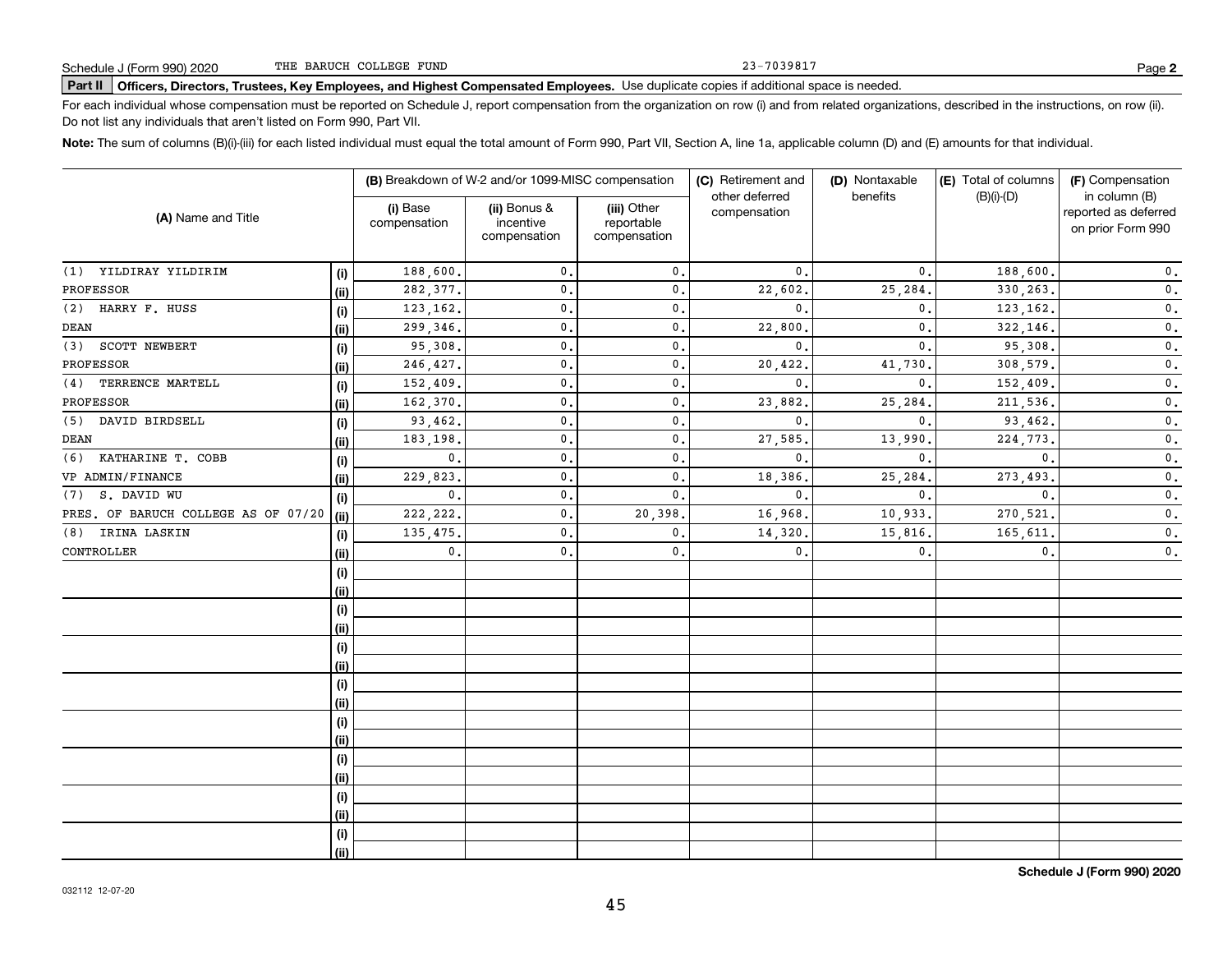Schedule J (Form 990) 2020 THE BARUCH COLLEGE FUND 23-7039817

## Part II Officers, Directors, Trustees, Key Employees, and Highest Compensated Employees. 

Use duplicate copies if additional space is needed.

For each individual whose compensation must be reported on Schedule J, report compensation from the organization on row (i) and from related organizations, described in the instructions, on row (ii). Do not list any individuals that aren't listed on Form 990, Part VII.

**Note:** The sum of columns (B)(i)-(iii) for each listed individual must equal the total amount of Form 990, Part VII, Section A, line 1a, applicable column (D) and (E) amounts for that individual.

| (A) Name and Title | | (B) Breakdown of W-2 and/or 1099-MISC compensation | | | (C) Retirement and other deferred compensation | (D) Nontaxable benefits | (E) Total of columns (B)(i)-(D) | (F) Compensation in column (B) reported as deferred on prior Form 990 |
|---|---|---|---|---|---|---|---|---|
| | | (i) Base compensation | (ii) Bonus & incentive compensation | (iii) Other reportable compensation | | | | |
| (1) YILDIRAY YILDIRIM | (i) | 188,600. | 0. | 0. | 0. | 0. | 188,600. | 0. |
| PROFESSOR | (ii) | 282,377. | 0. | 0. | 22,602. | 25,284. | 330,263. | 0. |
| (2) HARRY F. HUSS | (i) | 123,162. | 0. | 0. | 0. | 0. | 123,162. | 0. |
| DEAN | (ii) | 299,346. | 0. | 0. | 22,800. | 0. | 322,146. | 0. |
| (3) SCOTT NEWBERT | (i) | 95,308. | 0. | 0. | 0. | 0. | 95,308. | 0. |
| PROFESSOR | (ii) | 246,427. | 0. | 0. | 20,422. | 41,730. | 308,579. | 0. |
| (4) TERRENCE MARTELL | (i) | 152,409. | 0. | 0. | 0. | 0. | 152,409. | 0. |
| PROFESSOR | (ii) | 162,370. | 0. | 0. | 23,882. | 25,284. | 211,536. | 0. |
| (5) DAVID BIRDSELL | (i) | 93,462. | 0. | 0. | 0. | 0. | 93,462. | 0. |
| DEAN | (ii) | 183,198. | 0. | 0. | 27,585. | 13,990. | 224,773. | 0. |
| (6) KATHARINE T. COBB | (i) | 0. | 0. | 0. | 0. | 0. | 0. | 0. |
| VP ADMIN/FINANCE | (ii) | 229,823. | 0. | 0. | 18,386. | 25,284. | 273,493. | 0. |
| (7) S. DAVID WU | (i) | 0. | 0. | 0. | 0. | 0. | 0. | 0. |
| PRES. OF BARUCH COLLEGE AS OF 07/20 | (ii) | 222,222. | 0. | 20,398. | 16,968. | 10,933. | 270,521. | 0. |
| (8) IRINA LASKIN | (i) | 135,475. | 0. | 0. | 14,320. | 15,816. | 165,611. | 0. |
| CONTROLLER | (ii) | 0. | 0. | 0. | 0. | 0. | 0. | 0. |
| | (i) | | | | | | | |
| | (ii) | | | | | | | |
| | (i) | | | | | | | |
| | (ii) | | | | | | | |
| | (i) | | | | | | | |
| | (ii) | | | | | | | |
| | (i) | | | | | | | |
| | (ii) | | | | | | | |
| | (i) | | | | | | | |
| | (ii) | | | | | | | |
| | (i) | | | | | | | |
| | (ii) | | | | | | | |
| | (i) | | | | | | | |
| | (ii) | | | | | | | |
| | (i) | | | | | | | |
| | (ii) | | | | | | | |

**Schedule J (Form 990) 2020**

032112 12-07-20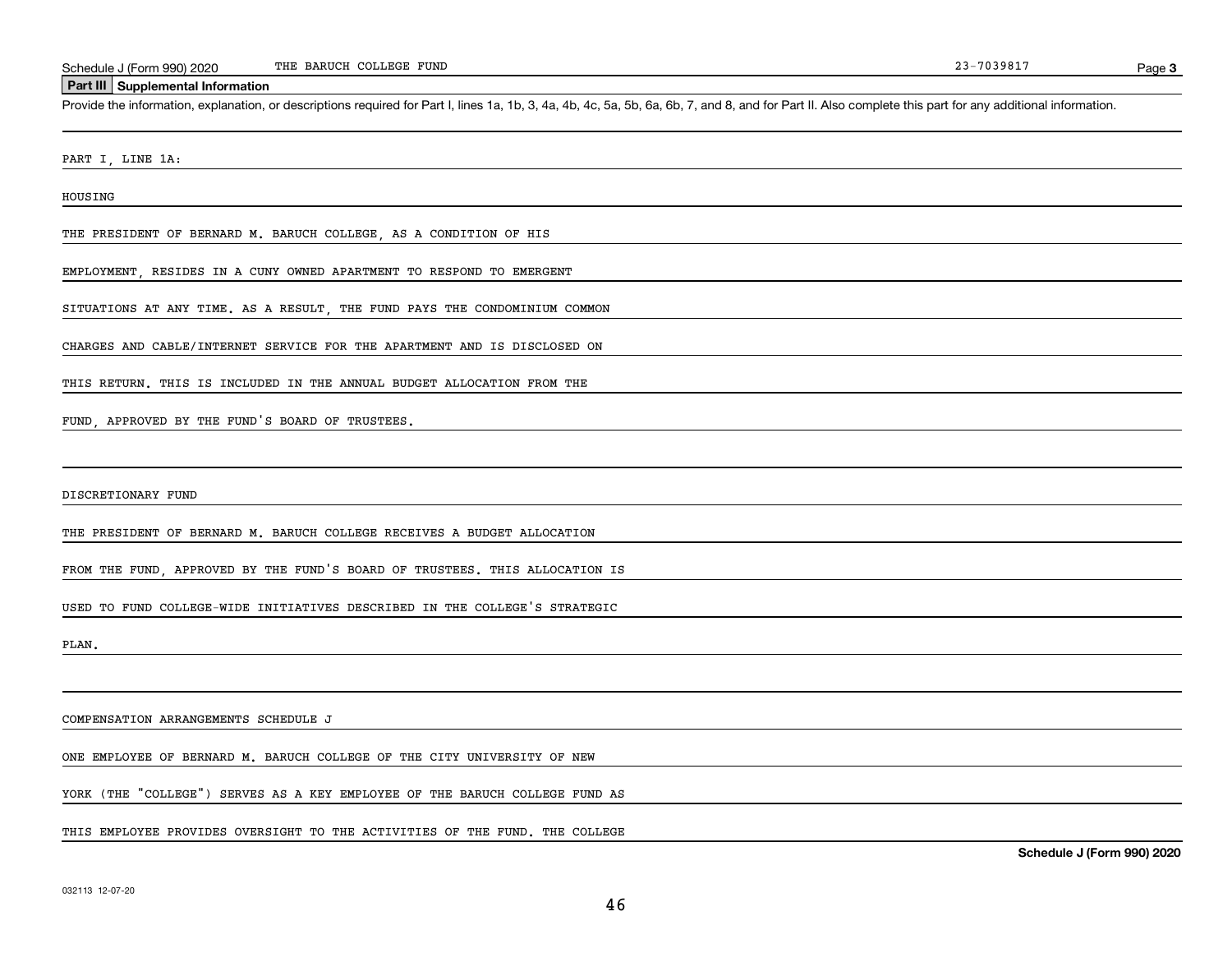## Part III Supplemental Information

Provide the information, explanation, or descriptions required for Part I, lines 1a, 1b, 3, 4a, 4b, 4c, 5a, 5b, 6a, 6b, 7, and 8, and for Part II. Also complete this part for any additional information.

PART I, LINE 1A:

HOUSING

THE PRESIDENT OF BERNARD M. BARUCH COLLEGE, AS A CONDITION OF HIS EMPLOYMENT, RESIDES IN A CUNY OWNED APARTMENT TO RESPOND TO EMERGENT SITUATIONS AT ANY TIME. AS A RESULT, THE FUND PAYS THE CONDOMINIUM COMMON CHARGES AND CABLE/INTERNET SERVICE FOR THE APARTMENT AND IS DISCLOSED ON THIS RETURN. THIS IS INCLUDED IN THE ANNUAL BUDGET ALLOCATION FROM THE FUND, APPROVED BY THE FUND'S BOARD OF TRUSTEES.

DISCRETIONARY FUND

THE PRESIDENT OF BERNARD M. BARUCH COLLEGE RECEIVES A BUDGET ALLOCATION FROM THE FUND, APPROVED BY THE FUND'S BOARD OF TRUSTEES. THIS ALLOCATION IS USED TO FUND COLLEGE-WIDE INITIATIVES DESCRIBED IN THE COLLEGE'S STRATEGIC PLAN.

COMPENSATION ARRANGEMENTS SCHEDULE J

ONE EMPLOYEE OF BERNARD M. BARUCH COLLEGE OF THE CITY UNIVERSITY OF NEW YORK (THE "COLLEGE") SERVES AS A KEY EMPLOYEE OF THE BARUCH COLLEGE FUND AS THIS EMPLOYEE PROVIDES OVERSIGHT TO THE ACTIVITIES OF THE FUND. THE COLLEGE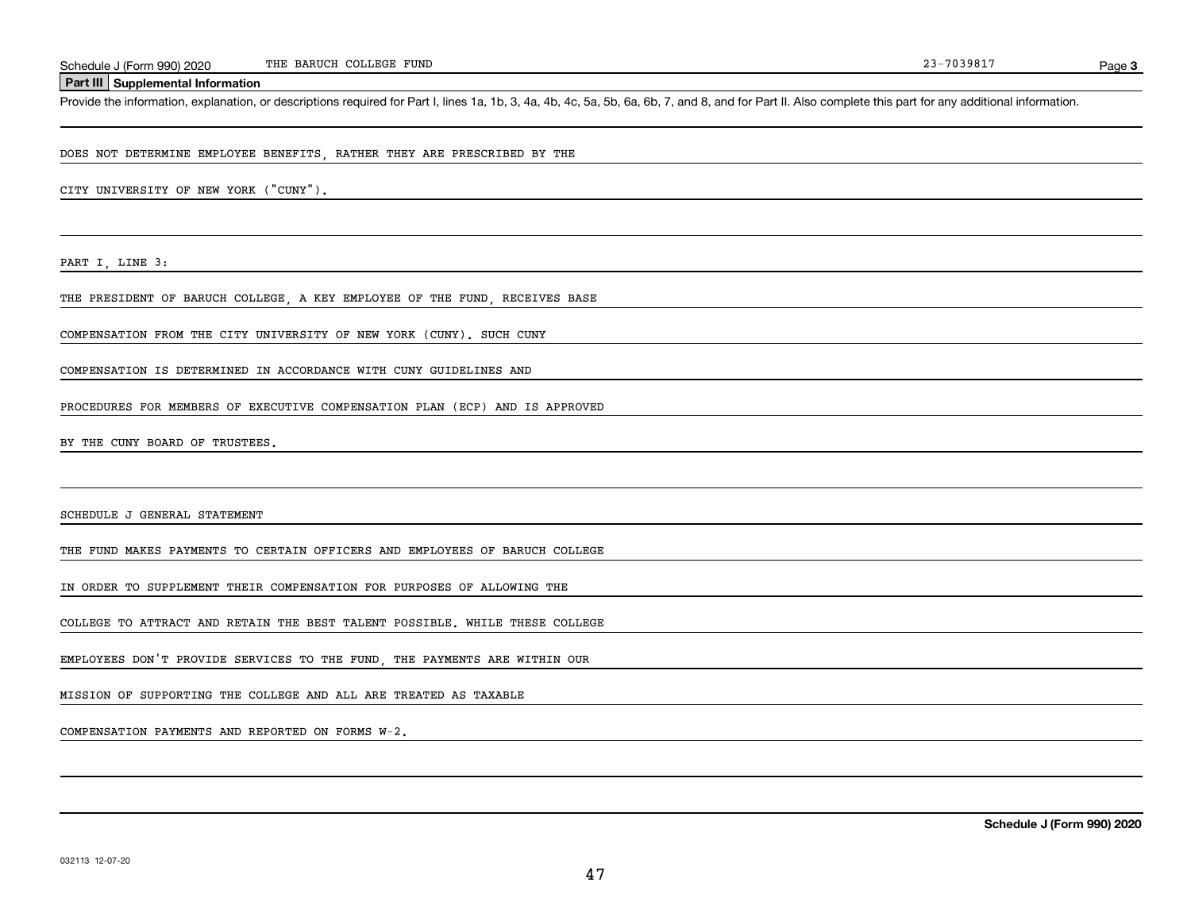## Part III Supplemental Information

Provide the information, explanation, or descriptions required for Part I, lines 1a, 1b, 3, 4a, 4b, 4c, 5a, 5b, 6a, 6b, 7, and 8, and for Part II. Also complete this part for any additional information.

DOES NOT DETERMINE EMPLOYEE BENEFITS, RATHER THEY ARE PRESCRIBED BY THE CITY UNIVERSITY OF NEW YORK ("CUNY").

PART I, LINE 3:

THE PRESIDENT OF BARUCH COLLEGE, A KEY EMPLOYEE OF THE FUND, RECEIVES BASE COMPENSATION FROM THE CITY UNIVERSITY OF NEW YORK (CUNY). SUCH CUNY COMPENSATION IS DETERMINED IN ACCORDANCE WITH CUNY GUIDELINES AND PROCEDURES FOR MEMBERS OF EXECUTIVE COMPENSATION PLAN (ECP) AND IS APPROVED BY THE CUNY BOARD OF TRUSTEES.

SCHEDULE J GENERAL STATEMENT

THE FUND MAKES PAYMENTS TO CERTAIN OFFICERS AND EMPLOYEES OF BARUCH COLLEGE IN ORDER TO SUPPLEMENT THEIR COMPENSATION FOR PURPOSES OF ALLOWING THE COLLEGE TO ATTRACT AND RETAIN THE BEST TALENT POSSIBLE. WHILE THESE COLLEGE EMPLOYEES DON'T PROVIDE SERVICES TO THE FUND, THE PAYMENTS ARE WITHIN OUR MISSION OF SUPPORTING THE COLLEGE AND ALL ARE TREATED AS TAXABLE COMPENSATION PAYMENTS AND REPORTED ON FORMS W-2.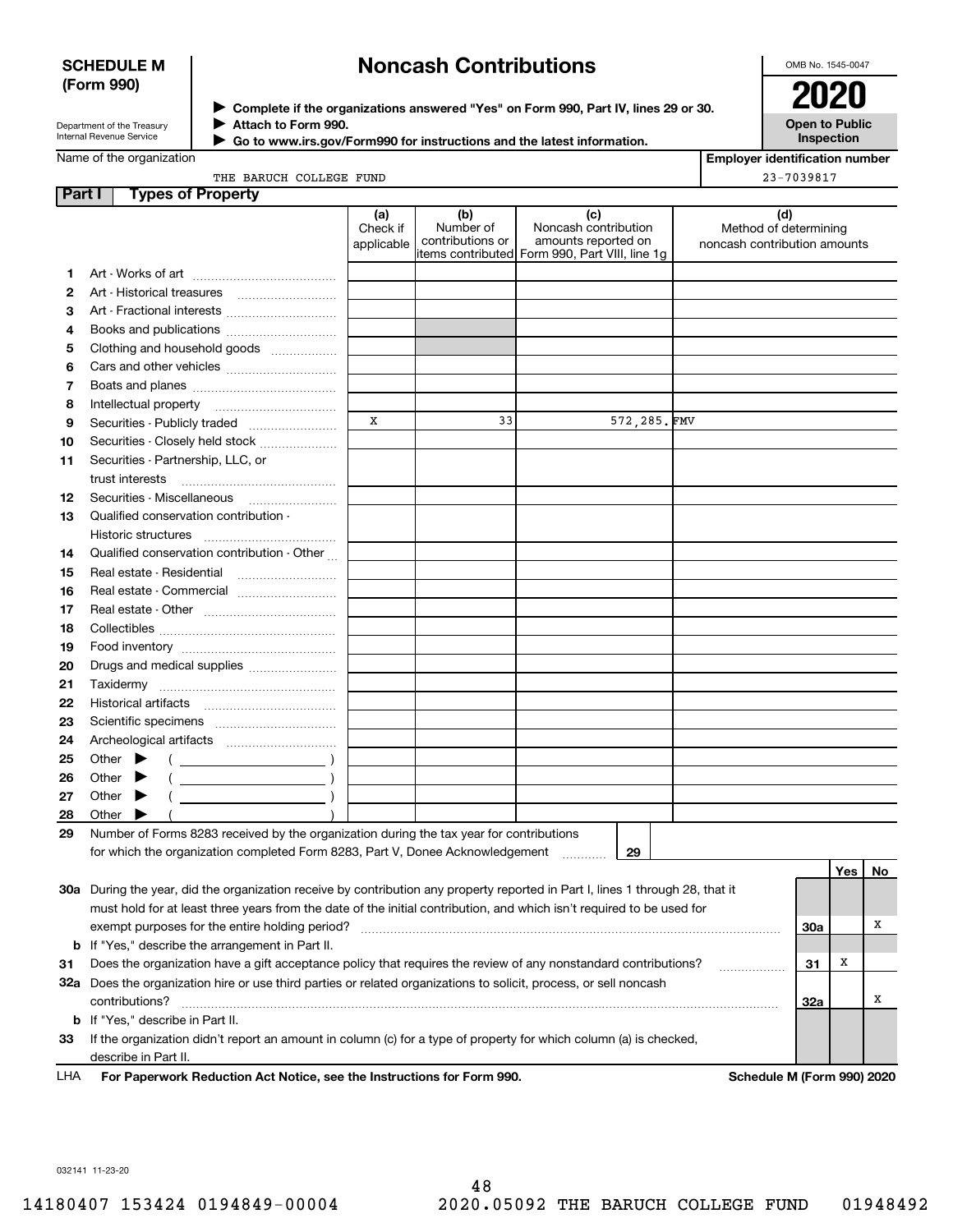**SCHEDULE M (Form 990)**

Department of the Treasury
Internal Revenue Service

# Noncash Contributions

▶ Complete if the organizations answered "Yes" on Form 990, Part IV, lines 29 or 30.
▶ Attach to Form 990.
▶ Go to www.irs.gov/Form990 for instructions and the latest information.

OMB No. 1545-0047

**2020**

**Open to Public Inspection**

Name of the organization: THE BARUCH COLLEGE FUND

Employer identification number: 23-7039817

## Part I Types of Property

| | | (a) Check if applicable | (b) Number of contributions or items contributed | (c) Noncash contribution amounts reported on Form 990, Part VIII, line 1g | (d) Method of determining noncash contribution amounts |
|---|---|---|---|---|---|
| 1 | Art - Works of art | | | | |
| 2 | Art - Historical treasures | | | | |
| 3 | Art - Fractional interests | | | | |
| 4 | Books and publications | | | | |
| 5 | Clothing and household goods | | | | |
| 6 | Cars and other vehicles | | | | |
| 7 | Boats and planes | | | | |
| 8 | Intellectual property | | | | |
| 9 | Securities - Publicly traded | X | 33 | 572,285. | FMV |
| 10 | Securities - Closely held stock | | | | |
| 11 | Securities - Partnership, LLC, or trust interests | | | | |
| 12 | Securities - Miscellaneous | | | | |
| 13 | Qualified conservation contribution - Historic structures | | | | |
| 14 | Qualified conservation contribution - Other | | | | |
| 15 | Real estate - Residential | | | | |
| 16 | Real estate - Commercial | | | | |
| 17 | Real estate - Other | | | | |
| 18 | Collectibles | | | | |
| 19 | Food inventory | | | | |
| 20 | Drugs and medical supplies | | | | |
| 21 | Taxidermy | | | | |
| 22 | Historical artifacts | | | | |
| 23 | Scientific specimens | | | | |
| 24 | Archeological artifacts | | | | |
| 25 | Other ▶ ( ) | | | | |
| 26 | Other ▶ ( ) | | | | |
| 27 | Other ▶ ( ) | | | | |
| 28 | Other ▶ ( ) | | | | |

29 Number of Forms 8283 received by the organization during the tax year for contributions for which the organization completed Form 8283, Part V, Donee Acknowledgement ........ 29

| | | | Yes | No |
|---|---|---|---|---|
| 30a | During the year, did the organization receive by contribution any property reported in Part I, lines 1 through 28, that it must hold for at least three years from the date of the initial contribution, and which isn't required to be used for exempt purposes for the entire holding period? | 30a | | X |
| b | If "Yes," describe the arrangement in Part II. | | | |
| 31 | Does the organization have a gift acceptance policy that requires the review of any nonstandard contributions? | 31 | X | |
| 32a | Does the organization hire or use third parties or related organizations to solicit, process, or sell noncash contributions? | 32a | | X |
| b | If "Yes," describe in Part II. | | | |
| 33 | If the organization didn't report an amount in column (c) for a type of property for which column (a) is checked, describe in Part II. | | | |

LHA **For Paperwork Reduction Act Notice, see the Instructions for Form 990.** **Schedule M (Form 990) 2020**

032141 11-23-20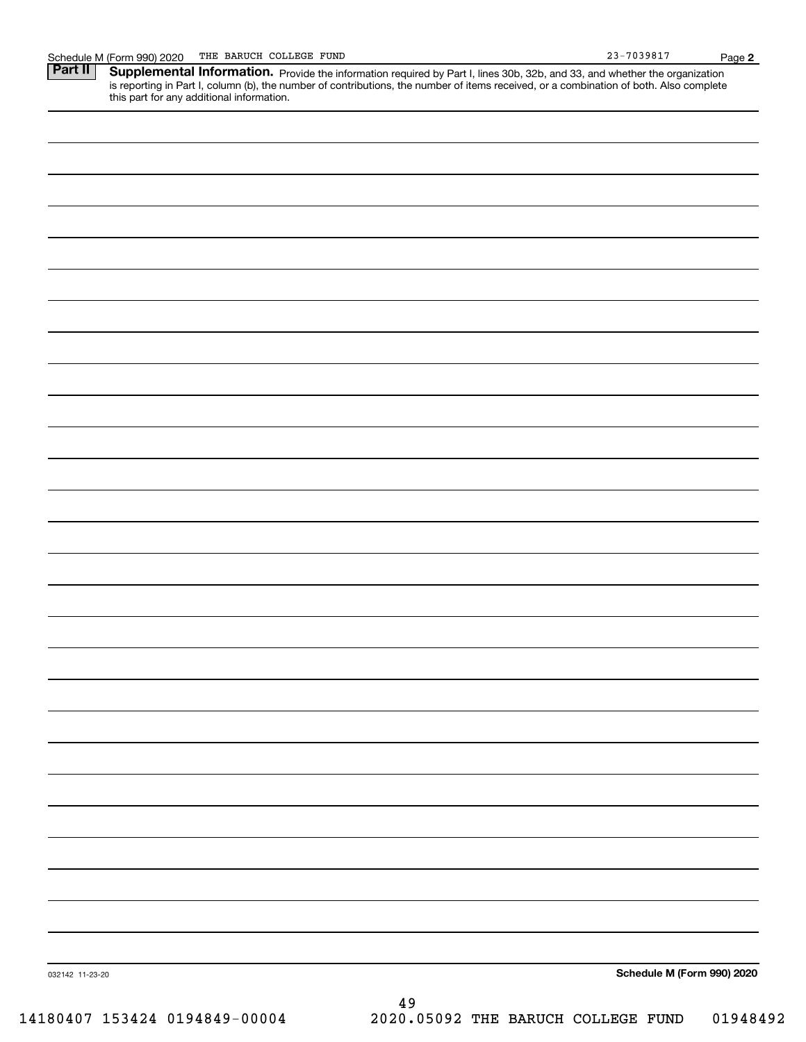Schedule M (Form 990) 2020 THE BARUCH COLLEGE FUND 23-7039817 Page **2**

**Part II** **Supplemental Information.** Provide the information required by Part I, lines 30b, 32b, and 33, and whether the organization is reporting in Part I, column (b), the number of contributions, the number of items received, or a combination of both. Also complete this part for any additional information.

032142 11-23-20 **Schedule M (Form 990) 2020**

14180407 153424 0194849-00004 2020.05092 THE BARUCH COLLEGE FUND 01948492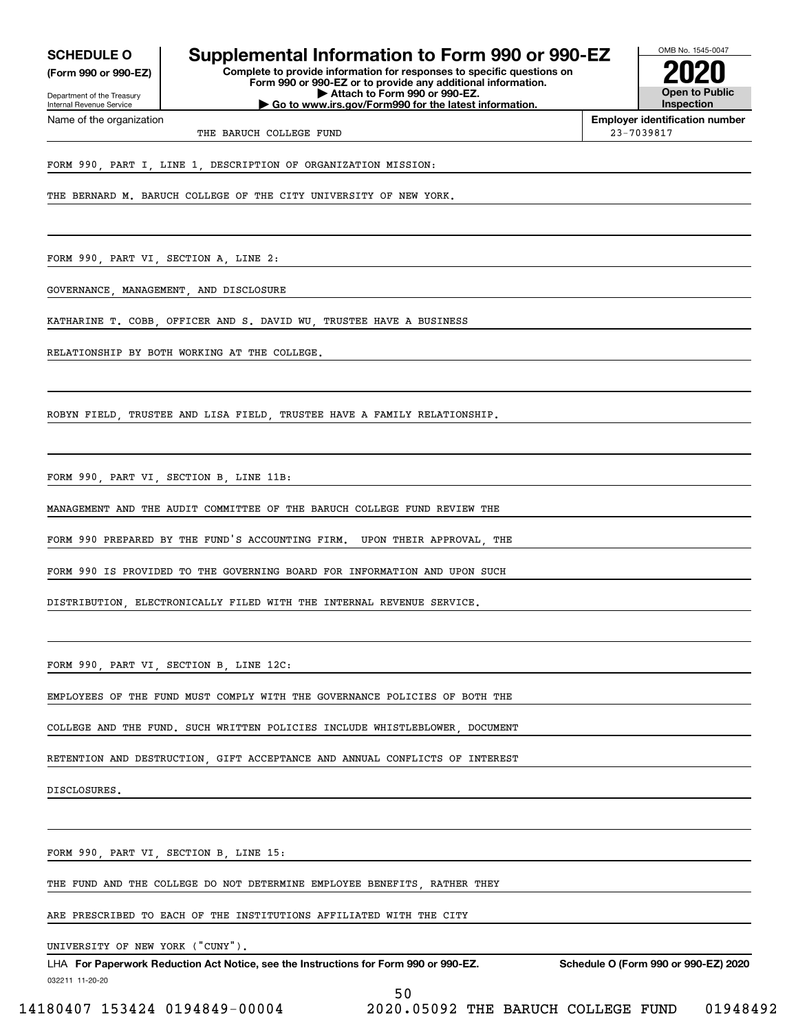**SCHEDULE O**
**(Form 990 or 990-EZ)**

Department of the Treasury
Internal Revenue Service

# Supplemental Information to Form 990 or 990-EZ

**Complete to provide information for responses to specific questions on Form 990 or 990-EZ or to provide any additional information.**
**▶ Attach to Form 990 or 990-EZ.**
**▶ Go to www.irs.gov/Form990 for the latest information.**

OMB No. 1545-0047

**2020**

**Open to Public Inspection**

Name of the organization: THE BARUCH COLLEGE FUND

**Employer identification number:** 23-7039817

FORM 990, PART I, LINE 1, DESCRIPTION OF ORGANIZATION MISSION:

THE BERNARD M. BARUCH COLLEGE OF THE CITY UNIVERSITY OF NEW YORK.

FORM 990, PART VI, SECTION A, LINE 2:

GOVERNANCE, MANAGEMENT, AND DISCLOSURE

KATHARINE T. COBB, OFFICER AND S. DAVID WU, TRUSTEE HAVE A BUSINESS RELATIONSHIP BY BOTH WORKING AT THE COLLEGE.

ROBYN FIELD, TRUSTEE AND LISA FIELD, TRUSTEE HAVE A FAMILY RELATIONSHIP.

FORM 990, PART VI, SECTION B, LINE 11B:

MANAGEMENT AND THE AUDIT COMMITTEE OF THE BARUCH COLLEGE FUND REVIEW THE FORM 990 PREPARED BY THE FUND'S ACCOUNTING FIRM. UPON THEIR APPROVAL, THE FORM 990 IS PROVIDED TO THE GOVERNING BOARD FOR INFORMATION AND UPON SUCH DISTRIBUTION, ELECTRONICALLY FILED WITH THE INTERNAL REVENUE SERVICE.

FORM 990, PART VI, SECTION B, LINE 12C:

EMPLOYEES OF THE FUND MUST COMPLY WITH THE GOVERNANCE POLICIES OF BOTH THE COLLEGE AND THE FUND. SUCH WRITTEN POLICIES INCLUDE WHISTLEBLOWER, DOCUMENT RETENTION AND DESTRUCTION, GIFT ACCEPTANCE AND ANNUAL CONFLICTS OF INTEREST DISCLOSURES.

FORM 990, PART VI, SECTION B, LINE 15:

THE FUND AND THE COLLEGE DO NOT DETERMINE EMPLOYEE BENEFITS, RATHER THEY ARE PRESCRIBED TO EACH OF THE INSTITUTIONS AFFILIATED WITH THE CITY UNIVERSITY OF NEW YORK ("CUNY").

LHA **For Paperwork Reduction Act Notice, see the Instructions for Form 990 or 990-EZ.** **Schedule O (Form 990 or 990-EZ) 2020**

032211 11-20-20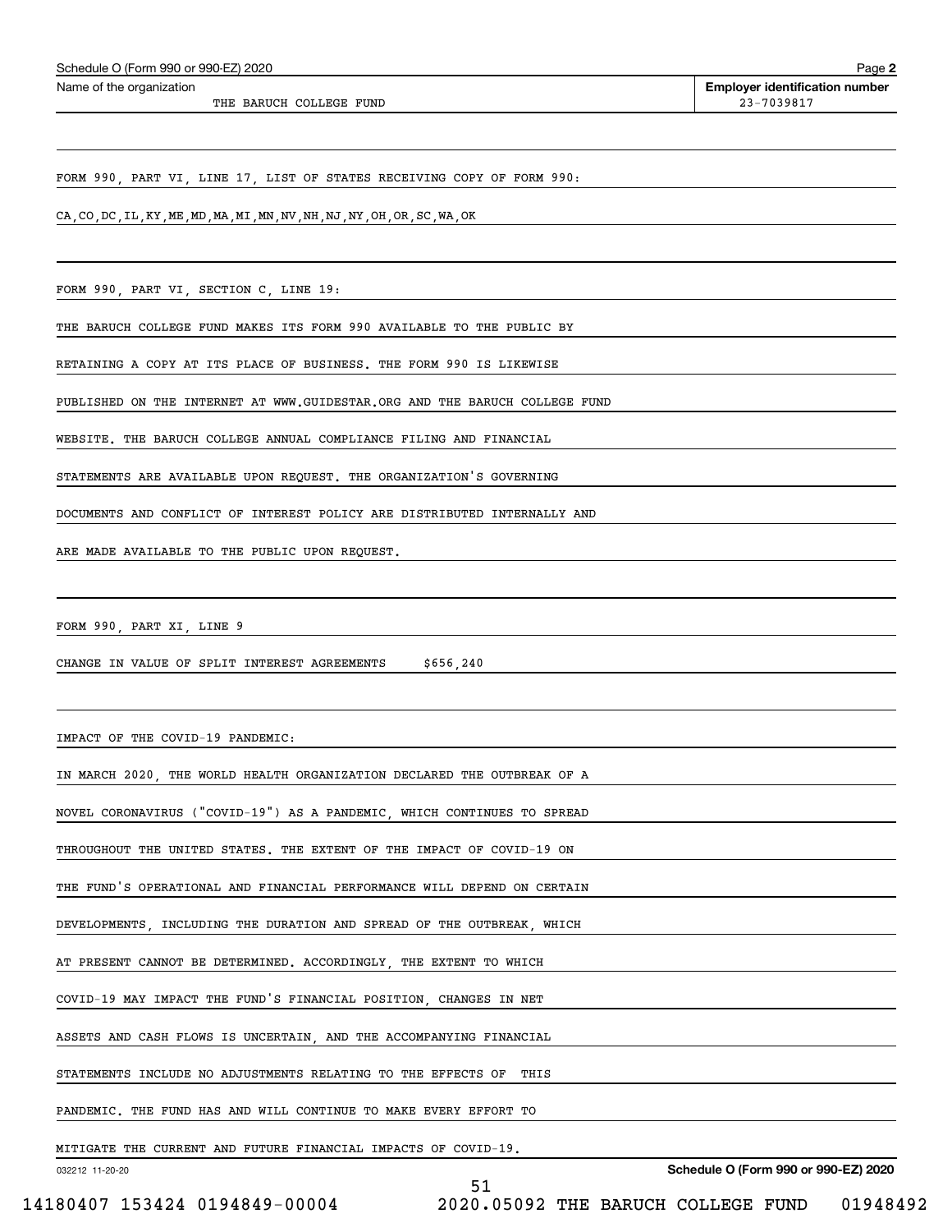Schedule O (Form 990 or 990-EZ) 2020 Page **2**

Name of the organization: THE BARUCH COLLEGE FUND

**Employer identification number**: 23-7039817

FORM 990, PART VI, LINE 17, LIST OF STATES RECEIVING COPY OF FORM 990:

CA,CO,DC,IL,KY,ME,MD,MA,MI,MN,NV,NH,NJ,NY,OH,OR,SC,WA,OK

FORM 990, PART VI, SECTION C, LINE 19:

THE BARUCH COLLEGE FUND MAKES ITS FORM 990 AVAILABLE TO THE PUBLIC BY RETAINING A COPY AT ITS PLACE OF BUSINESS. THE FORM 990 IS LIKEWISE PUBLISHED ON THE INTERNET AT WWW.GUIDESTAR.ORG AND THE BARUCH COLLEGE FUND WEBSITE. THE BARUCH COLLEGE ANNUAL COMPLIANCE FILING AND FINANCIAL STATEMENTS ARE AVAILABLE UPON REQUEST. THE ORGANIZATION'S GOVERNING DOCUMENTS AND CONFLICT OF INTEREST POLICY ARE DISTRIBUTED INTERNALLY AND ARE MADE AVAILABLE TO THE PUBLIC UPON REQUEST.

FORM 990, PART XI, LINE 9

CHANGE IN VALUE OF SPLIT INTEREST AGREEMENTS $656,240

IMPACT OF THE COVID-19 PANDEMIC:

IN MARCH 2020, THE WORLD HEALTH ORGANIZATION DECLARED THE OUTBREAK OF A NOVEL CORONAVIRUS ("COVID-19") AS A PANDEMIC, WHICH CONTINUES TO SPREAD THROUGHOUT THE UNITED STATES. THE EXTENT OF THE IMPACT OF COVID-19 ON THE FUND'S OPERATIONAL AND FINANCIAL PERFORMANCE WILL DEPEND ON CERTAIN DEVELOPMENTS, INCLUDING THE DURATION AND SPREAD OF THE OUTBREAK, WHICH AT PRESENT CANNOT BE DETERMINED. ACCORDINGLY, THE EXTENT TO WHICH COVID-19 MAY IMPACT THE FUND'S FINANCIAL POSITION, CHANGES IN NET ASSETS AND CASH FLOWS IS UNCERTAIN, AND THE ACCOMPANYING FINANCIAL STATEMENTS INCLUDE NO ADJUSTMENTS RELATING TO THE EFFECTS OF THIS PANDEMIC. THE FUND HAS AND WILL CONTINUE TO MAKE EVERY EFFORT TO MITIGATE THE CURRENT AND FUTURE FINANCIAL IMPACTS OF COVID-19.

032212 11-20-20 **Schedule O (Form 990 or 990-EZ) 2020**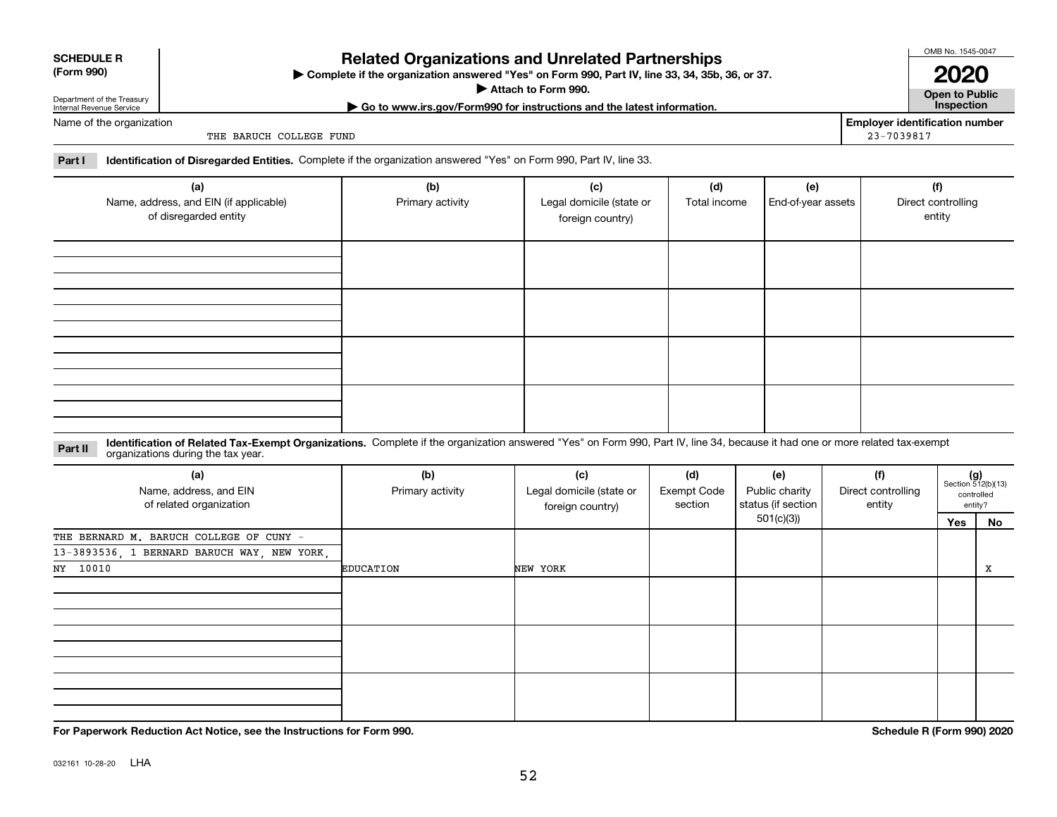**SCHEDULE R (Form 990)**

Department of the Treasury
Internal Revenue Service

# Related Organizations and Unrelated Partnerships

▶ Complete if the organization answered "Yes" on Form 990, Part IV, line 33, 34, 35b, 36, or 37.
▶ Attach to Form 990.
▶ Go to www.irs.gov/Form990 for instructions and the latest information.

OMB No. 1545-0047

**2020**

**Open to Public Inspection**

Name of the organization: THE BARUCH COLLEGE FUND

Employer identification number: 23-7039817

**Part I** **Identification of Disregarded Entities.** Complete if the organization answered "Yes" on Form 990, Part IV, line 33.

| (a) Name, address, and EIN (if applicable) of disregarded entity | (b) Primary activity | (c) Legal domicile (state or foreign country) | (d) Total income | (e) End-of-year assets | (f) Direct controlling entity |
|---|---|---|---|---|---|
| | | | | | |
| | | | | | |
| | | | | | |
| | | | | | |

**Part II** **Identification of Related Tax-Exempt Organizations.** Complete if the organization answered "Yes" on Form 990, Part IV, line 34, because it had one or more related tax-exempt organizations during the tax year.

| (a) Name, address, and EIN of related organization | (b) Primary activity | (c) Legal domicile (state or foreign country) | (d) Exempt Code section | (e) Public charity status (if section 501(c)(3)) | (f) Direct controlling entity | (g) Section 512(b)(13) controlled entity? Yes | No |
|---|---|---|---|---|---|---|---|
| THE BERNARD M. BARUCH COLLEGE OF CUNY - 13-3893536, 1 BERNARD BARUCH WAY, NEW YORK, NY 10010 | EDUCATION | NEW YORK | | | | | X |
| | | | | | | | |
| | | | | | | | |
| | | | | | | | |

**For Paperwork Reduction Act Notice, see the Instructions for Form 990.** **Schedule R (Form 990) 2020**

032161 10-28-20 LHA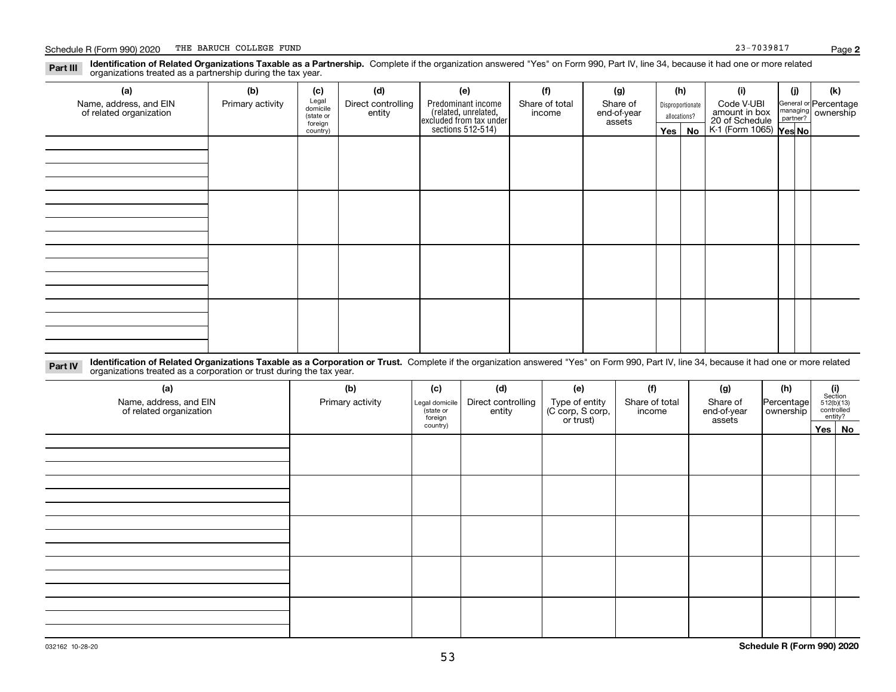Schedule R (Form 990) 2020 THE BARUCH COLLEGE FUND 23-7039817

**Part III** **Identification of Related Organizations Taxable as a Partnership.** Complete if the organization answered "Yes" on Form 990, Part IV, line 34, because it had one or more related organizations treated as a partnership during the tax year.

| (a) Name, address, and EIN of related organization | (b) Primary activity | (c) Legal domicile (state or foreign country) | (d) Direct controlling entity | (e) Predominant income (related, unrelated, excluded from tax under sections 512-514) | (f) Share of total income | (g) Share of end-of-year assets | (h) Disproportionate allocations? Yes | (h) No | (i) Code V-UBI amount in box 20 of Schedule K-1 (Form 1065) | (j) General or managing partner? Yes | (j) No | (k) Percentage ownership |
|---|---|---|---|---|---|---|---|---|---|---|---|---|
| | | | | | | | | | | | | |
| | | | | | | | | | | | | |
| | | | | | | | | | | | | |
| | | | | | | | | | | | | |

**Part IV** **Identification of Related Organizations Taxable as a Corporation or Trust.** Complete if the organization answered "Yes" on Form 990, Part IV, line 34, because it had one or more related organizations treated as a corporation or trust during the tax year.

| (a) Name, address, and EIN of related organization | (b) Primary activity | (c) Legal domicile (state or foreign country) | (d) Direct controlling entity | (e) Type of entity (C corp, S corp, or trust) | (f) Share of total income | (g) Share of end-of-year assets | (h) Percentage ownership | (i) Section 512(b)(13) controlled entity? Yes | (i) No |
|---|---|---|---|---|---|---|---|---|---|
| | | | | | | | | | |
| | | | | | | | | | |
| | | | | | | | | | |
| | | | | | | | | | |
| | | | | | | | | | |

032162 10-28-20 **Schedule R (Form 990) 2020**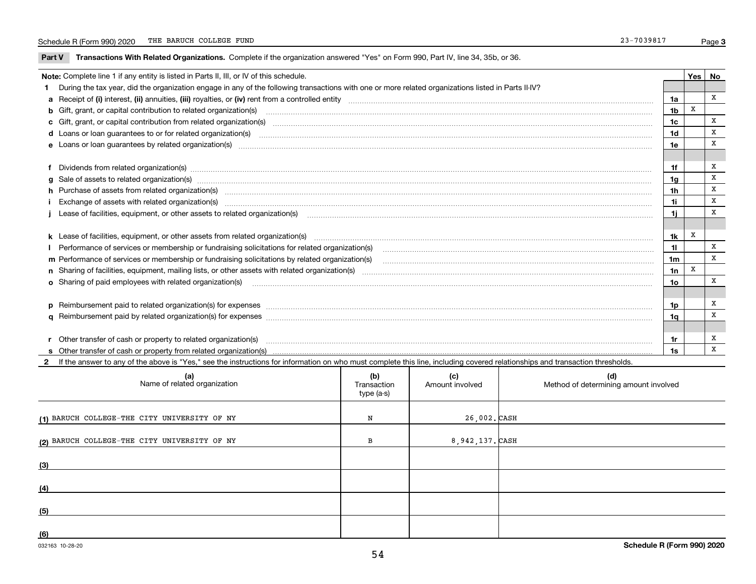Schedule R (Form 990) 2020 THE BARUCH COLLEGE FUND 23-7039817

## Part V Transactions With Related Organizations.

Complete if the organization answered "Yes" on Form 990, Part IV, line 34, 35b, or 36.

| **Note:** Complete line 1 if any entity is listed in Parts II, III, or IV of this schedule. | | Yes | No |
|---|---|---|---|
| **1** During the tax year, did the organization engage in any of the following transactions with one or more related organizations listed in Parts II-IV? | | | |
| **a** Receipt of **(i)** interest, **(ii)** annuities, **(iii)** royalties, or **(iv)** rent from a controlled entity | 1a | | X |
| **b** Gift, grant, or capital contribution to related organization(s) | 1b | X | |
| **c** Gift, grant, or capital contribution from related organization(s) | 1c | | X |
| **d** Loans or loan guarantees to or for related organization(s) | 1d | | X |
| **e** Loans or loan guarantees by related organization(s) | 1e | | X |
| **f** Dividends from related organization(s) | 1f | | X |
| **g** Sale of assets to related organization(s) | 1g | | X |
| **h** Purchase of assets from related organization(s) | 1h | | X |
| **i** Exchange of assets with related organization(s) | 1i | | X |
| **j** Lease of facilities, equipment, or other assets to related organization(s) | 1j | | X |
| **k** Lease of facilities, equipment, or other assets from related organization(s) | 1k | X | |
| **l** Performance of services or membership or fundraising solicitations for related organization(s) | 1l | | X |
| **m** Performance of services or membership or fundraising solicitations by related organization(s) | 1m | | X |
| **n** Sharing of facilities, equipment, mailing lists, or other assets with related organization(s) | 1n | X | |
| **o** Sharing of paid employees with related organization(s) | 1o | | X |
| **p** Reimbursement paid to related organization(s) for expenses | 1p | | X |
| **q** Reimbursement paid by related organization(s) for expenses | 1q | | X |
| **r** Other transfer of cash or property to related organization(s) | 1r | | X |
| **s** Other transfer of cash or property from related organization(s) | 1s | | X |

**2** If the answer to any of the above is "Yes," see the instructions for information on who must complete this line, including covered relationships and transaction thresholds.

| | (a) Name of related organization | (b) Transaction type (a-s) | (c) Amount involved | (d) Method of determining amount involved |
|---|---|---|---|---|
| (1) | BARUCH COLLEGE-THE CITY UNIVERSITY OF NY | N | 26,002. | CASH |
| (2) | BARUCH COLLEGE-THE CITY UNIVERSITY OF NY | B | 8,942,137. | CASH |
| (3) | | | | |
| (4) | | | | |
| (5) | | | | |
| (6) | | | | |

032163 10-28-20

**Schedule R (Form 990) 2020**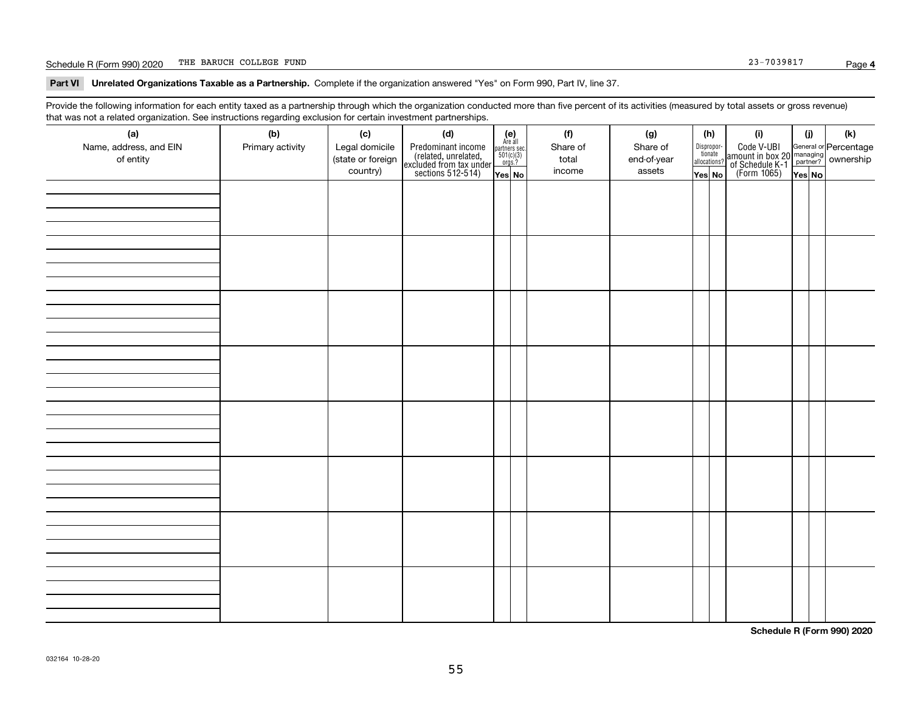## Part VI Unrelated Organizations Taxable as a Partnership.

Complete if the organization answered "Yes" on Form 990, Part IV, line 37.

Provide the following information for each entity taxed as a partnership through which the organization conducted more than five percent of its activities (measured by total assets or gross revenue) that was not a related organization. See instructions regarding exclusion for certain investment partnerships.

| (a) Name, address, and EIN of entity | (b) Primary activity | (c) Legal domicile (state or foreign country) | (d) Predominant income (related, unrelated, excluded from tax under sections 512-514) | (e) Are all partners sec. 501(c)(3) orgs.? | | (f) Share of total income | (g) Share of end-of-year assets | (h) Disproportionate allocations? | | (i) Code V-UBI amount in box 20 of Schedule K-1 (Form 1065) | (j) General or managing partner? | | (k) Percentage ownership |
|---|---|---|---|---|---|---|---|---|---|---|---|---|---|
| | | | | Yes | No | | | Yes | No | | Yes | No | |
| | | | | | | | | | | | | | |
| | | | | | | | | | | | | | |
| | | | | | | | | | | | | | |
| | | | | | | | | | | | | | |
| | | | | | | | | | | | | | |
| | | | | | | | | | | | | | |
| | | | | | | | | | | | | | |
| | | | | | | | | | | | | | |

**Schedule R (Form 990) 2020**

032164 10-28-20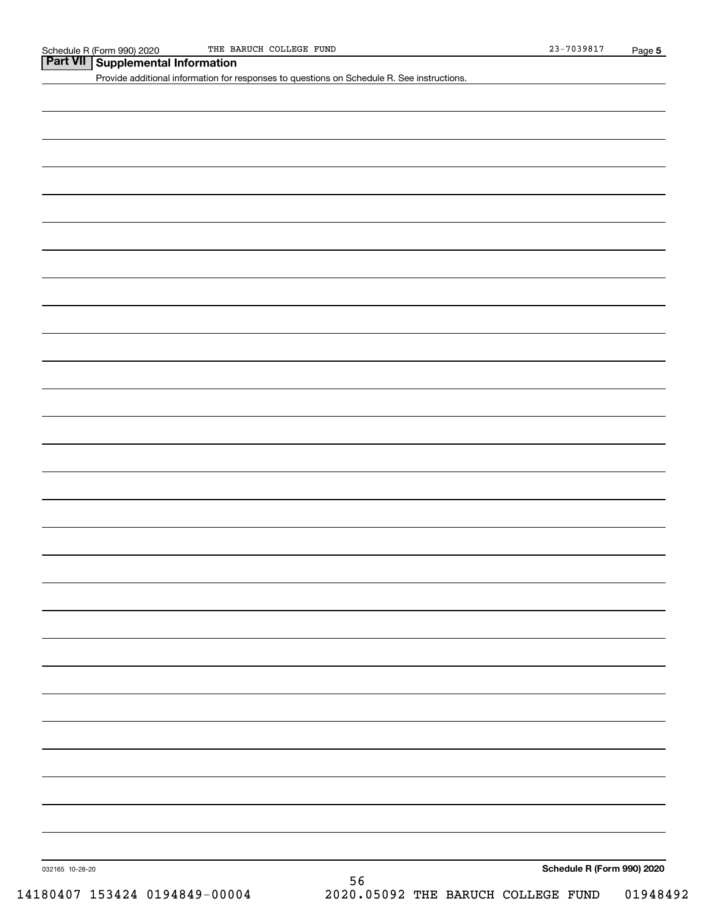## Part VII Supplemental Information

Provide additional information for responses to questions on Schedule R. See instructions.